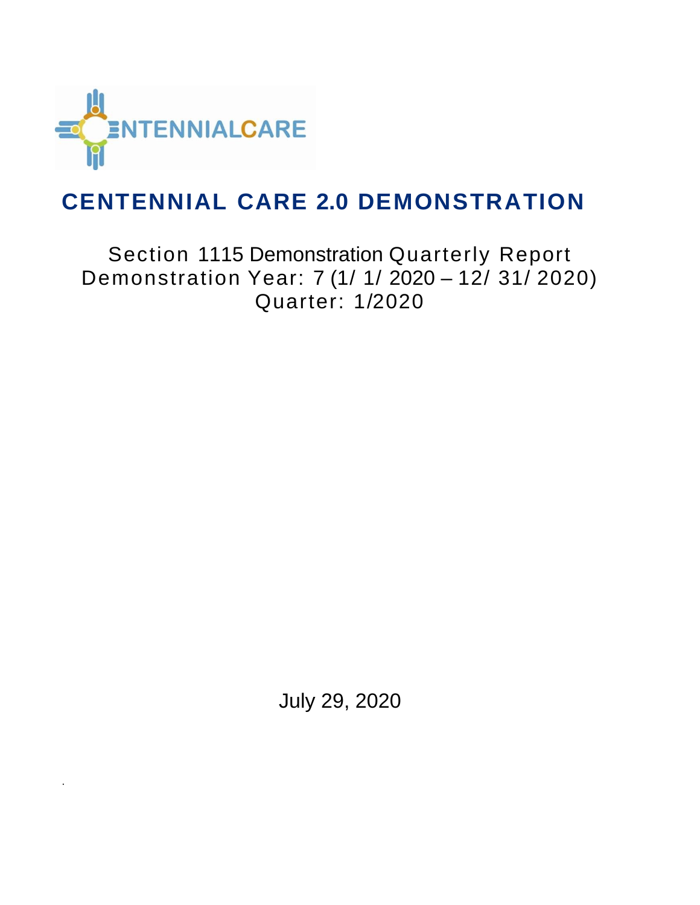CENTENNIALCARE

# CENTENNIAL CARE 2.0 DEMONSTRATION

Section 1115 Demonstration Quarterly Report
Demonstration Year: 7 (1/ 1/ 2020 – 12/ 31/ 2020)
Quarter: 1/2020

July 29, 2020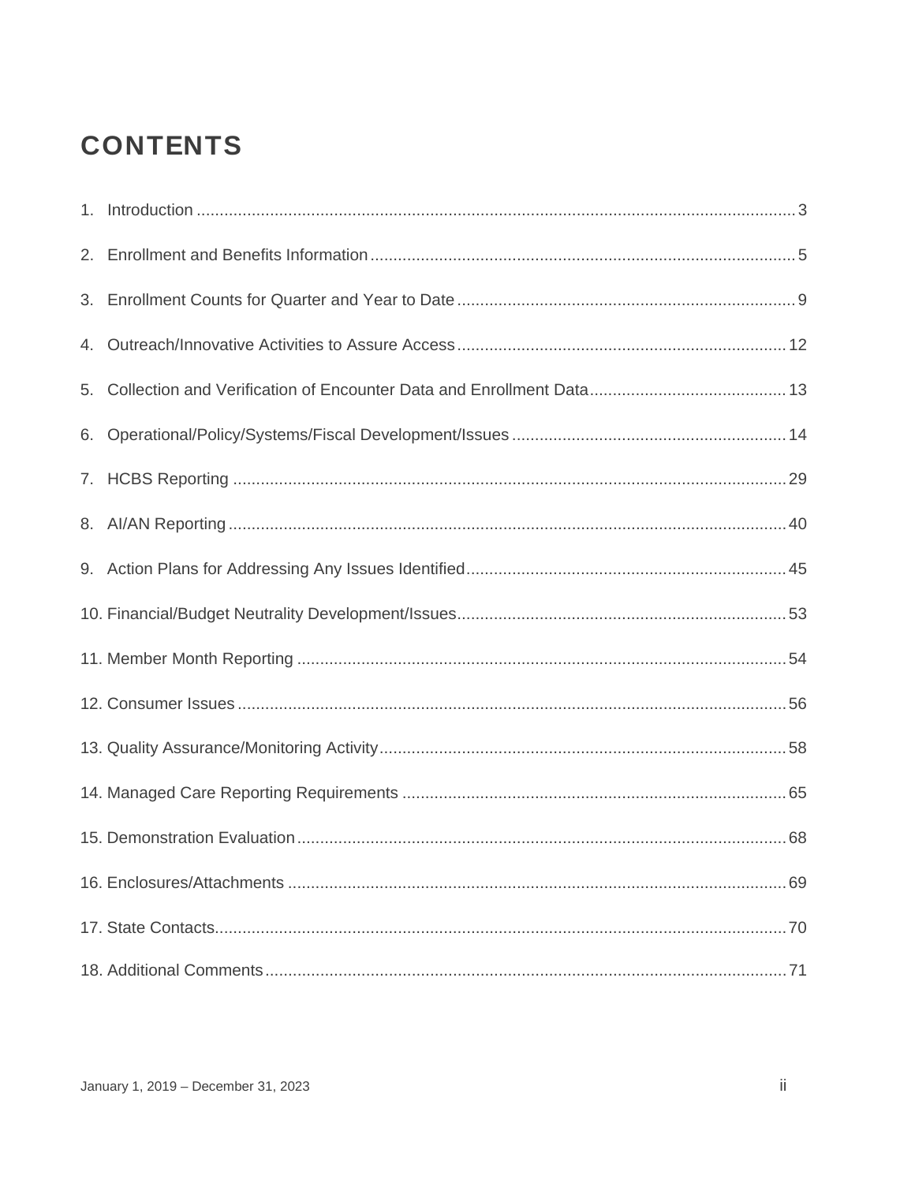# CONTENTS

1. Introduction .......... 3
2. Enrollment and Benefits Information .......... 5
3. Enrollment Counts for Quarter and Year to Date .......... 9
4. Outreach/Innovative Activities to Assure Access .......... 12
5. Collection and Verification of Encounter Data and Enrollment Data .......... 13
6. Operational/Policy/Systems/Fiscal Development/Issues .......... 14
7. HCBS Reporting .......... 29
8. AI/AN Reporting .......... 40
9. Action Plans for Addressing Any Issues Identified .......... 45
10. Financial/Budget Neutrality Development/Issues .......... 53
11. Member Month Reporting .......... 54
12. Consumer Issues .......... 56
13. Quality Assurance/Monitoring Activity .......... 58
14. Managed Care Reporting Requirements .......... 65
15. Demonstration Evaluation .......... 68
16. Enclosures/Attachments .......... 69
17. State Contacts .......... 70
18. Additional Comments .......... 71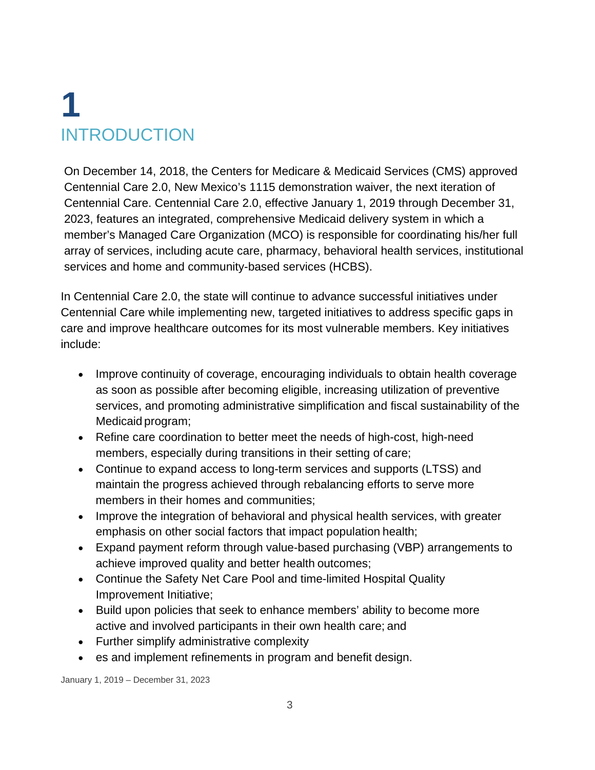# 1 INTRODUCTION

On December 14, 2018, the Centers for Medicare & Medicaid Services (CMS) approved Centennial Care 2.0, New Mexico's 1115 demonstration waiver, the next iteration of Centennial Care. Centennial Care 2.0, effective January 1, 2019 through December 31, 2023, features an integrated, comprehensive Medicaid delivery system in which a member's Managed Care Organization (MCO) is responsible for coordinating his/her full array of services, including acute care, pharmacy, behavioral health services, institutional services and home and community-based services (HCBS).

In Centennial Care 2.0, the state will continue to advance successful initiatives under Centennial Care while implementing new, targeted initiatives to address specific gaps in care and improve healthcare outcomes for its most vulnerable members. Key initiatives include:

- Improve continuity of coverage, encouraging individuals to obtain health coverage as soon as possible after becoming eligible, increasing utilization of preventive services, and promoting administrative simplification and fiscal sustainability of the Medicaid program;
- Refine care coordination to better meet the needs of high-cost, high-need members, especially during transitions in their setting of care;
- Continue to expand access to long-term services and supports (LTSS) and maintain the progress achieved through rebalancing efforts to serve more members in their homes and communities;
- Improve the integration of behavioral and physical health services, with greater emphasis on other social factors that impact population health;
- Expand payment reform through value-based purchasing (VBP) arrangements to achieve improved quality and better health outcomes;
- Continue the Safety Net Care Pool and time-limited Hospital Quality Improvement Initiative;
- Build upon policies that seek to enhance members' ability to become more active and involved participants in their own health care; and
- Further simplify administrative complexity
- es and implement refinements in program and benefit design.

January 1, 2019 – December 31, 2023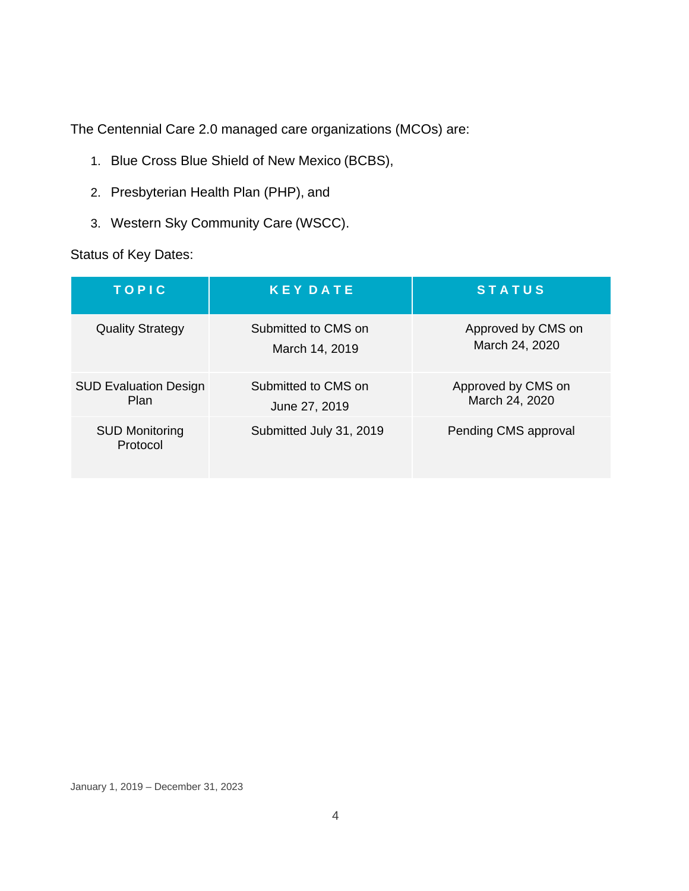The Centennial Care 2.0 managed care organizations (MCOs) are:

1. Blue Cross Blue Shield of New Mexico (BCBS),
2. Presbyterian Health Plan (PHP), and
3. Western Sky Community Care (WSCC).

Status of Key Dates:

| TOPIC | KEY DATE | STATUS |
|---|---|---|
| Quality Strategy | Submitted to CMS on March 14, 2019 | Approved by CMS on March 24, 2020 |
| SUD Evaluation Design Plan | Submitted to CMS on June 27, 2019 | Approved by CMS on March 24, 2020 |
| SUD Monitoring Protocol | Submitted July 31, 2019 | Pending CMS approval |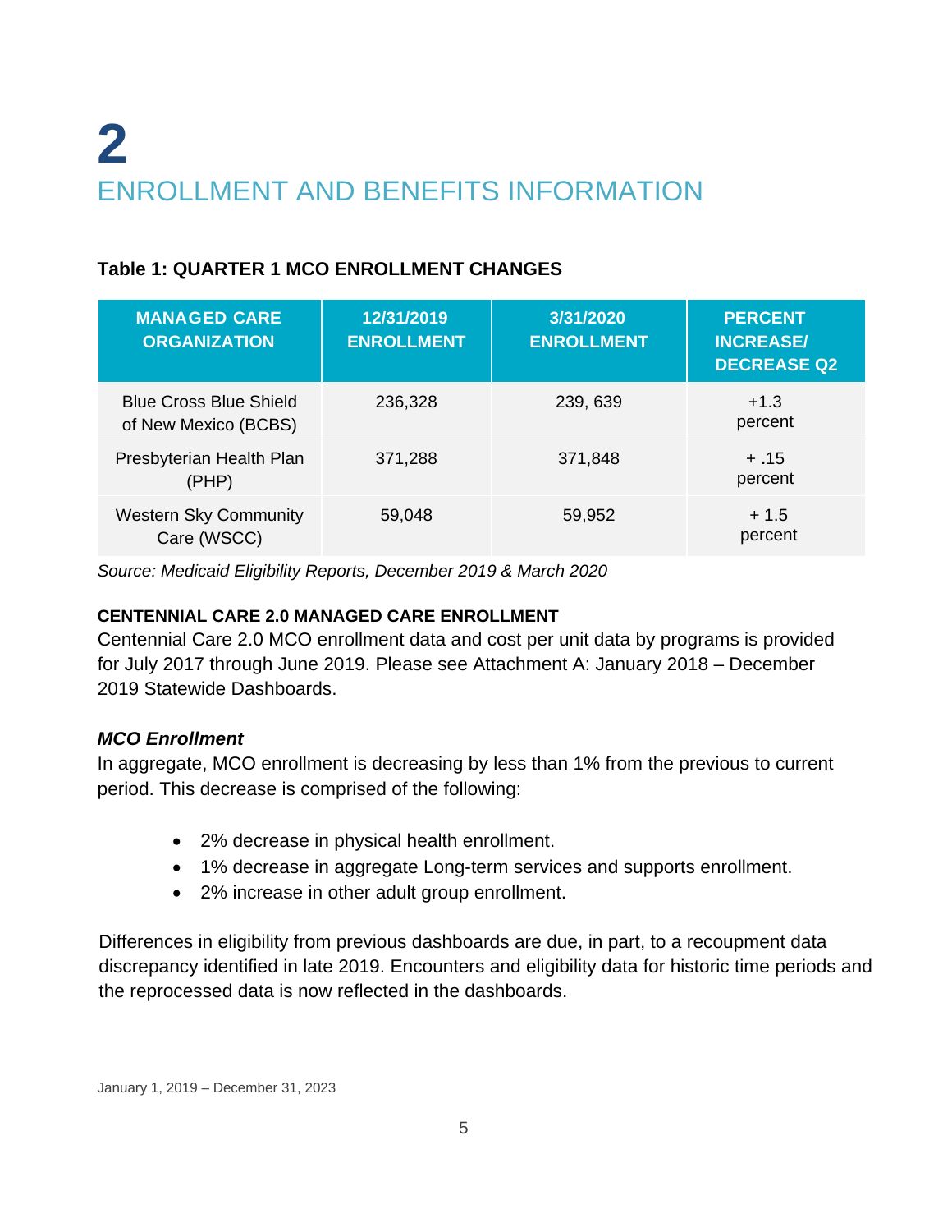# 2

# ENROLLMENT AND BENEFITS INFORMATION

**Table 1: QUARTER 1 MCO ENROLLMENT CHANGES**

| MANAGED CARE ORGANIZATION | 12/31/2019 ENROLLMENT | 3/31/2020 ENROLLMENT | PERCENT INCREASE/ DECREASE Q2 |
|---|---|---|---|
| Blue Cross Blue Shield of New Mexico (BCBS) | 236,328 | 239, 639 | +1.3 percent |
| Presbyterian Health Plan (PHP) | 371,288 | 371,848 | + .15 percent |
| Western Sky Community Care (WSCC) | 59,048 | 59,952 | + 1.5 percent |

*Source: Medicaid Eligibility Reports, December 2019 & March 2020*

**CENTENNIAL CARE 2.0 MANAGED CARE ENROLLMENT**

Centennial Care 2.0 MCO enrollment data and cost per unit data by programs is provided for July 2017 through June 2019. Please see Attachment A: January 2018 – December 2019 Statewide Dashboards.

***MCO Enrollment***

In aggregate, MCO enrollment is decreasing by less than 1% from the previous to current period. This decrease is comprised of the following:

- 2% decrease in physical health enrollment.
- 1% decrease in aggregate Long-term services and supports enrollment.
- 2% increase in other adult group enrollment.

Differences in eligibility from previous dashboards are due, in part, to a recoupment data discrepancy identified in late 2019. Encounters and eligibility data for historic time periods and the reprocessed data is now reflected in the dashboards.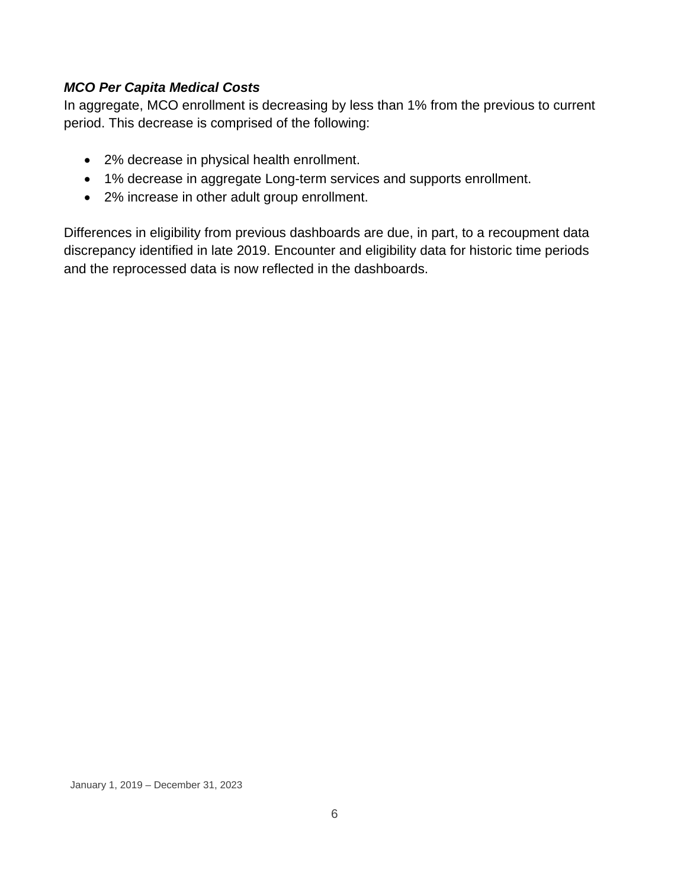***MCO Per Capita Medical Costs***

In aggregate, MCO enrollment is decreasing by less than 1% from the previous to current period. This decrease is comprised of the following:

- 2% decrease in physical health enrollment.
- 1% decrease in aggregate Long-term services and supports enrollment.
- 2% increase in other adult group enrollment.

Differences in eligibility from previous dashboards are due, in part, to a recoupment data discrepancy identified in late 2019. Encounter and eligibility data for historic time periods and the reprocessed data is now reflected in the dashboards.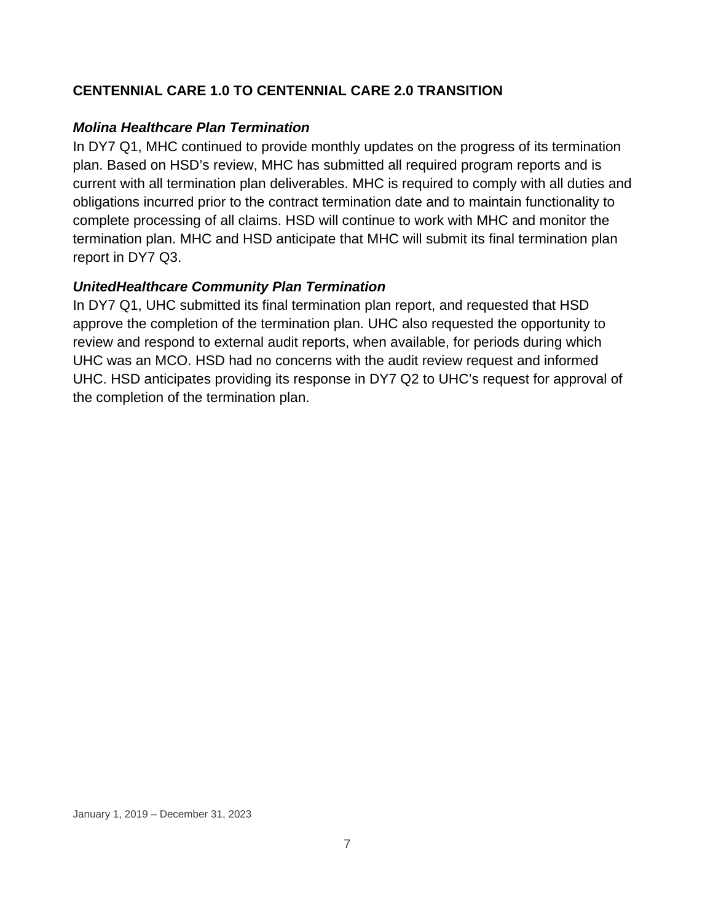## CENTENNIAL CARE 1.0 TO CENTENNIAL CARE 2.0 TRANSITION

### *Molina Healthcare Plan Termination*

In DY7 Q1, MHC continued to provide monthly updates on the progress of its termination plan. Based on HSD's review, MHC has submitted all required program reports and is current with all termination plan deliverables. MHC is required to comply with all duties and obligations incurred prior to the contract termination date and to maintain functionality to complete processing of all claims. HSD will continue to work with MHC and monitor the termination plan. MHC and HSD anticipate that MHC will submit its final termination plan report in DY7 Q3.

### *UnitedHealthcare Community Plan Termination*

In DY7 Q1, UHC submitted its final termination plan report, and requested that HSD approve the completion of the termination plan. UHC also requested the opportunity to review and respond to external audit reports, when available, for periods during which UHC was an MCO. HSD had no concerns with the audit review request and informed UHC. HSD anticipates providing its response in DY7 Q2 to UHC's request for approval of the completion of the termination plan.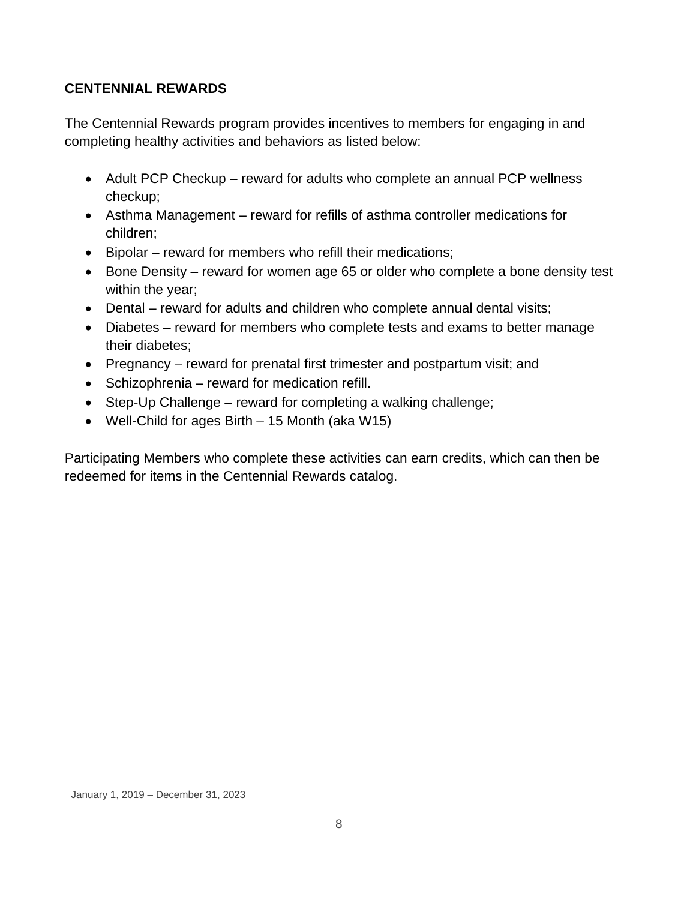## CENTENNIAL REWARDS

The Centennial Rewards program provides incentives to members for engaging in and completing healthy activities and behaviors as listed below:

- Adult PCP Checkup – reward for adults who complete an annual PCP wellness checkup;
- Asthma Management – reward for refills of asthma controller medications for children;
- Bipolar – reward for members who refill their medications;
- Bone Density – reward for women age 65 or older who complete a bone density test within the year;
- Dental – reward for adults and children who complete annual dental visits;
- Diabetes – reward for members who complete tests and exams to better manage their diabetes;
- Pregnancy – reward for prenatal first trimester and postpartum visit; and
- Schizophrenia – reward for medication refill.
- Step-Up Challenge – reward for completing a walking challenge;
- Well-Child for ages Birth – 15 Month (aka W15)

Participating Members who complete these activities can earn credits, which can then be redeemed for items in the Centennial Rewards catalog.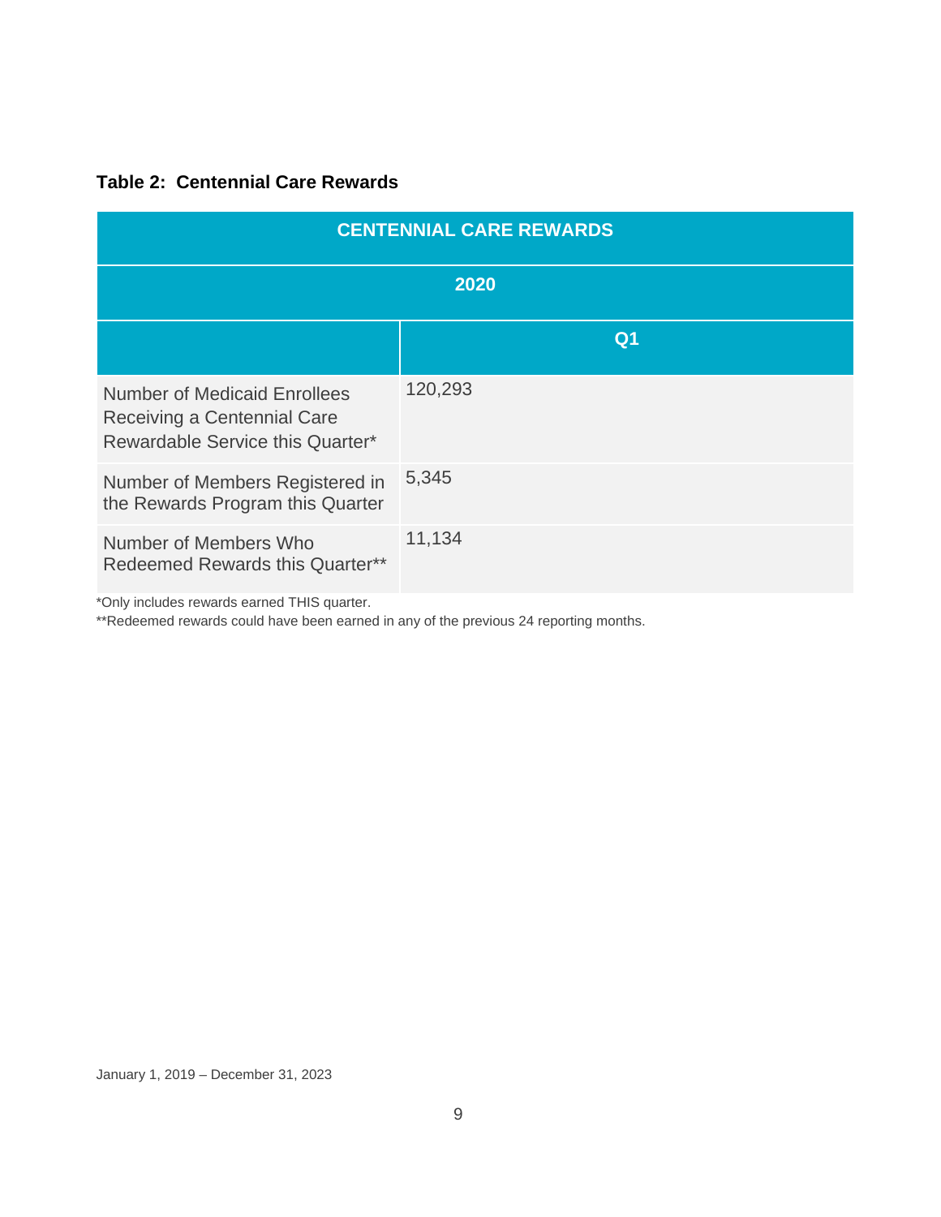**Table 2: Centennial Care Rewards**

| CENTENNIAL CARE REWARDS | |
|---|---|
| 2020 | |
| | Q1 |
| Number of Medicaid Enrollees Receiving a Centennial Care Rewardable Service this Quarter* | 120,293 |
| Number of Members Registered in the Rewards Program this Quarter | 5,345 |
| Number of Members Who Redeemed Rewards this Quarter** | 11,134 |

*Only includes rewards earned THIS quarter.

**Redeemed rewards could have been earned in any of the previous 24 reporting months.

January 1, 2019 – December 31, 2023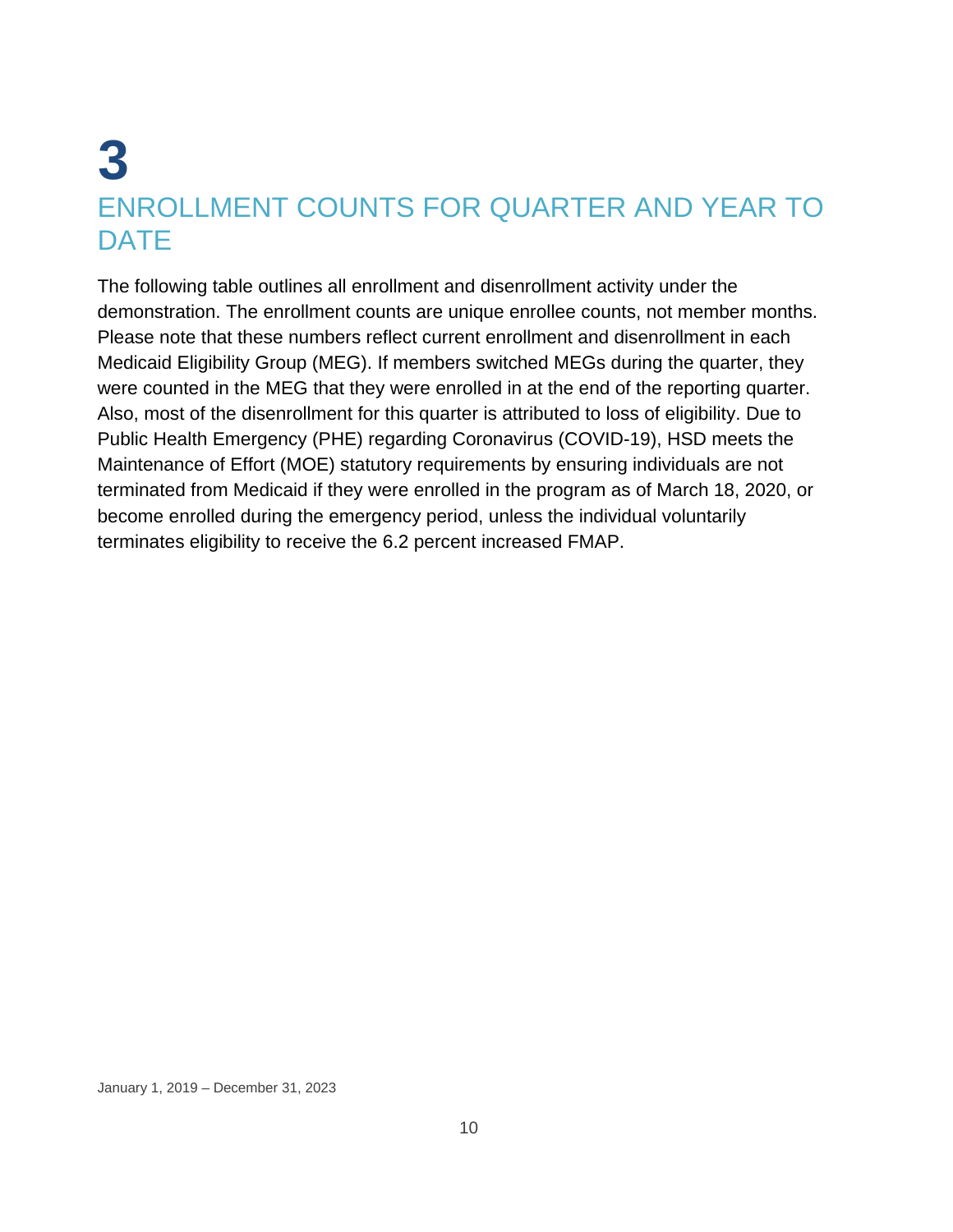# 3

## ENROLLMENT COUNTS FOR QUARTER AND YEAR TO DATE

The following table outlines all enrollment and disenrollment activity under the demonstration. The enrollment counts are unique enrollee counts, not member months. Please note that these numbers reflect current enrollment and disenrollment in each Medicaid Eligibility Group (MEG). If members switched MEGs during the quarter, they were counted in the MEG that they were enrolled in at the end of the reporting quarter. Also, most of the disenrollment for this quarter is attributed to loss of eligibility. Due to Public Health Emergency (PHE) regarding Coronavirus (COVID-19), HSD meets the Maintenance of Effort (MOE) statutory requirements by ensuring individuals are not terminated from Medicaid if they were enrolled in the program as of March 18, 2020, or become enrolled during the emergency period, unless the individual voluntarily terminates eligibility to receive the 6.2 percent increased FMAP.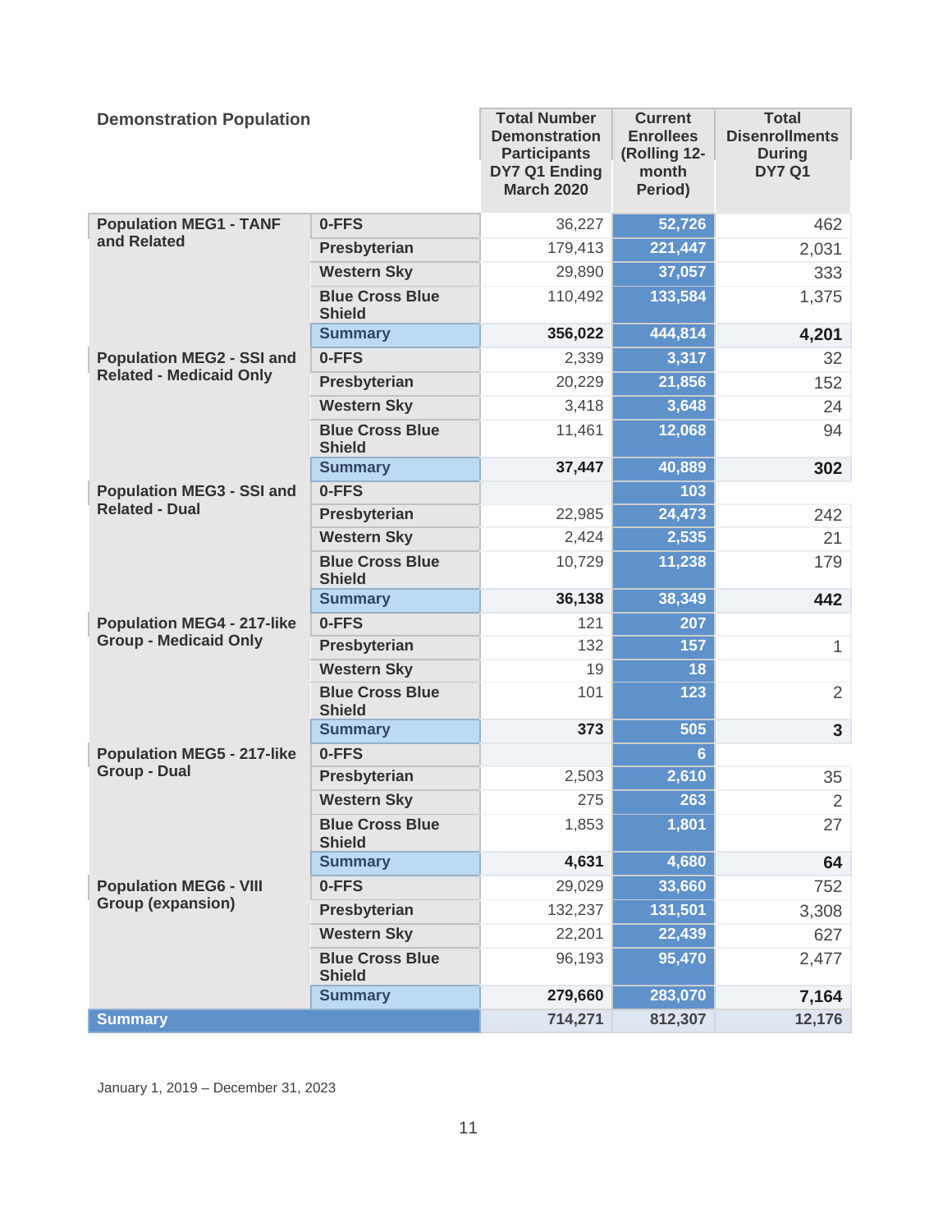| Demonstration Population | | Total Number Demonstration Participants DY7 Q1 Ending March 2020 | Current Enrollees (Rolling 12-month Period) | Total Disenrollments During DY7 Q1 |
|---|---|---|---|---|
| Population MEG1 - TANF and Related | 0-FFS | 36,227 | 52,726 | 462 |
| | Presbyterian | 179,413 | 221,447 | 2,031 |
| | Western Sky | 29,890 | 37,057 | 333 |
| | Blue Cross Blue Shield | 110,492 | 133,584 | 1,375 |
| | Summary | 356,022 | 444,814 | 4,201 |
| Population MEG2 - SSI and Related - Medicaid Only | 0-FFS | 2,339 | 3,317 | 32 |
| | Presbyterian | 20,229 | 21,856 | 152 |
| | Western Sky | 3,418 | 3,648 | 24 |
| | Blue Cross Blue Shield | 11,461 | 12,068 | 94 |
| | Summary | 37,447 | 40,889 | 302 |
| Population MEG3 - SSI and Related - Dual | 0-FFS | | 103 | |
| | Presbyterian | 22,985 | 24,473 | 242 |
| | Western Sky | 2,424 | 2,535 | 21 |
| | Blue Cross Blue Shield | 10,729 | 11,238 | 179 |
| | Summary | 36,138 | 38,349 | 442 |
| Population MEG4 - 217-like Group - Medicaid Only | 0-FFS | 121 | 207 | |
| | Presbyterian | 132 | 157 | 1 |
| | Western Sky | 19 | 18 | |
| | Blue Cross Blue Shield | 101 | 123 | 2 |
| | Summary | 373 | 505 | 3 |
| Population MEG5 - 217-like Group - Dual | 0-FFS | | 6 | |
| | Presbyterian | 2,503 | 2,610 | 35 |
| | Western Sky | 275 | 263 | 2 |
| | Blue Cross Blue Shield | 1,853 | 1,801 | 27 |
| | Summary | 4,631 | 4,680 | 64 |
| Population MEG6 - VIII Group (expansion) | 0-FFS | 29,029 | 33,660 | 752 |
| | Presbyterian | 132,237 | 131,501 | 3,308 |
| | Western Sky | 22,201 | 22,439 | 627 |
| | Blue Cross Blue Shield | 96,193 | 95,470 | 2,477 |
| | Summary | 279,660 | 283,070 | 7,164 |
| Summary | | 714,271 | 812,307 | 12,176 |

January 1, 2019 – December 31, 2023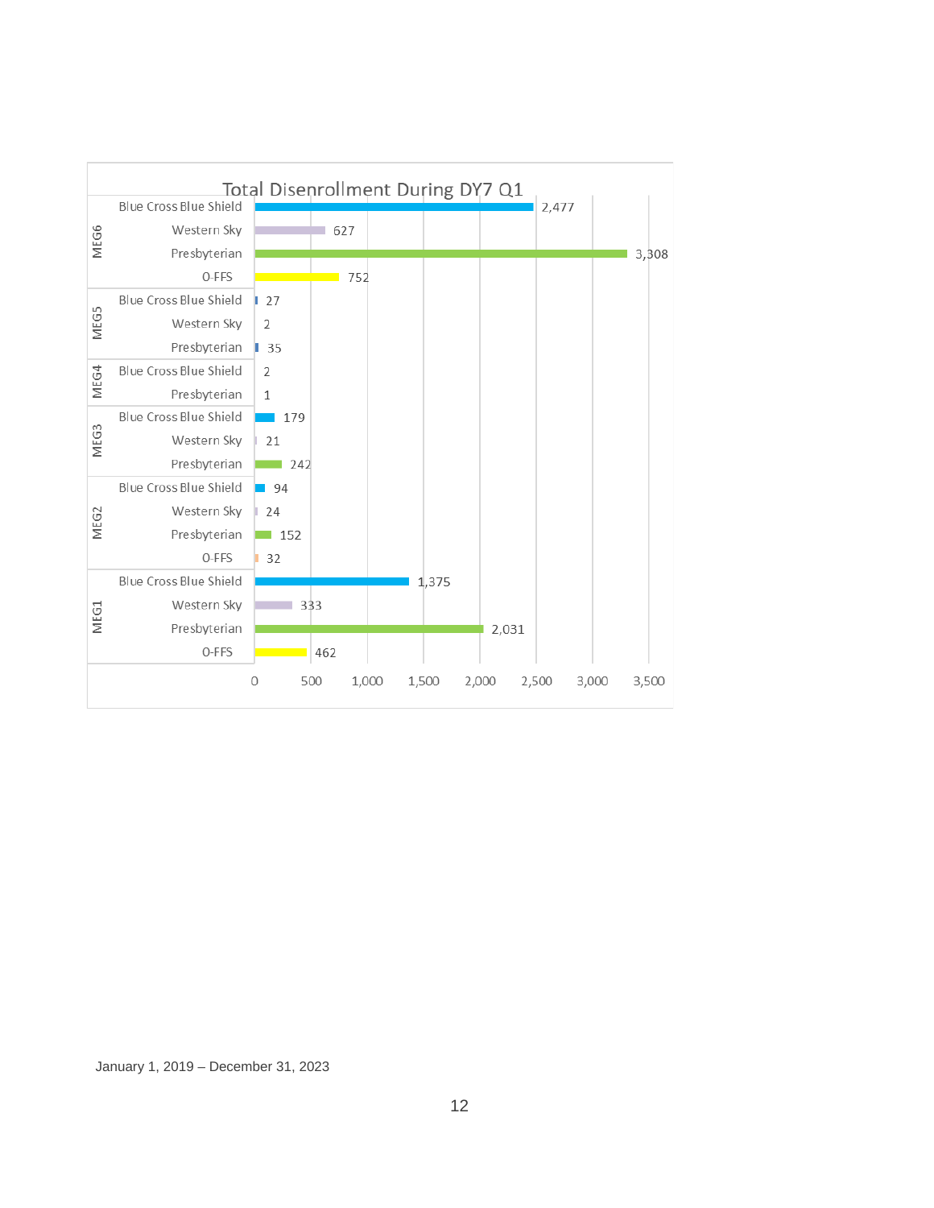**Total Disenrollment During DY7 Q1**

| MEG | MCO | Disenrollment |
|---|---|---|
| MEG6 | Blue Cross Blue Shield | 2,477 |
| | Western Sky | 627 |
| | Presbyterian | 3,308 |
| | O-FFS | 752 |
| MEG5 | Blue Cross Blue Shield | 27 |
| | Western Sky | 2 |
| | Presbyterian | 35 |
| MEG4 | Blue Cross Blue Shield | 2 |
| | Presbyterian | 1 |
| MEG3 | Blue Cross Blue Shield | 179 |
| | Western Sky | 21 |
| | Presbyterian | 242 |
| MEG2 | Blue Cross Blue Shield | 94 |
| | Western Sky | 24 |
| | Presbyterian | 152 |
| | O-FFS | 32 |
| MEG1 | Blue Cross Blue Shield | 1,375 |
| | Western Sky | 333 |
| | Presbyterian | 2,031 |
| | O-FFS | 462 |

January 1, 2019 – December 31, 2023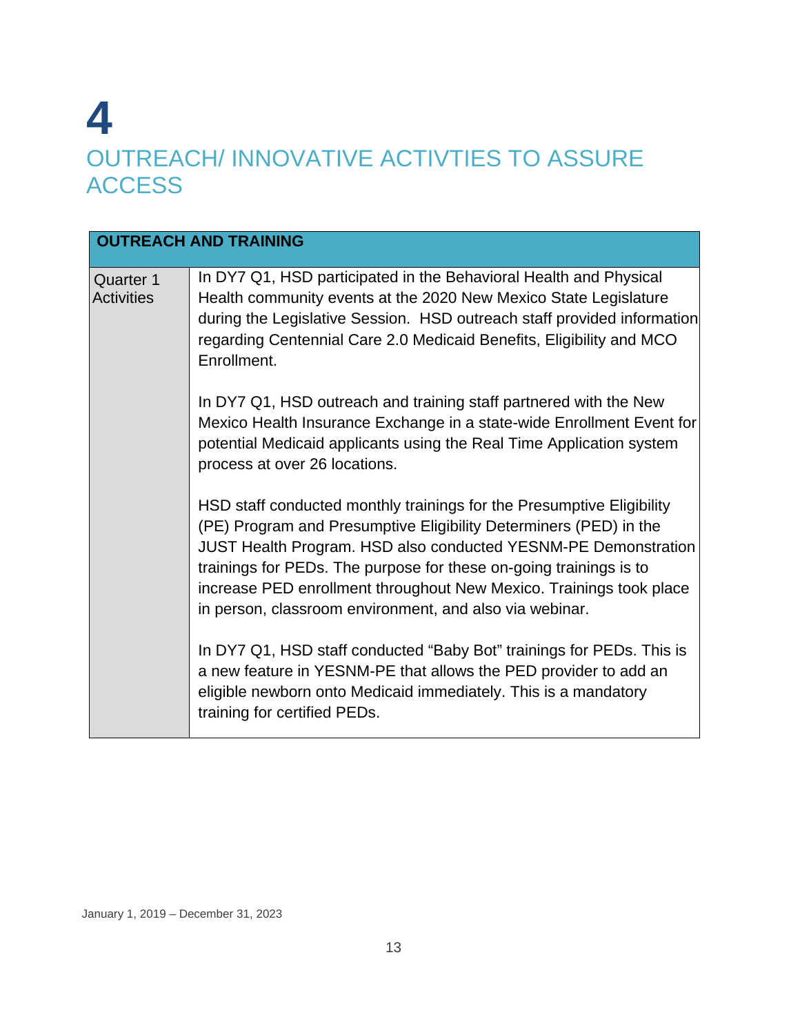# 4

# OUTREACH/ INNOVATIVE ACTIVTIES TO ASSURE ACCESS

| OUTREACH AND TRAINING | |
|---|---|
| Quarter 1 Activities | In DY7 Q1, HSD participated in the Behavioral Health and Physical Health community events at the 2020 New Mexico State Legislature during the Legislative Session. HSD outreach staff provided information regarding Centennial Care 2.0 Medicaid Benefits, Eligibility and MCO Enrollment.<br><br>In DY7 Q1, HSD outreach and training staff partnered with the New Mexico Health Insurance Exchange in a state-wide Enrollment Event for potential Medicaid applicants using the Real Time Application system process at over 26 locations.<br><br>HSD staff conducted monthly trainings for the Presumptive Eligibility (PE) Program and Presumptive Eligibility Determiners (PED) in the JUST Health Program. HSD also conducted YESNM-PE Demonstration trainings for PEDs. The purpose for these on-going trainings is to increase PED enrollment throughout New Mexico. Trainings took place in person, classroom environment, and also via webinar.<br><br>In DY7 Q1, HSD staff conducted "Baby Bot" trainings for PEDs. This is a new feature in YESNM-PE that allows the PED provider to add an eligible newborn onto Medicaid immediately. This is a mandatory training for certified PEDs. |

January 1, 2019 – December 31, 2023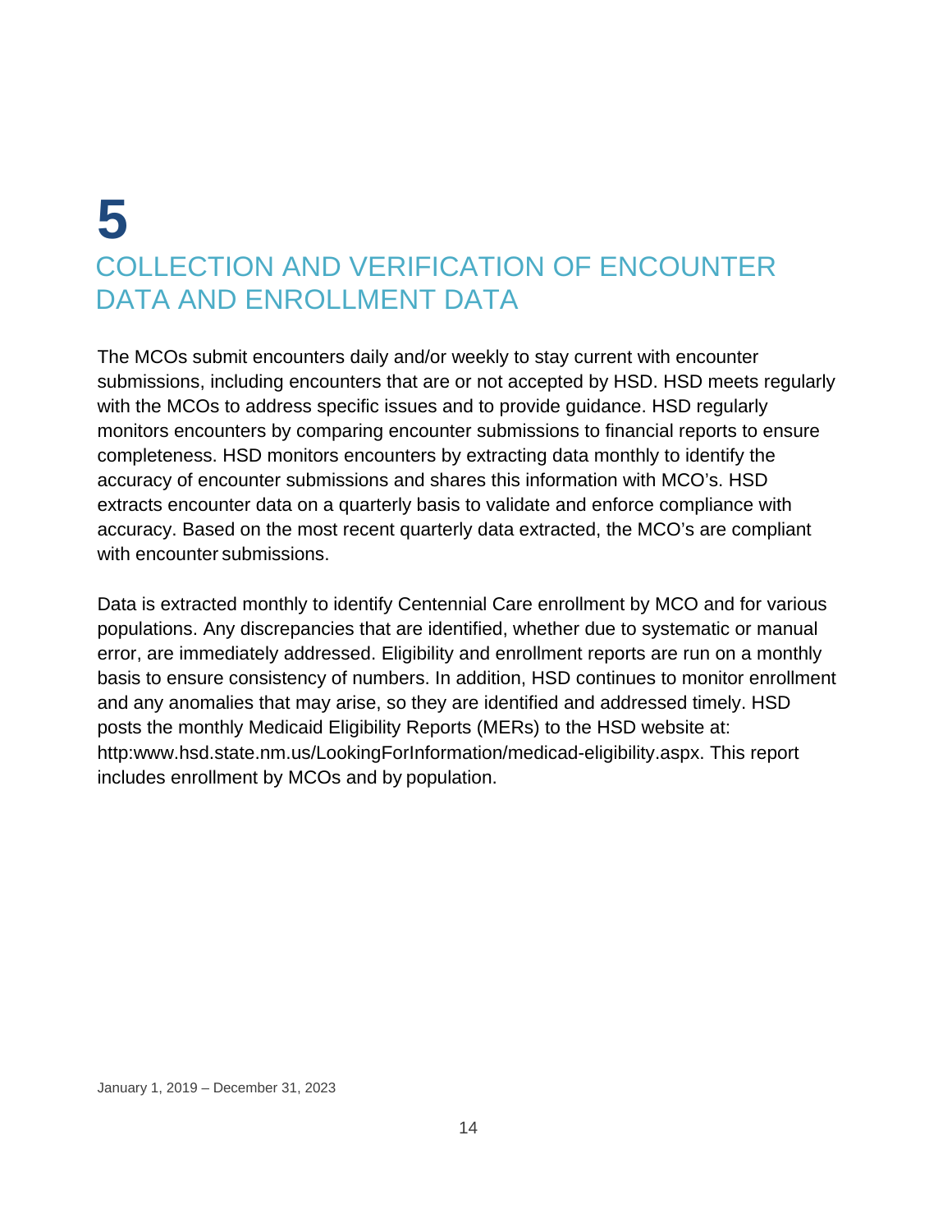# 5 COLLECTION AND VERIFICATION OF ENCOUNTER DATA AND ENROLLMENT DATA

The MCOs submit encounters daily and/or weekly to stay current with encounter submissions, including encounters that are or not accepted by HSD. HSD meets regularly with the MCOs to address specific issues and to provide guidance. HSD regularly monitors encounters by comparing encounter submissions to financial reports to ensure completeness. HSD monitors encounters by extracting data monthly to identify the accuracy of encounter submissions and shares this information with MCO's. HSD extracts encounter data on a quarterly basis to validate and enforce compliance with accuracy. Based on the most recent quarterly data extracted, the MCO's are compliant with encounter submissions.

Data is extracted monthly to identify Centennial Care enrollment by MCO and for various populations. Any discrepancies that are identified, whether due to systematic or manual error, are immediately addressed. Eligibility and enrollment reports are run on a monthly basis to ensure consistency of numbers. In addition, HSD continues to monitor enrollment and any anomalies that may arise, so they are identified and addressed timely. HSD posts the monthly Medicaid Eligibility Reports (MERs) to the HSD website at: http:www.hsd.state.nm.us/LookingForInformation/medicad-eligibility.aspx. This report includes enrollment by MCOs and by population.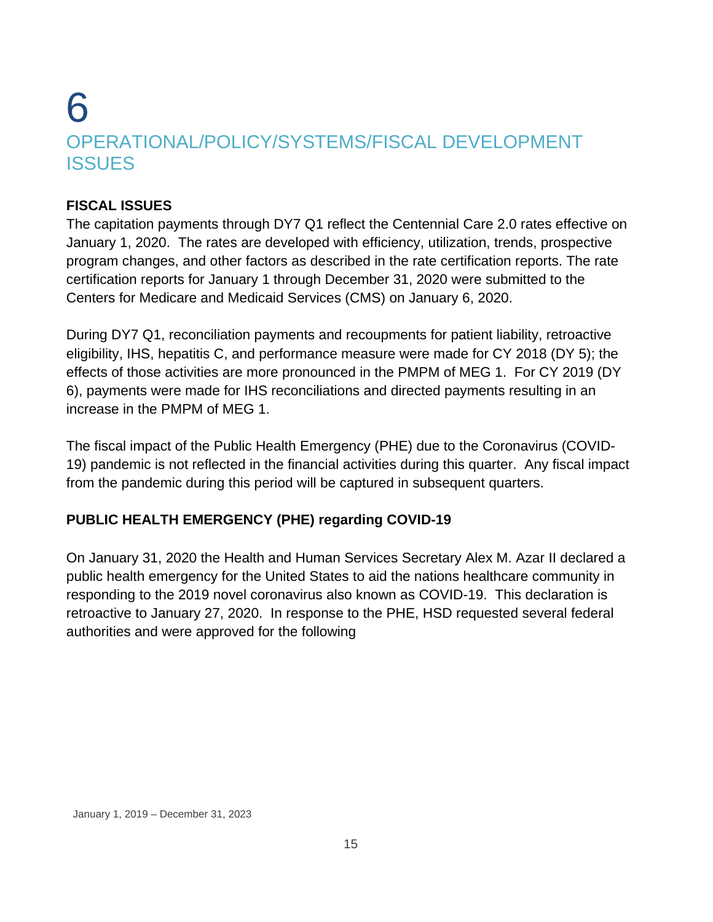# 6 OPERATIONAL/POLICY/SYSTEMS/FISCAL DEVELOPMENT ISSUES

**FISCAL ISSUES**

The capitation payments through DY7 Q1 reflect the Centennial Care 2.0 rates effective on January 1, 2020. The rates are developed with efficiency, utilization, trends, prospective program changes, and other factors as described in the rate certification reports. The rate certification reports for January 1 through December 31, 2020 were submitted to the Centers for Medicare and Medicaid Services (CMS) on January 6, 2020.

During DY7 Q1, reconciliation payments and recoupments for patient liability, retroactive eligibility, IHS, hepatitis C, and performance measure were made for CY 2018 (DY 5); the effects of those activities are more pronounced in the PMPM of MEG 1. For CY 2019 (DY 6), payments were made for IHS reconciliations and directed payments resulting in an increase in the PMPM of MEG 1.

The fiscal impact of the Public Health Emergency (PHE) due to the Coronavirus (COVID-19) pandemic is not reflected in the financial activities during this quarter. Any fiscal impact from the pandemic during this period will be captured in subsequent quarters.

**PUBLIC HEALTH EMERGENCY (PHE) regarding COVID-19**

On January 31, 2020 the Health and Human Services Secretary Alex M. Azar II declared a public health emergency for the United States to aid the nations healthcare community in responding to the 2019 novel coronavirus also known as COVID-19. This declaration is retroactive to January 27, 2020. In response to the PHE, HSD requested several federal authorities and were approved for the following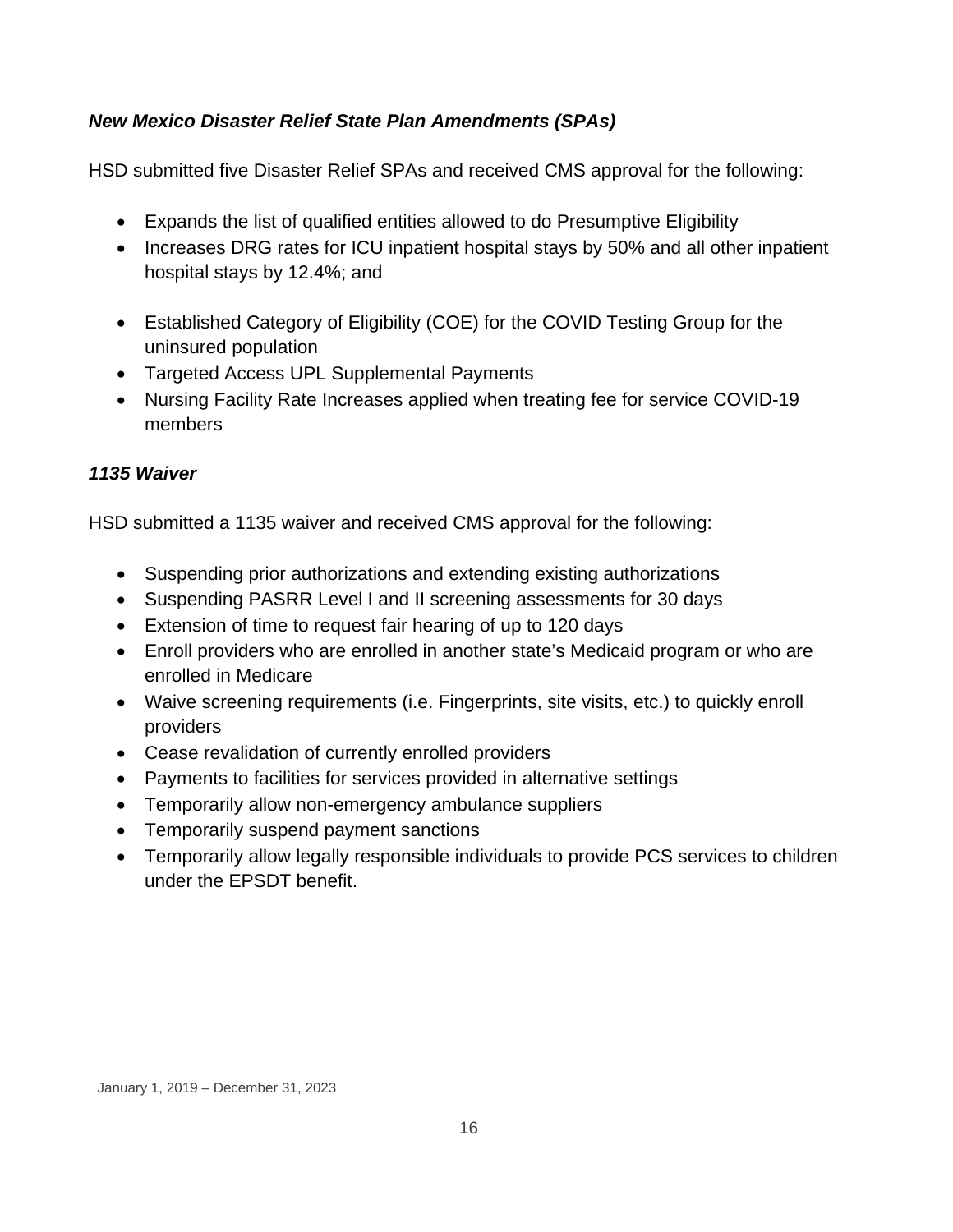***New Mexico Disaster Relief State Plan Amendments (SPAs)***

HSD submitted five Disaster Relief SPAs and received CMS approval for the following:

- Expands the list of qualified entities allowed to do Presumptive Eligibility
- Increases DRG rates for ICU inpatient hospital stays by 50% and all other inpatient hospital stays by 12.4%; and
- Established Category of Eligibility (COE) for the COVID Testing Group for the uninsured population
- Targeted Access UPL Supplemental Payments
- Nursing Facility Rate Increases applied when treating fee for service COVID-19 members

***1135 Waiver***

HSD submitted a 1135 waiver and received CMS approval for the following:

- Suspending prior authorizations and extending existing authorizations
- Suspending PASRR Level I and II screening assessments for 30 days
- Extension of time to request fair hearing of up to 120 days
- Enroll providers who are enrolled in another state's Medicaid program or who are enrolled in Medicare
- Waive screening requirements (i.e. Fingerprints, site visits, etc.) to quickly enroll providers
- Cease revalidation of currently enrolled providers
- Payments to facilities for services provided in alternative settings
- Temporarily allow non-emergency ambulance suppliers
- Temporarily suspend payment sanctions
- Temporarily allow legally responsible individuals to provide PCS services to children under the EPSDT benefit.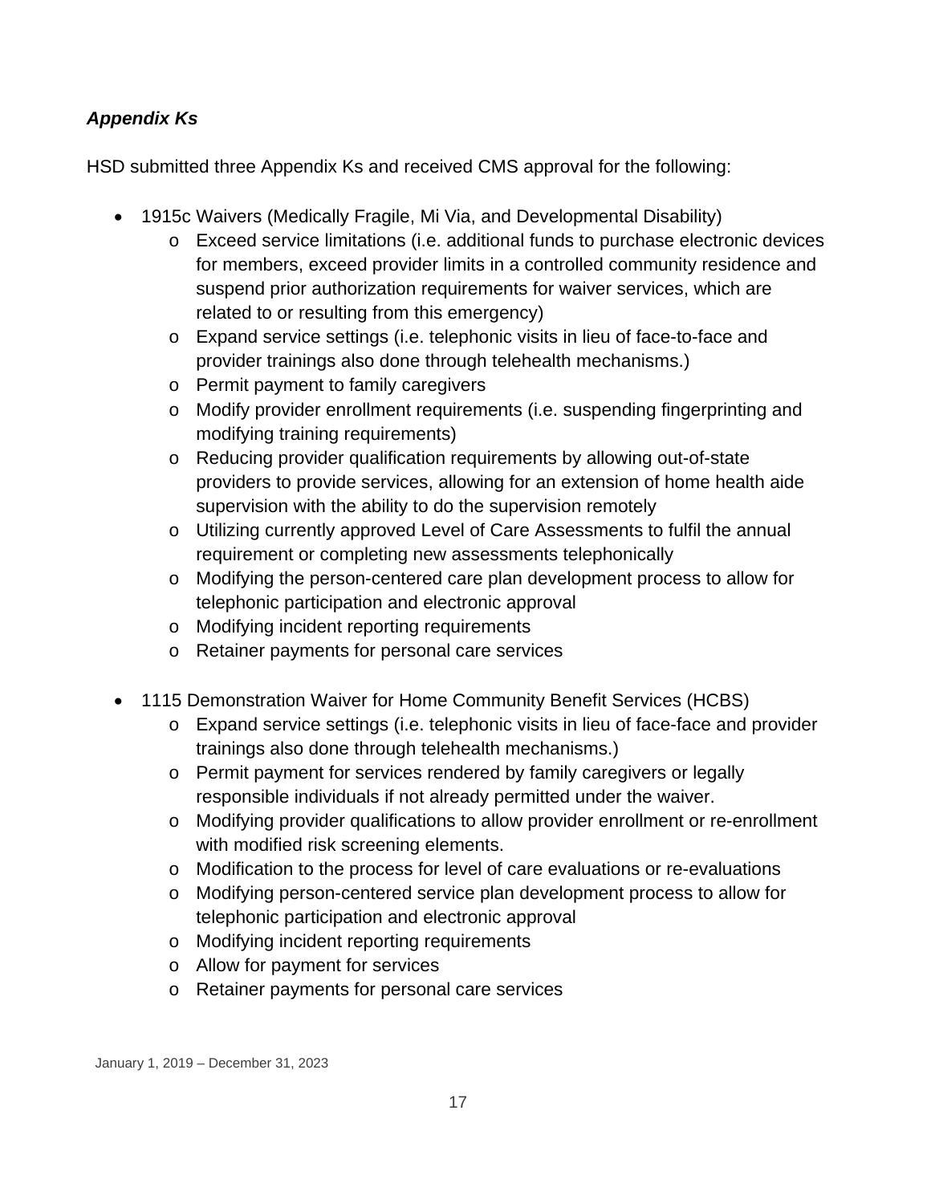***Appendix Ks***

HSD submitted three Appendix Ks and received CMS approval for the following:

- 1915c Waivers (Medically Fragile, Mi Via, and Developmental Disability)
    - Exceed service limitations (i.e. additional funds to purchase electronic devices for members, exceed provider limits in a controlled community residence and suspend prior authorization requirements for waiver services, which are related to or resulting from this emergency)
    - Expand service settings (i.e. telephonic visits in lieu of face-to-face and provider trainings also done through telehealth mechanisms.)
    - Permit payment to family caregivers
    - Modify provider enrollment requirements (i.e. suspending fingerprinting and modifying training requirements)
    - Reducing provider qualification requirements by allowing out-of-state providers to provide services, allowing for an extension of home health aide supervision with the ability to do the supervision remotely
    - Utilizing currently approved Level of Care Assessments to fulfil the annual requirement or completing new assessments telephonically
    - Modifying the person-centered care plan development process to allow for telephonic participation and electronic approval
    - Modifying incident reporting requirements
    - Retainer payments for personal care services

- 1115 Demonstration Waiver for Home Community Benefit Services (HCBS)
    - Expand service settings (i.e. telephonic visits in lieu of face-face and provider trainings also done through telehealth mechanisms.)
    - Permit payment for services rendered by family caregivers or legally responsible individuals if not already permitted under the waiver.
    - Modifying provider qualifications to allow provider enrollment or re-enrollment with modified risk screening elements.
    - Modification to the process for level of care evaluations or re-evaluations
    - Modifying person-centered service plan development process to allow for telephonic participation and electronic approval
    - Modifying incident reporting requirements
    - Allow for payment for services
    - Retainer payments for personal care services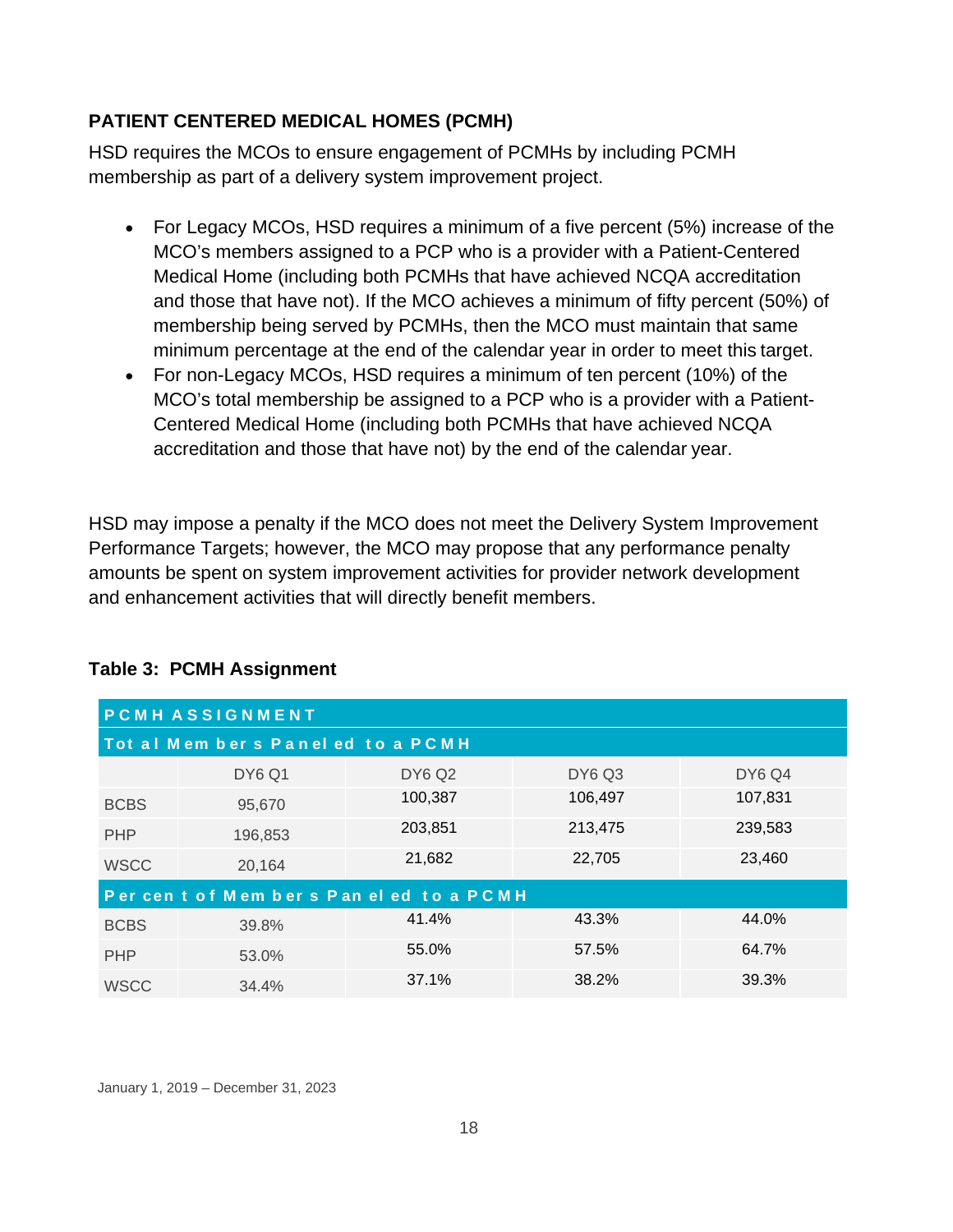## PATIENT CENTERED MEDICAL HOMES (PCMH)

HSD requires the MCOs to ensure engagement of PCMHs by including PCMH membership as part of a delivery system improvement project.

- For Legacy MCOs, HSD requires a minimum of a five percent (5%) increase of the MCO's members assigned to a PCP who is a provider with a Patient-Centered Medical Home (including both PCMHs that have achieved NCQA accreditation and those that have not). If the MCO achieves a minimum of fifty percent (50%) of membership being served by PCMHs, then the MCO must maintain that same minimum percentage at the end of the calendar year in order to meet this target.
- For non-Legacy MCOs, HSD requires a minimum of ten percent (10%) of the MCO's total membership be assigned to a PCP who is a provider with a Patient-Centered Medical Home (including both PCMHs that have achieved NCQA accreditation and those that have not) by the end of the calendar year.

HSD may impose a penalty if the MCO does not meet the Delivery System Improvement Performance Targets; however, the MCO may propose that any performance penalty amounts be spent on system improvement activities for provider network development and enhancement activities that will directly benefit members.

**Table 3: PCMH Assignment**

| PCMH ASSIGNMENT | | | | |
|---|---|---|---|---|
| **Total Members Paneled to a PCMH** | | | | |
| | DY6 Q1 | DY6 Q2 | DY6 Q3 | DY6 Q4 |
| BCBS | 95,670 | 100,387 | 106,497 | 107,831 |
| PHP | 196,853 | 203,851 | 213,475 | 239,583 |
| WSCC | 20,164 | 21,682 | 22,705 | 23,460 |
| **Percent of Members Paneled to a PCMH** | | | | |
| BCBS | 39.8% | 41.4% | 43.3% | 44.0% |
| PHP | 53.0% | 55.0% | 57.5% | 64.7% |
| WSCC | 34.4% | 37.1% | 38.2% | 39.3% |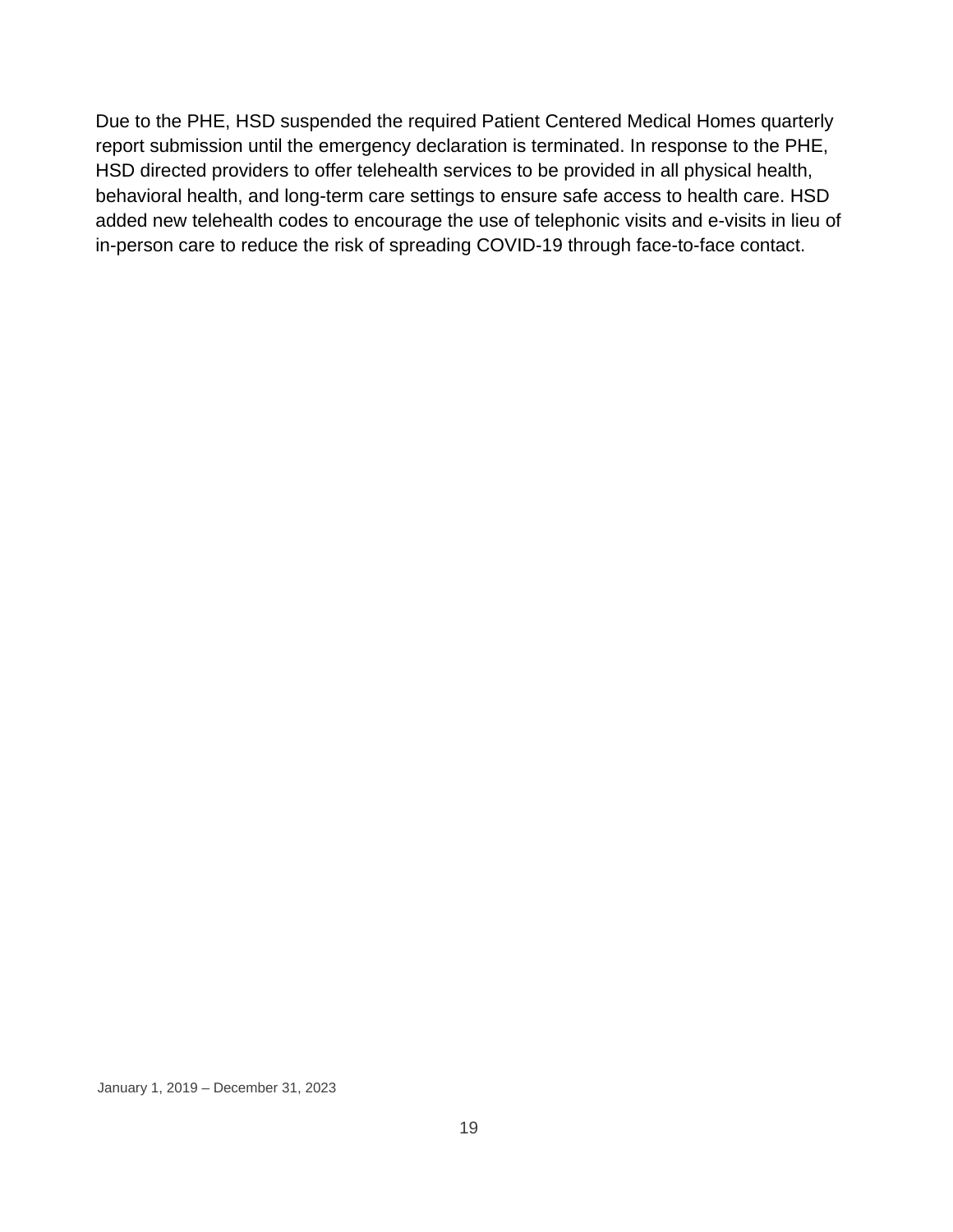Due to the PHE, HSD suspended the required Patient Centered Medical Homes quarterly report submission until the emergency declaration is terminated. In response to the PHE, HSD directed providers to offer telehealth services to be provided in all physical health, behavioral health, and long-term care settings to ensure safe access to health care. HSD added new telehealth codes to encourage the use of telephonic visits and e-visits in lieu of in-person care to reduce the risk of spreading COVID-19 through face-to-face contact.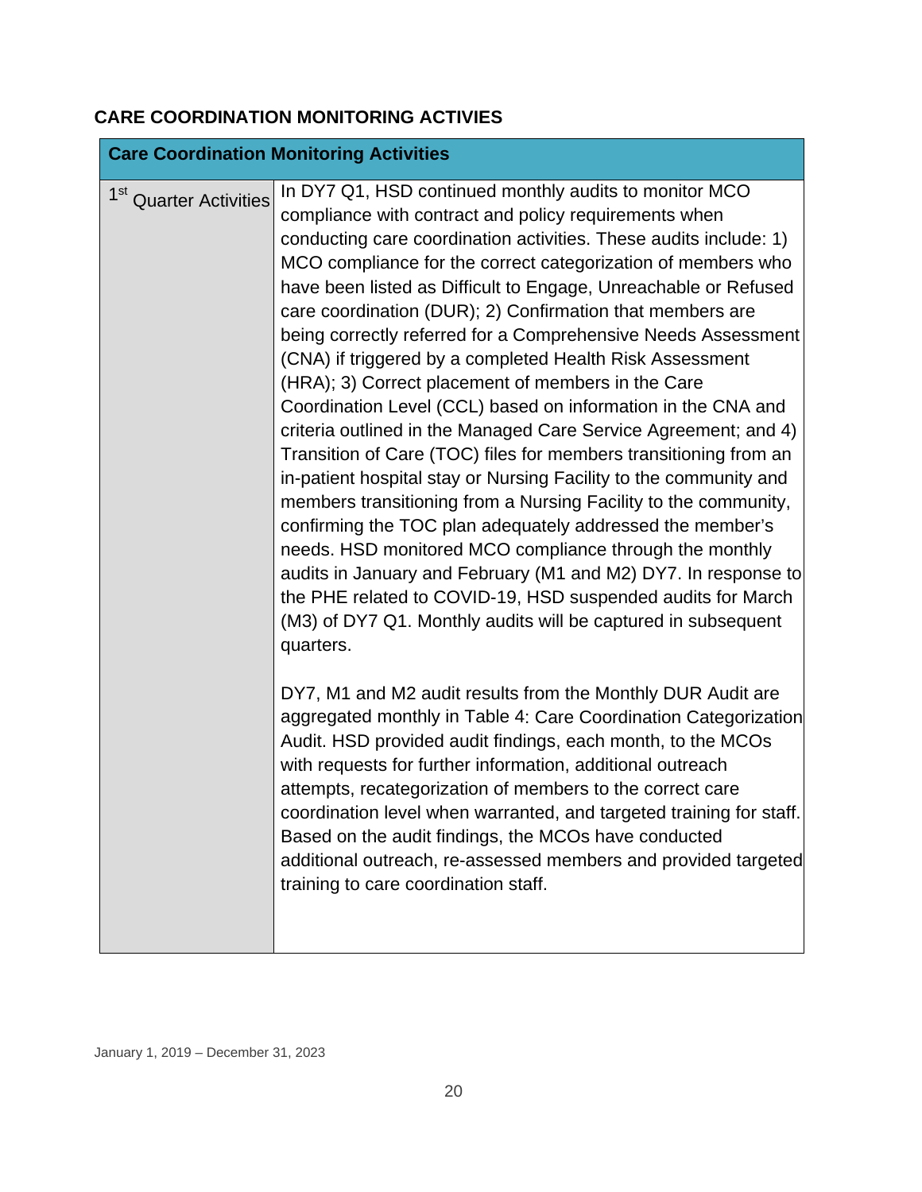## CARE COORDINATION MONITORING ACTIVIES

| Care Coordination Monitoring Activities | |
|---|---|
| 1st Quarter Activities | In DY7 Q1, HSD continued monthly audits to monitor MCO compliance with contract and policy requirements when conducting care coordination activities. These audits include: 1) MCO compliance for the correct categorization of members who have been listed as Difficult to Engage, Unreachable or Refused care coordination (DUR); 2) Confirmation that members are being correctly referred for a Comprehensive Needs Assessment (CNA) if triggered by a completed Health Risk Assessment (HRA); 3) Correct placement of members in the Care Coordination Level (CCL) based on information in the CNA and criteria outlined in the Managed Care Service Agreement; and 4) Transition of Care (TOC) files for members transitioning from an in-patient hospital stay or Nursing Facility to the community and members transitioning from a Nursing Facility to the community, confirming the TOC plan adequately addressed the member's needs. HSD monitored MCO compliance through the monthly audits in January and February (M1 and M2) DY7. In response to the PHE related to COVID-19, HSD suspended audits for March (M3) of DY7 Q1. Monthly audits will be captured in subsequent quarters.<br><br>DY7, M1 and M2 audit results from the Monthly DUR Audit are aggregated monthly in Table 4: Care Coordination Categorization Audit. HSD provided audit findings, each month, to the MCOs with requests for further information, additional outreach attempts, recategorization of members to the correct care coordination level when warranted, and targeted training for staff. Based on the audit findings, the MCOs have conducted additional outreach, re-assessed members and provided targeted training to care coordination staff. |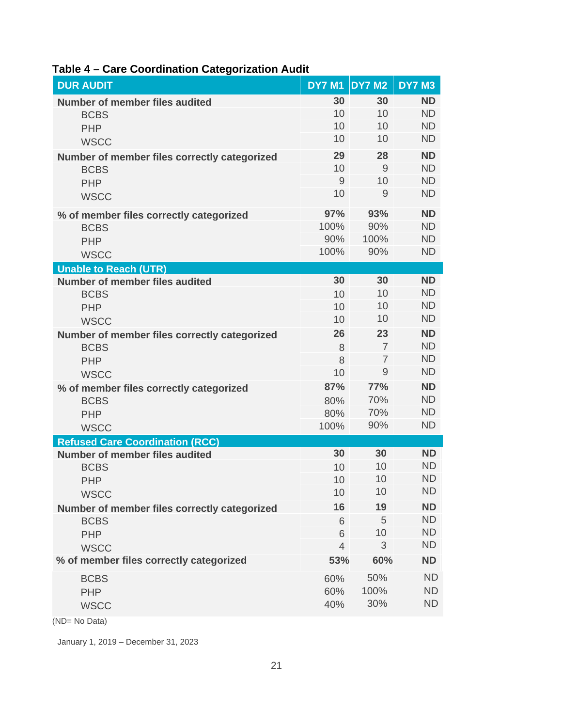### Table 4 – Care Coordination Categorization Audit

| DUR AUDIT | DY7 M1 | DY7 M2 | DY7 M3 |
|---|---|---|---|
| **Number of member files audited** | **30** | **30** | **ND** |
| BCBS | 10 | 10 | ND |
| PHP | 10 | 10 | ND |
| WSCC | 10 | 10 | ND |
| **Number of member files correctly categorized** | **29** | **28** | **ND** |
| BCBS | 10 | 9 | ND |
| PHP | 9 | 10 | ND |
| WSCC | 10 | 9 | ND |
| **% of member files correctly categorized** | **97%** | **93%** | **ND** |
| BCBS | 100% | 90% | ND |
| PHP | 90% | 100% | ND |
| WSCC | 100% | 90% | ND |
| **Unable to Reach (UTR)** | | | |
| **Number of member files audited** | **30** | **30** | **ND** |
| BCBS | 10 | 10 | ND |
| PHP | 10 | 10 | ND |
| WSCC | 10 | 10 | ND |
| **Number of member files correctly categorized** | **26** | **23** | **ND** |
| BCBS | 8 | 7 | ND |
| PHP | 8 | 7 | ND |
| WSCC | 10 | 9 | ND |
| **% of member files correctly categorized** | **87%** | **77%** | **ND** |
| BCBS | 80% | 70% | ND |
| PHP | 80% | 70% | ND |
| WSCC | 100% | 90% | ND |
| **Refused Care Coordination (RCC)** | | | |
| **Number of member files audited** | **30** | **30** | **ND** |
| BCBS | 10 | 10 | ND |
| PHP | 10 | 10 | ND |
| WSCC | 10 | 10 | ND |
| **Number of member files correctly categorized** | **16** | **19** | **ND** |
| BCBS | 6 | 5 | ND |
| PHP | 6 | 10 | ND |
| WSCC | 4 | 3 | ND |
| **% of member files correctly categorized** | **53%** | **60%** | **ND** |
| BCBS | 60% | 50% | ND |
| PHP | 60% | 100% | ND |
| WSCC | 40% | 30% | ND |

(ND= No Data)

January 1, 2019 – December 31, 2023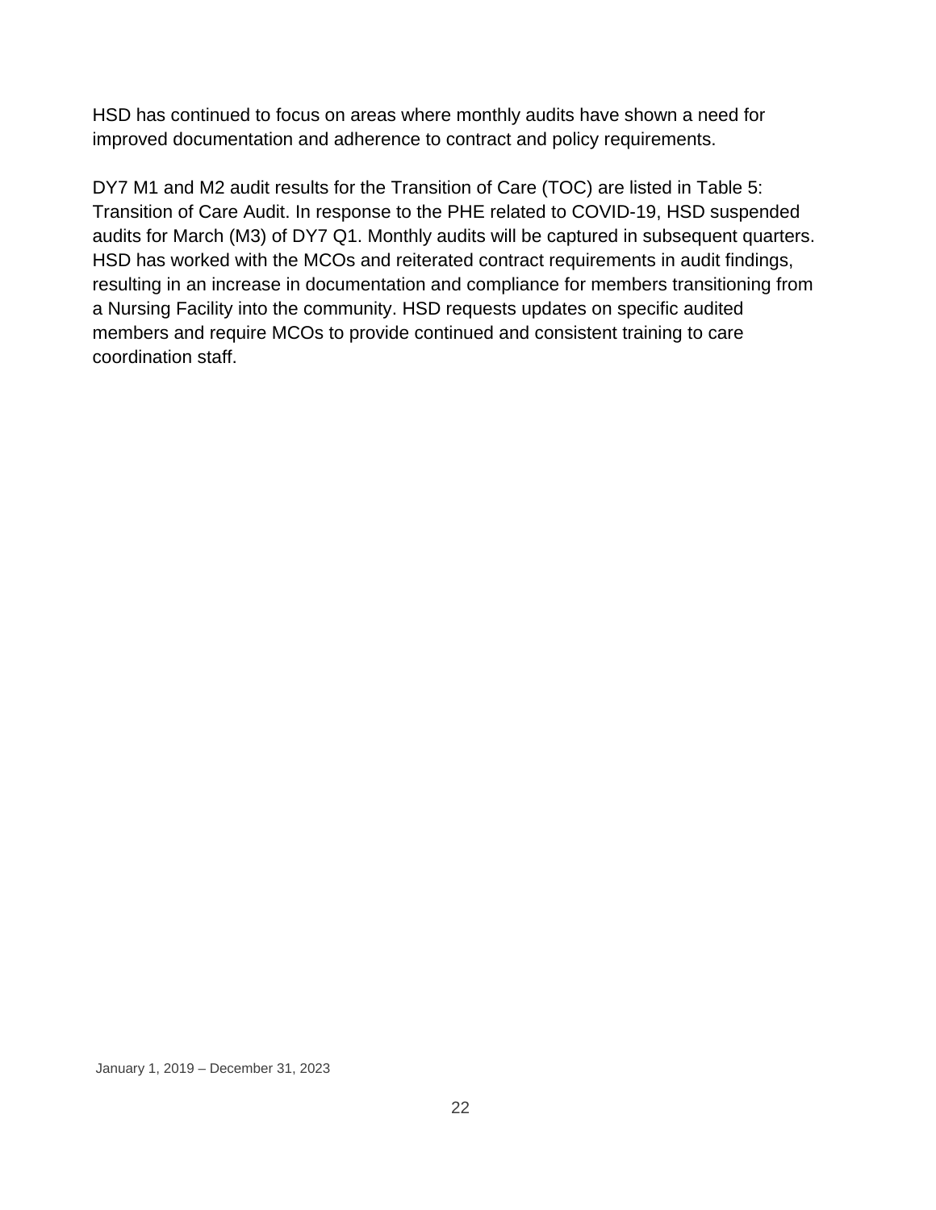HSD has continued to focus on areas where monthly audits have shown a need for improved documentation and adherence to contract and policy requirements.

DY7 M1 and M2 audit results for the Transition of Care (TOC) are listed in Table 5: Transition of Care Audit. In response to the PHE related to COVID-19, HSD suspended audits for March (M3) of DY7 Q1. Monthly audits will be captured in subsequent quarters. HSD has worked with the MCOs and reiterated contract requirements in audit findings, resulting in an increase in documentation and compliance for members transitioning from a Nursing Facility into the community. HSD requests updates on specific audited members and require MCOs to provide continued and consistent training to care coordination staff.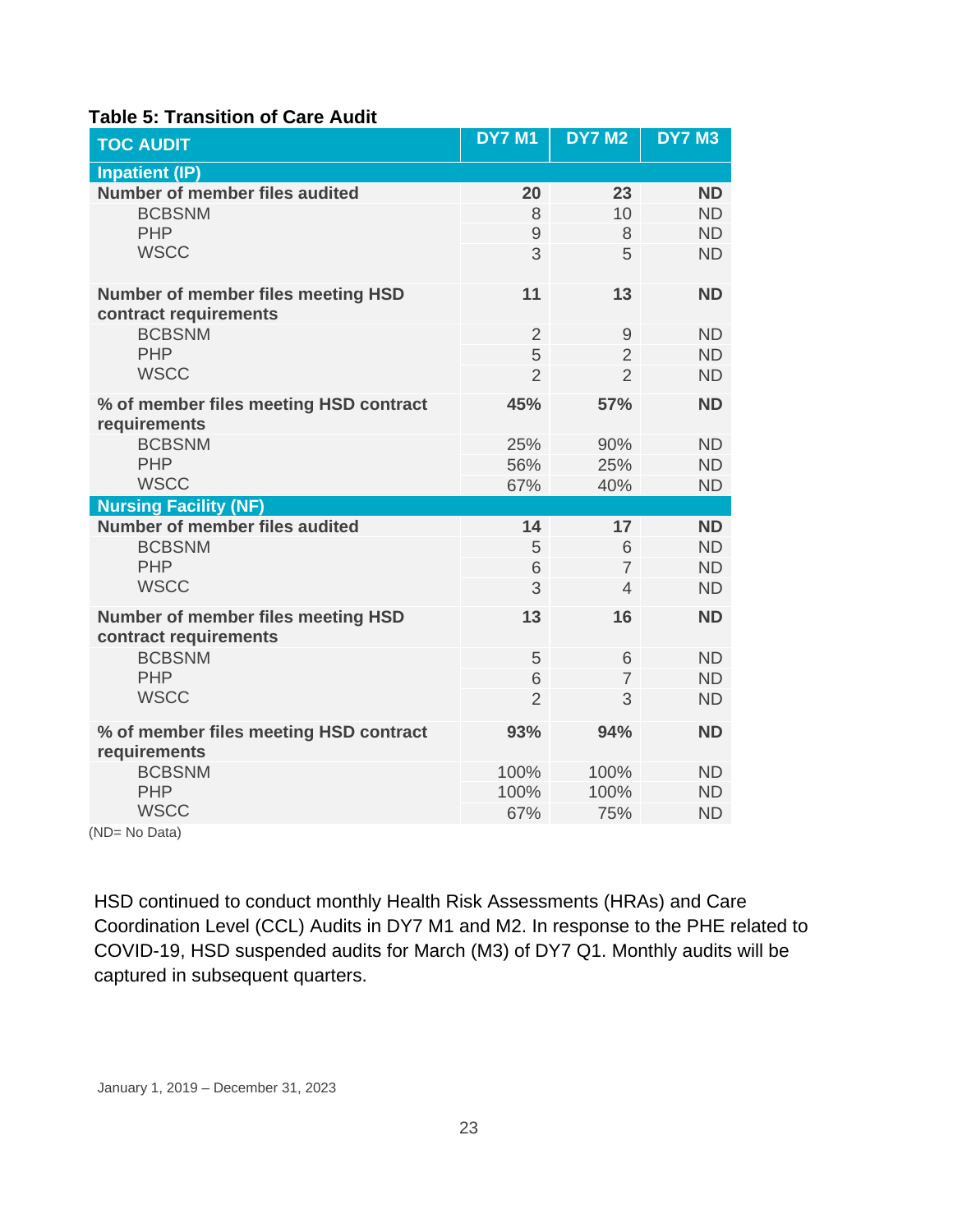**Table 5: Transition of Care Audit**

| TOC AUDIT | DY7 M1 | DY7 M2 | DY7 M3 |
|---|---|---|---|
| **Inpatient (IP)** | | | |
| **Number of member files audited** | **20** | **23** | **ND** |
| BCBSNM | 8 | 10 | ND |
| PHP | 9 | 8 | ND |
| WSCC | 3 | 5 | ND |
| **Number of member files meeting HSD contract requirements** | **11** | **13** | **ND** |
| BCBSNM | 2 | 9 | ND |
| PHP | 5 | 2 | ND |
| WSCC | 2 | 2 | ND |
| **% of member files meeting HSD contract requirements** | **45%** | **57%** | **ND** |
| BCBSNM | 25% | 90% | ND |
| PHP | 56% | 25% | ND |
| WSCC | 67% | 40% | ND |
| **Nursing Facility (NF)** | | | |
| **Number of member files audited** | **14** | **17** | **ND** |
| BCBSNM | 5 | 6 | ND |
| PHP | 6 | 7 | ND |
| WSCC | 3 | 4 | ND |
| **Number of member files meeting HSD contract requirements** | **13** | **16** | **ND** |
| BCBSNM | 5 | 6 | ND |
| PHP | 6 | 7 | ND |
| WSCC | 2 | 3 | ND |
| **% of member files meeting HSD contract requirements** | **93%** | **94%** | **ND** |
| BCBSNM | 100% | 100% | ND |
| PHP | 100% | 100% | ND |
| WSCC | 67% | 75% | ND |

(ND= No Data)

HSD continued to conduct monthly Health Risk Assessments (HRAs) and Care Coordination Level (CCL) Audits in DY7 M1 and M2. In response to the PHE related to COVID-19, HSD suspended audits for March (M3) of DY7 Q1. Monthly audits will be captured in subsequent quarters.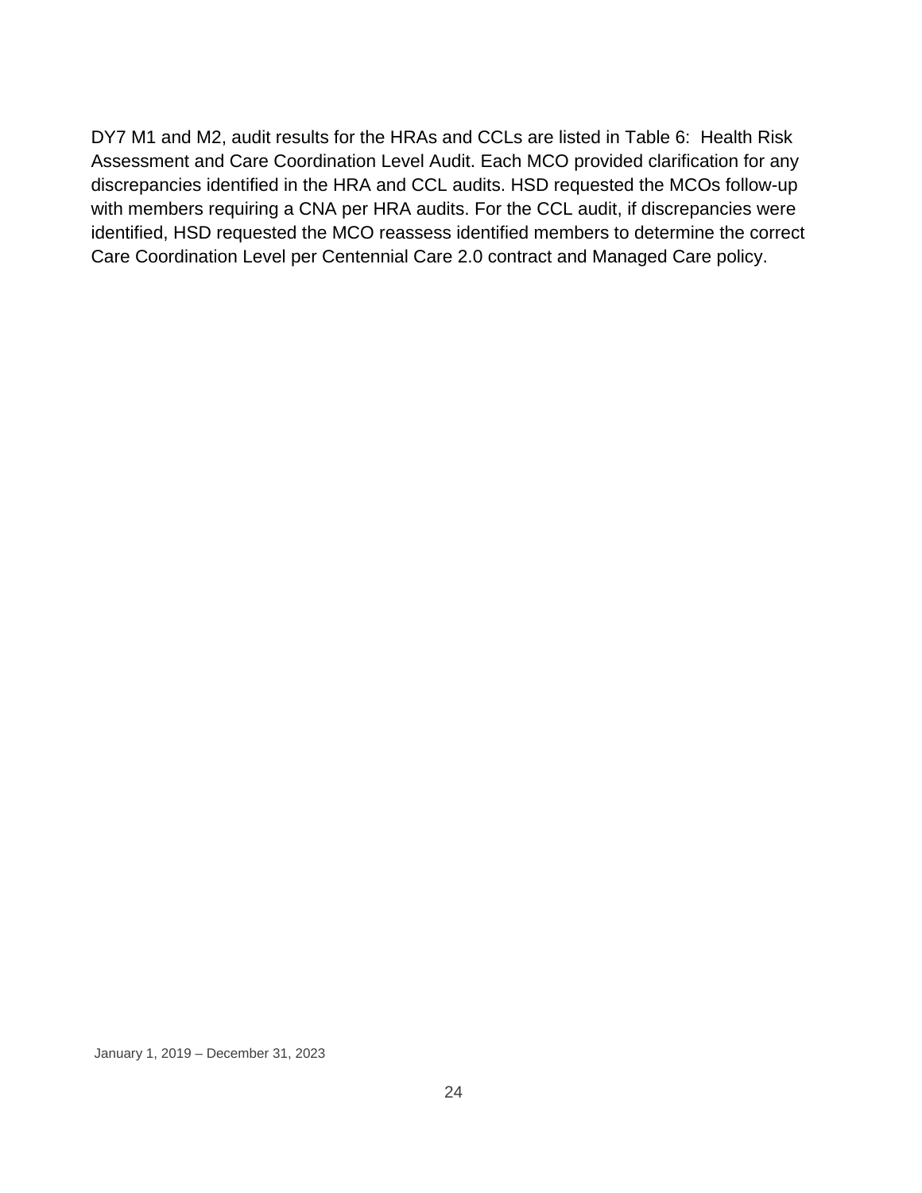DY7 M1 and M2, audit results for the HRAs and CCLs are listed in Table 6: Health Risk Assessment and Care Coordination Level Audit. Each MCO provided clarification for any discrepancies identified in the HRA and CCL audits. HSD requested the MCOs follow-up with members requiring a CNA per HRA audits. For the CCL audit, if discrepancies were identified, HSD requested the MCO reassess identified members to determine the correct Care Coordination Level per Centennial Care 2.0 contract and Managed Care policy.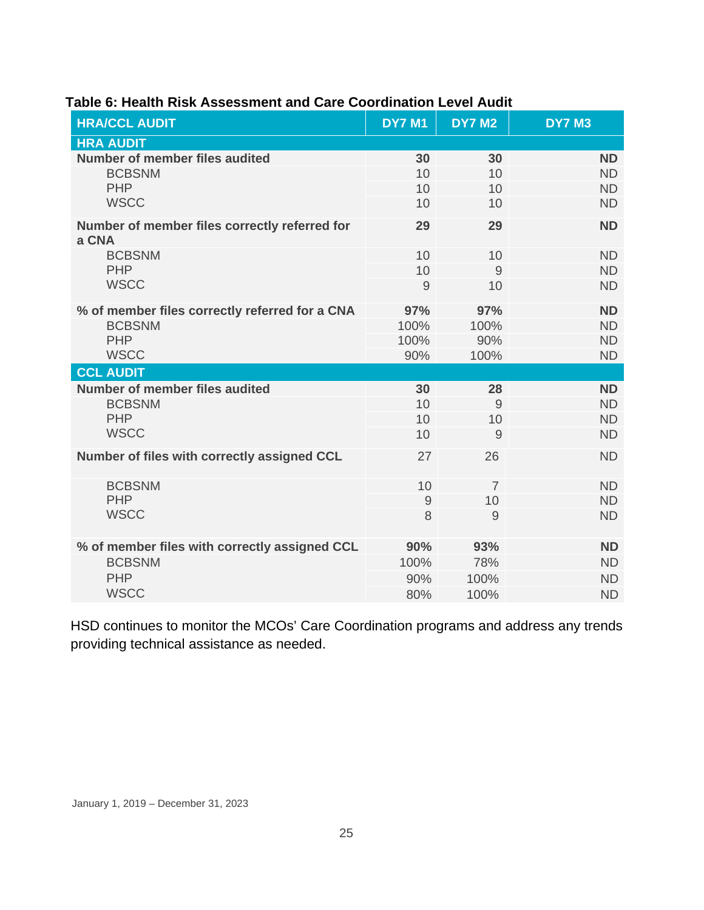**Table 6: Health Risk Assessment and Care Coordination Level Audit**

| HRA/CCL AUDIT | DY7 M1 | DY7 M2 | DY7 M3 |
|---|---|---|---|
| **HRA AUDIT** | | | |
| **Number of member files audited** | **30** | **30** | **ND** |
| BCBSNM | 10 | 10 | ND |
| PHP | 10 | 10 | ND |
| WSCC | 10 | 10 | ND |
| **Number of member files correctly referred for a CNA** | **29** | **29** | **ND** |
| BCBSNM | 10 | 10 | ND |
| PHP | 10 | 9 | ND |
| WSCC | 9 | 10 | ND |
| **% of member files correctly referred for a CNA** | **97%** | **97%** | **ND** |
| BCBSNM | 100% | 100% | ND |
| PHP | 100% | 90% | ND |
| WSCC | 90% | 100% | ND |
| **CCL AUDIT** | | | |
| **Number of member files audited** | **30** | **28** | **ND** |
| BCBSNM | 10 | 9 | ND |
| PHP | 10 | 10 | ND |
| WSCC | 10 | 9 | ND |
| **Number of files with correctly assigned CCL** | 27 | 26 | ND |
| BCBSNM | 10 | 7 | ND |
| PHP | 9 | 10 | ND |
| WSCC | 8 | 9 | ND |
| **% of member files with correctly assigned CCL** | **90%** | **93%** | **ND** |
| BCBSNM | 100% | 78% | ND |
| PHP | 90% | 100% | ND |
| WSCC | 80% | 100% | ND |

HSD continues to monitor the MCOs' Care Coordination programs and address any trends providing technical assistance as needed.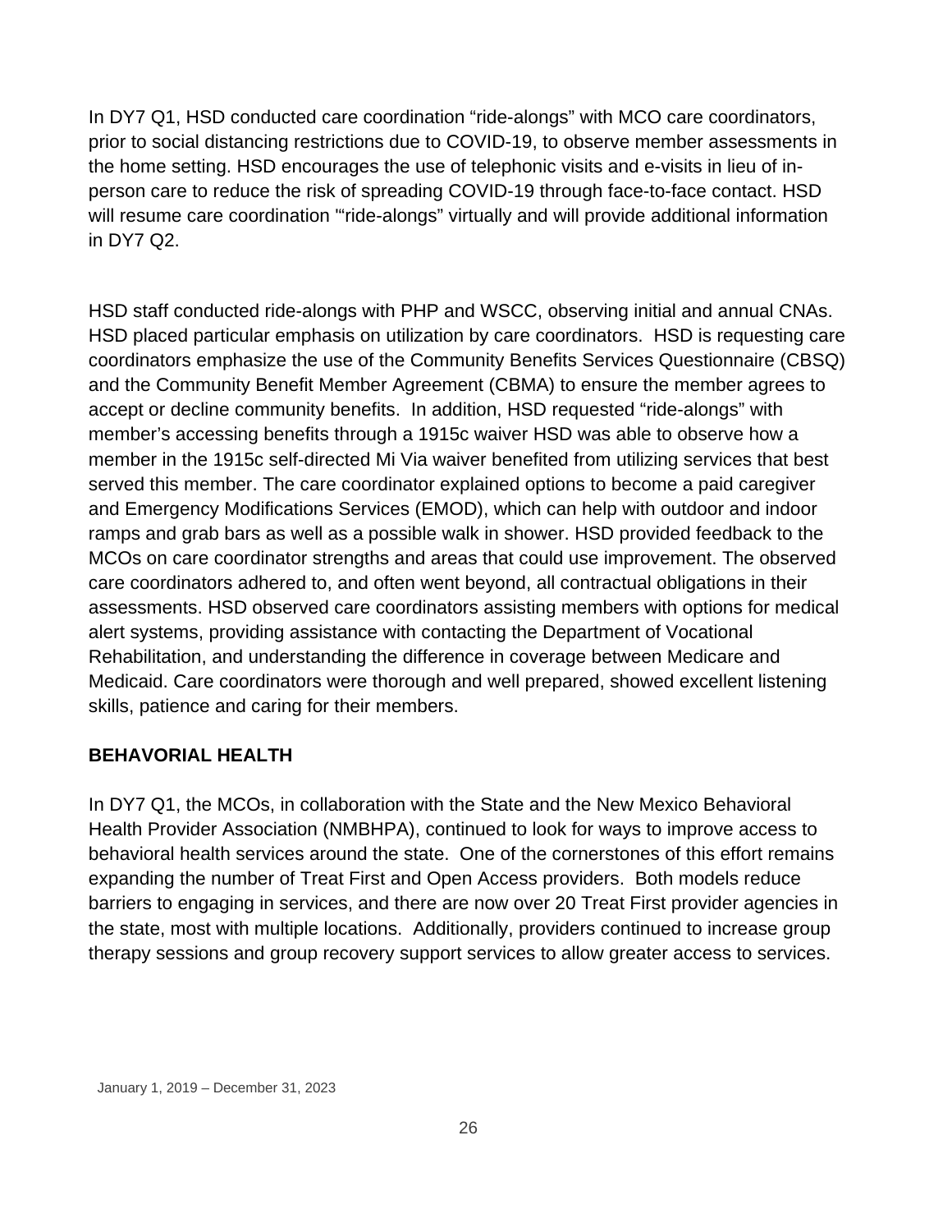In DY7 Q1, HSD conducted care coordination “ride-alongs” with MCO care coordinators, prior to social distancing restrictions due to COVID-19, to observe member assessments in the home setting. HSD encourages the use of telephonic visits and e-visits in lieu of in-person care to reduce the risk of spreading COVID-19 through face-to-face contact. HSD will resume care coordination "“ride-alongs” virtually and will provide additional information in DY7 Q2.

HSD staff conducted ride-alongs with PHP and WSCC, observing initial and annual CNAs. HSD placed particular emphasis on utilization by care coordinators. HSD is requesting care coordinators emphasize the use of the Community Benefits Services Questionnaire (CBSQ) and the Community Benefit Member Agreement (CBMA) to ensure the member agrees to accept or decline community benefits. In addition, HSD requested “ride-alongs” with member’s accessing benefits through a 1915c waiver HSD was able to observe how a member in the 1915c self-directed Mi Via waiver benefited from utilizing services that best served this member. The care coordinator explained options to become a paid caregiver and Emergency Modifications Services (EMOD), which can help with outdoor and indoor ramps and grab bars as well as a possible walk in shower. HSD provided feedback to the MCOs on care coordinator strengths and areas that could use improvement. The observed care coordinators adhered to, and often went beyond, all contractual obligations in their assessments. HSD observed care coordinators assisting members with options for medical alert systems, providing assistance with contacting the Department of Vocational Rehabilitation, and understanding the difference in coverage between Medicare and Medicaid. Care coordinators were thorough and well prepared, showed excellent listening skills, patience and caring for their members.

## BEHAVORIAL HEALTH

In DY7 Q1, the MCOs, in collaboration with the State and the New Mexico Behavioral Health Provider Association (NMBHPA), continued to look for ways to improve access to behavioral health services around the state. One of the cornerstones of this effort remains expanding the number of Treat First and Open Access providers. Both models reduce barriers to engaging in services, and there are now over 20 Treat First provider agencies in the state, most with multiple locations. Additionally, providers continued to increase group therapy sessions and group recovery support services to allow greater access to services.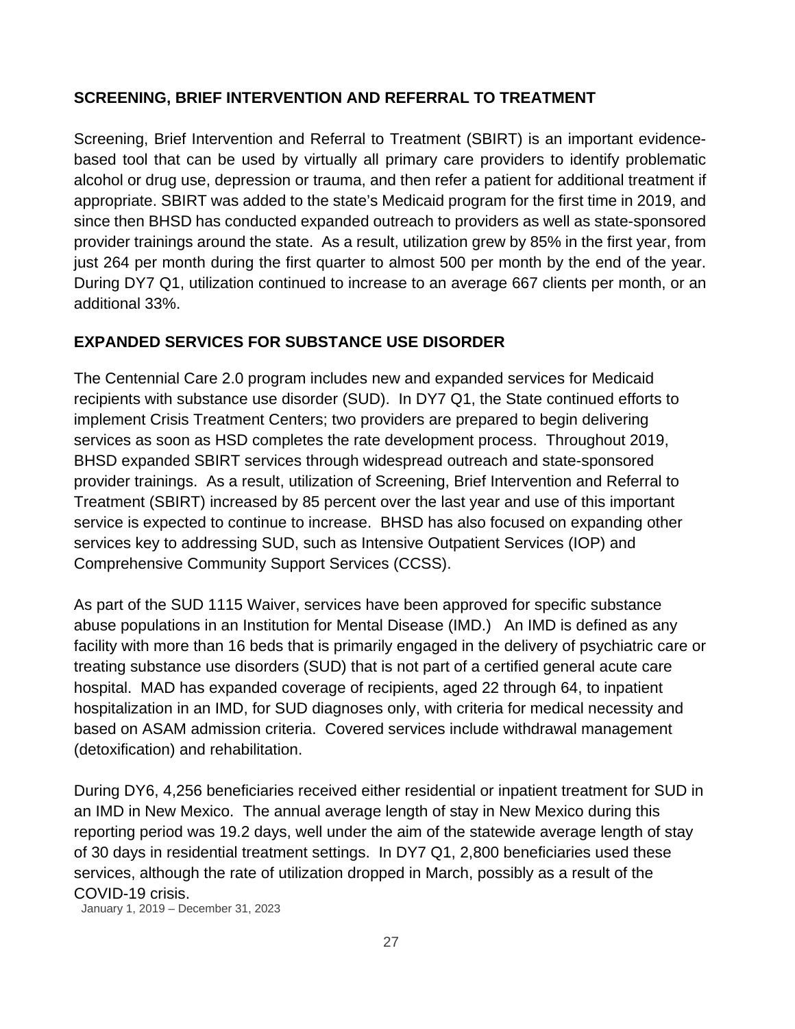## SCREENING, BRIEF INTERVENTION AND REFERRAL TO TREATMENT

Screening, Brief Intervention and Referral to Treatment (SBIRT) is an important evidence-based tool that can be used by virtually all primary care providers to identify problematic alcohol or drug use, depression or trauma, and then refer a patient for additional treatment if appropriate. SBIRT was added to the state's Medicaid program for the first time in 2019, and since then BHSD has conducted expanded outreach to providers as well as state-sponsored provider trainings around the state. As a result, utilization grew by 85% in the first year, from just 264 per month during the first quarter to almost 500 per month by the end of the year. During DY7 Q1, utilization continued to increase to an average 667 clients per month, or an additional 33%.

## EXPANDED SERVICES FOR SUBSTANCE USE DISORDER

The Centennial Care 2.0 program includes new and expanded services for Medicaid recipients with substance use disorder (SUD). In DY7 Q1, the State continued efforts to implement Crisis Treatment Centers; two providers are prepared to begin delivering services as soon as HSD completes the rate development process. Throughout 2019, BHSD expanded SBIRT services through widespread outreach and state-sponsored provider trainings. As a result, utilization of Screening, Brief Intervention and Referral to Treatment (SBIRT) increased by 85 percent over the last year and use of this important service is expected to continue to increase. BHSD has also focused on expanding other services key to addressing SUD, such as Intensive Outpatient Services (IOP) and Comprehensive Community Support Services (CCSS).

As part of the SUD 1115 Waiver, services have been approved for specific substance abuse populations in an Institution for Mental Disease (IMD.) An IMD is defined as any facility with more than 16 beds that is primarily engaged in the delivery of psychiatric care or treating substance use disorders (SUD) that is not part of a certified general acute care hospital. MAD has expanded coverage of recipients, aged 22 through 64, to inpatient hospitalization in an IMD, for SUD diagnoses only, with criteria for medical necessity and based on ASAM admission criteria. Covered services include withdrawal management (detoxification) and rehabilitation.

During DY6, 4,256 beneficiaries received either residential or inpatient treatment for SUD in an IMD in New Mexico. The annual average length of stay in New Mexico during this reporting period was 19.2 days, well under the aim of the statewide average length of stay of 30 days in residential treatment settings. In DY7 Q1, 2,800 beneficiaries used these services, although the rate of utilization dropped in March, possibly as a result of the COVID-19 crisis.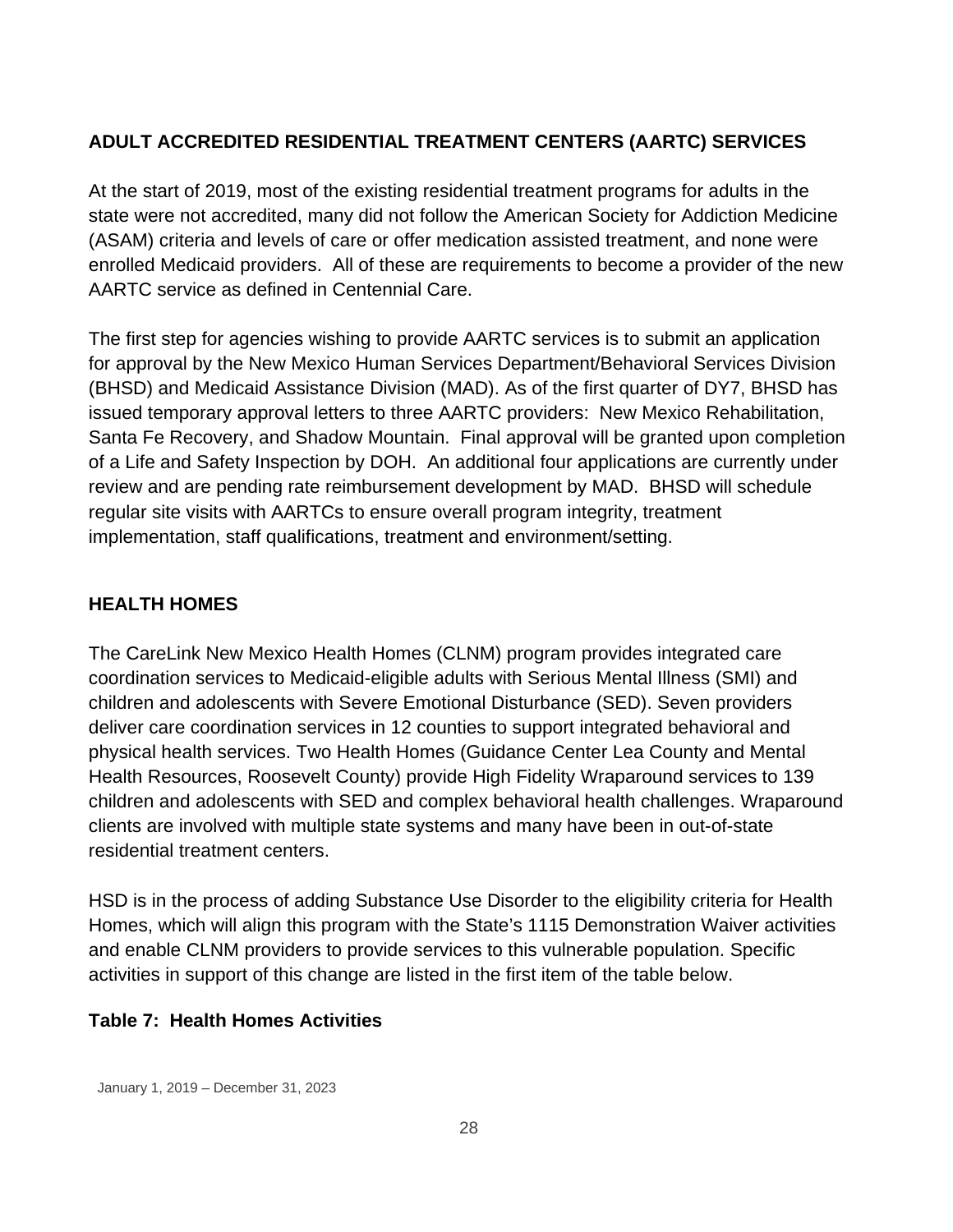## ADULT ACCREDITED RESIDENTIAL TREATMENT CENTERS (AARTC) SERVICES

At the start of 2019, most of the existing residential treatment programs for adults in the state were not accredited, many did not follow the American Society for Addiction Medicine (ASAM) criteria and levels of care or offer medication assisted treatment, and none were enrolled Medicaid providers. All of these are requirements to become a provider of the new AARTC service as defined in Centennial Care.

The first step for agencies wishing to provide AARTC services is to submit an application for approval by the New Mexico Human Services Department/Behavioral Services Division (BHSD) and Medicaid Assistance Division (MAD). As of the first quarter of DY7, BHSD has issued temporary approval letters to three AARTC providers: New Mexico Rehabilitation, Santa Fe Recovery, and Shadow Mountain. Final approval will be granted upon completion of a Life and Safety Inspection by DOH. An additional four applications are currently under review and are pending rate reimbursement development by MAD. BHSD will schedule regular site visits with AARTCs to ensure overall program integrity, treatment implementation, staff qualifications, treatment and environment/setting.

## HEALTH HOMES

The CareLink New Mexico Health Homes (CLNM) program provides integrated care coordination services to Medicaid-eligible adults with Serious Mental Illness (SMI) and children and adolescents with Severe Emotional Disturbance (SED). Seven providers deliver care coordination services in 12 counties to support integrated behavioral and physical health services. Two Health Homes (Guidance Center Lea County and Mental Health Resources, Roosevelt County) provide High Fidelity Wraparound services to 139 children and adolescents with SED and complex behavioral health challenges. Wraparound clients are involved with multiple state systems and many have been in out-of-state residential treatment centers.

HSD is in the process of adding Substance Use Disorder to the eligibility criteria for Health Homes, which will align this program with the State's 1115 Demonstration Waiver activities and enable CLNM providers to provide services to this vulnerable population. Specific activities in support of this change are listed in the first item of the table below.

**Table 7: Health Homes Activities**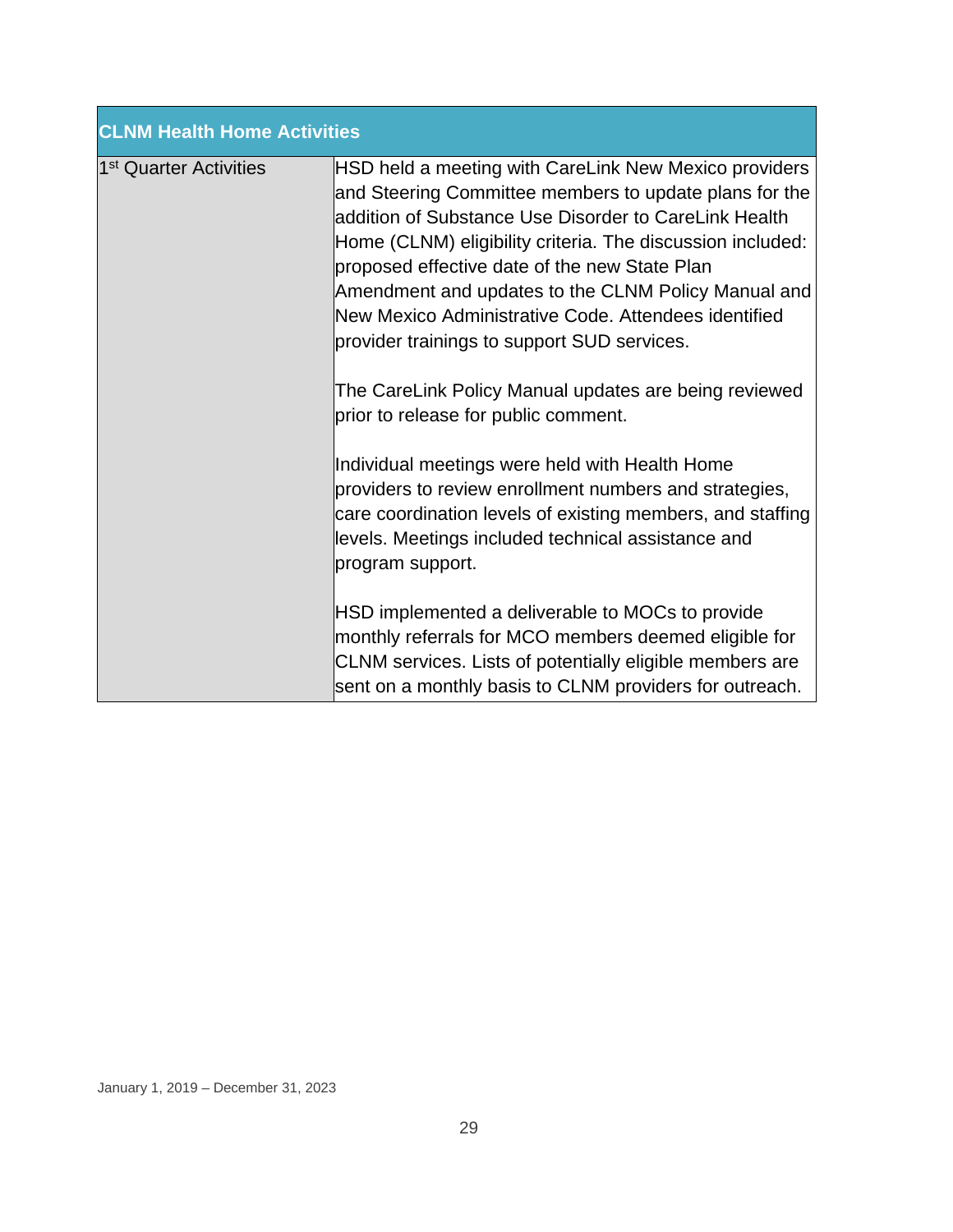| CLNM Health Home Activities | |
|---|---|
| 1st Quarter Activities | HSD held a meeting with CareLink New Mexico providers and Steering Committee members to update plans for the addition of Substance Use Disorder to CareLink Health Home (CLNM) eligibility criteria. The discussion included: proposed effective date of the new State Plan Amendment and updates to the CLNM Policy Manual and New Mexico Administrative Code. Attendees identified provider trainings to support SUD services.<br><br>The CareLink Policy Manual updates are being reviewed prior to release for public comment.<br><br>Individual meetings were held with Health Home providers to review enrollment numbers and strategies, care coordination levels of existing members, and staffing levels. Meetings included technical assistance and program support.<br><br>HSD implemented a deliverable to MOCs to provide monthly referrals for MCO members deemed eligible for CLNM services. Lists of potentially eligible members are sent on a monthly basis to CLNM providers for outreach. |

January 1, 2019 – December 31, 2023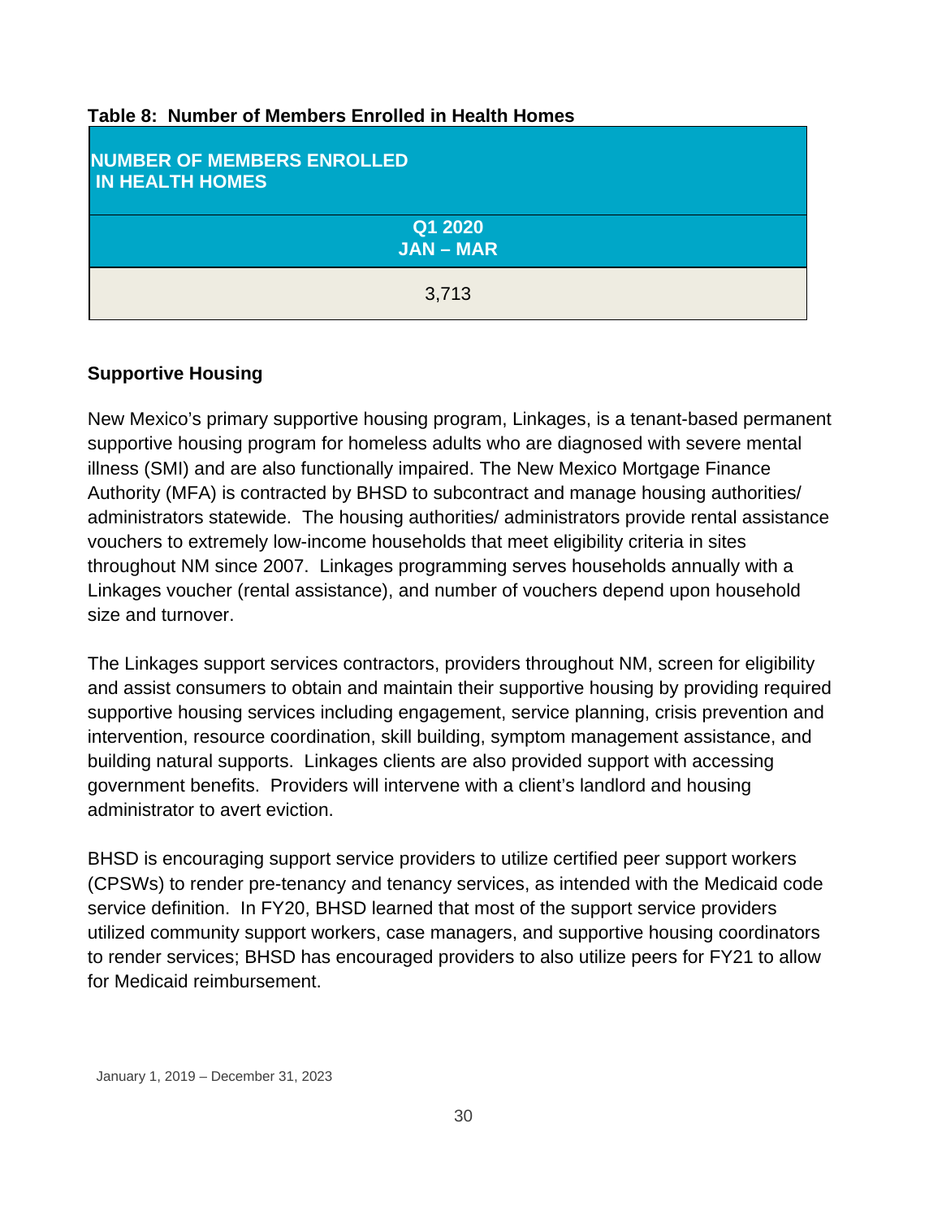**Table 8: Number of Members Enrolled in Health Homes**

| NUMBER OF MEMBERS ENROLLED IN HEALTH HOMES |
| --- |
| Q1 2020 JAN – MAR |
| 3,713 |

**Supportive Housing**

New Mexico's primary supportive housing program, Linkages, is a tenant-based permanent supportive housing program for homeless adults who are diagnosed with severe mental illness (SMI) and are also functionally impaired. The New Mexico Mortgage Finance Authority (MFA) is contracted by BHSD to subcontract and manage housing authorities/ administrators statewide. The housing authorities/ administrators provide rental assistance vouchers to extremely low-income households that meet eligibility criteria in sites throughout NM since 2007. Linkages programming serves households annually with a Linkages voucher (rental assistance), and number of vouchers depend upon household size and turnover.

The Linkages support services contractors, providers throughout NM, screen for eligibility and assist consumers to obtain and maintain their supportive housing by providing required supportive housing services including engagement, service planning, crisis prevention and intervention, resource coordination, skill building, symptom management assistance, and building natural supports. Linkages clients are also provided support with accessing government benefits. Providers will intervene with a client's landlord and housing administrator to avert eviction.

BHSD is encouraging support service providers to utilize certified peer support workers (CPSWs) to render pre-tenancy and tenancy services, as intended with the Medicaid code service definition. In FY20, BHSD learned that most of the support service providers utilized community support workers, case managers, and supportive housing coordinators to render services; BHSD has encouraged providers to also utilize peers for FY21 to allow for Medicaid reimbursement.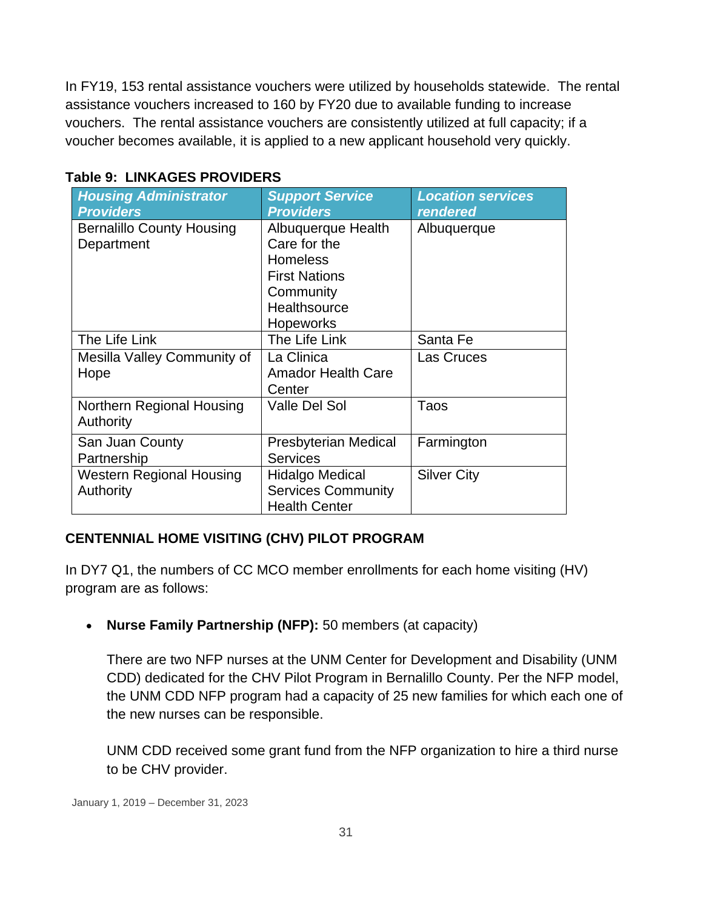In FY19, 153 rental assistance vouchers were utilized by households statewide. The rental assistance vouchers increased to 160 by FY20 due to available funding to increase vouchers. The rental assistance vouchers are consistently utilized at full capacity; if a voucher becomes available, it is applied to a new applicant household very quickly.

**Table 9: LINKAGES PROVIDERS**

| *Housing Administrator Providers* | *Support Service Providers* | *Location services rendered* |
|---|---|---|
| Bernalillo County Housing Department | Albuquerque Health Care for the Homeless<br>First Nations Community Healthsource<br>Hopeworks | Albuquerque |
| The Life Link | The Life Link | Santa Fe |
| Mesilla Valley Community of Hope | La Clinica<br>Amador Health Care Center | Las Cruces |
| Northern Regional Housing Authority | Valle Del Sol | Taos |
| San Juan County Partnership | Presbyterian Medical Services | Farmington |
| Western Regional Housing Authority | Hidalgo Medical Services Community Health Center | Silver City |

## CENTENNIAL HOME VISITING (CHV) PILOT PROGRAM

In DY7 Q1, the numbers of CC MCO member enrollments for each home visiting (HV) program are as follows:

- **Nurse Family Partnership (NFP):** 50 members (at capacity)

  There are two NFP nurses at the UNM Center for Development and Disability (UNM CDD) dedicated for the CHV Pilot Program in Bernalillo County. Per the NFP model, the UNM CDD NFP program had a capacity of 25 new families for which each one of the new nurses can be responsible.

  UNM CDD received some grant fund from the NFP organization to hire a third nurse to be CHV provider.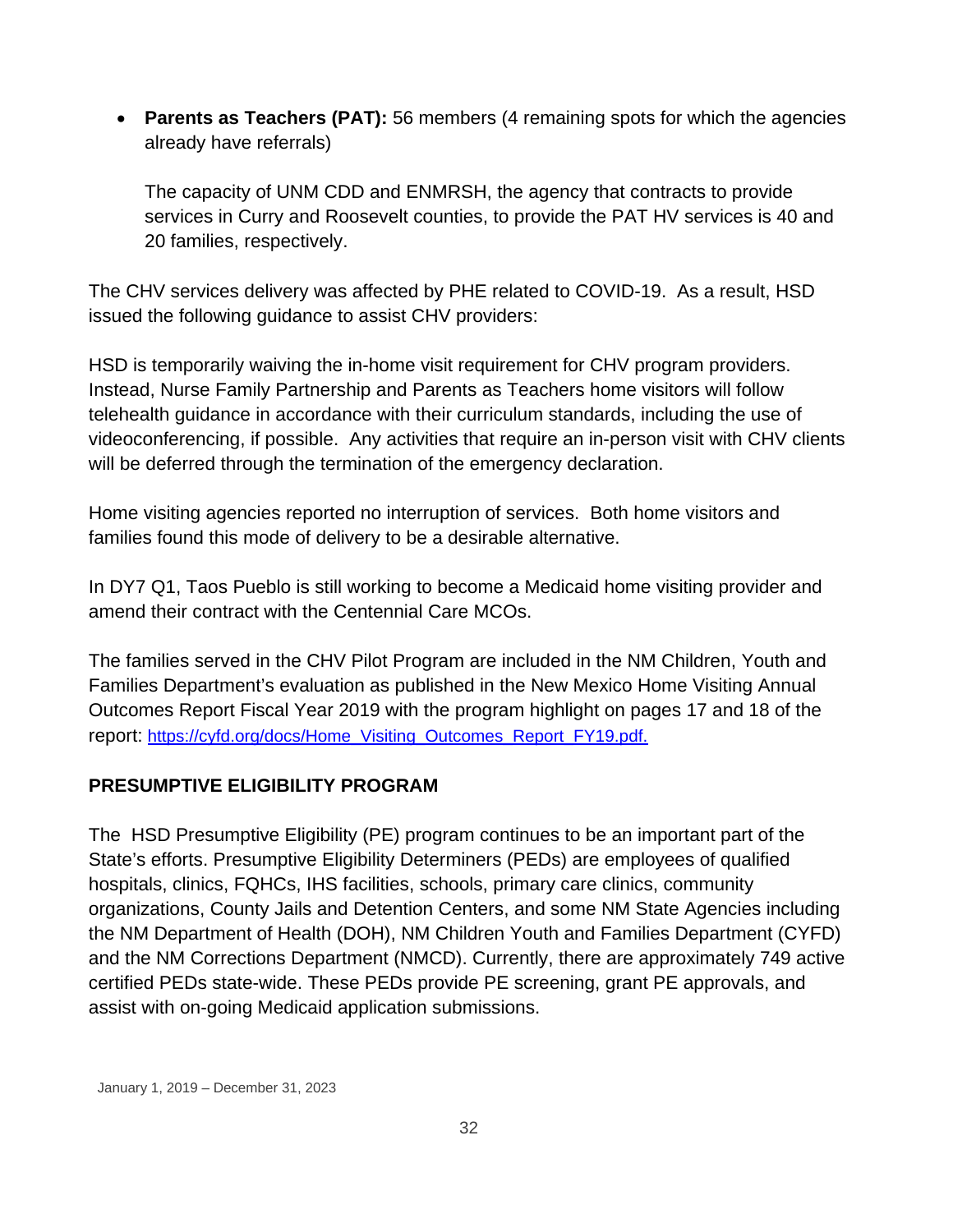- **Parents as Teachers (PAT):** 56 members (4 remaining spots for which the agencies already have referrals)

  The capacity of UNM CDD and ENMRSH, the agency that contracts to provide services in Curry and Roosevelt counties, to provide the PAT HV services is 40 and 20 families, respectively.

The CHV services delivery was affected by PHE related to COVID-19. As a result, HSD issued the following guidance to assist CHV providers:

HSD is temporarily waiving the in-home visit requirement for CHV program providers. Instead, Nurse Family Partnership and Parents as Teachers home visitors will follow telehealth guidance in accordance with their curriculum standards, including the use of videoconferencing, if possible. Any activities that require an in-person visit with CHV clients will be deferred through the termination of the emergency declaration.

Home visiting agencies reported no interruption of services. Both home visitors and families found this mode of delivery to be a desirable alternative.

In DY7 Q1, Taos Pueblo is still working to become a Medicaid home visiting provider and amend their contract with the Centennial Care MCOs.

The families served in the CHV Pilot Program are included in the NM Children, Youth and Families Department's evaluation as published in the New Mexico Home Visiting Annual Outcomes Report Fiscal Year 2019 with the program highlight on pages 17 and 18 of the report: https://cyfd.org/docs/Home_Visiting_Outcomes_Report_FY19.pdf.

## PRESUMPTIVE ELIGIBILITY PROGRAM

The HSD Presumptive Eligibility (PE) program continues to be an important part of the State's efforts. Presumptive Eligibility Determiners (PEDs) are employees of qualified hospitals, clinics, FQHCs, IHS facilities, schools, primary care clinics, community organizations, County Jails and Detention Centers, and some NM State Agencies including the NM Department of Health (DOH), NM Children Youth and Families Department (CYFD) and the NM Corrections Department (NMCD). Currently, there are approximately 749 active certified PEDs state-wide. These PEDs provide PE screening, grant PE approvals, and assist with on-going Medicaid application submissions.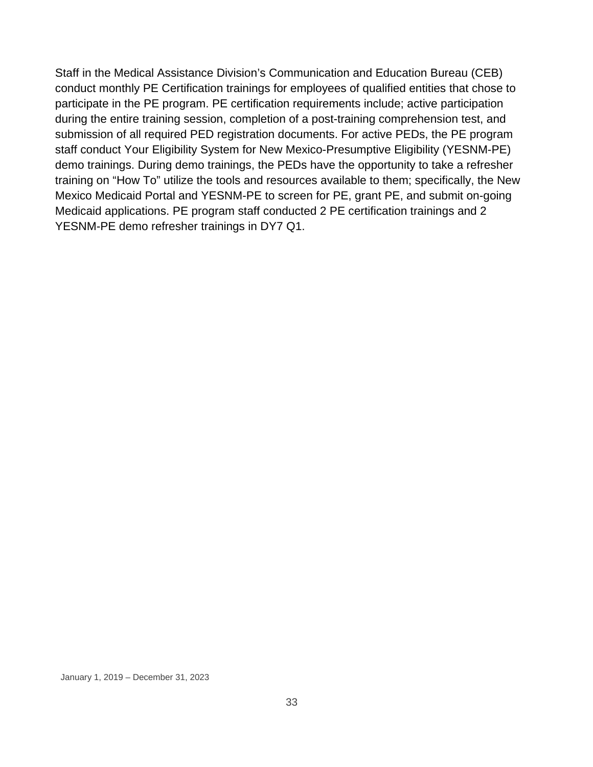Staff in the Medical Assistance Division’s Communication and Education Bureau (CEB) conduct monthly PE Certification trainings for employees of qualified entities that chose to participate in the PE program. PE certification requirements include; active participation during the entire training session, completion of a post-training comprehension test, and submission of all required PED registration documents. For active PEDs, the PE program staff conduct Your Eligibility System for New Mexico-Presumptive Eligibility (YESNM-PE) demo trainings. During demo trainings, the PEDs have the opportunity to take a refresher training on “How To” utilize the tools and resources available to them; specifically, the New Mexico Medicaid Portal and YESNM-PE to screen for PE, grant PE, and submit on-going Medicaid applications. PE program staff conducted 2 PE certification trainings and 2 YESNM-PE demo refresher trainings in DY7 Q1.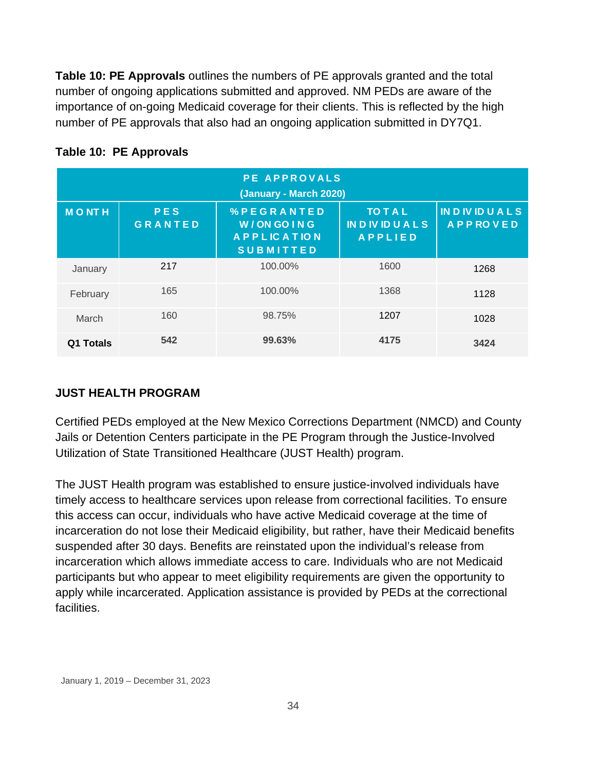**Table 10: PE Approvals** outlines the numbers of PE approvals granted and the total number of ongoing applications submitted and approved. NM PEDs are aware of the importance of on-going Medicaid coverage for their clients. This is reflected by the high number of PE approvals that also had an ongoing application submitted in DY7Q1.

**Table 10: PE Approvals**

| PE APPROVALS (January - March 2020) | | | | |
|---|---|---|---|---|
| MONTH | PES GRANTED | %PE GRANTED W/ ONGOING APPLICATION SUBMITTED | TOTAL INDIVIDUALS APPLIED | INDIVIDUALS APPROVED |
| January | 217 | 100.00% | 1600 | 1268 |
| February | 165 | 100.00% | 1368 | 1128 |
| March | 160 | 98.75% | 1207 | 1028 |
| **Q1 Totals** | **542** | **99.63%** | **4175** | **3424** |

## JUST HEALTH PROGRAM

Certified PEDs employed at the New Mexico Corrections Department (NMCD) and County Jails or Detention Centers participate in the PE Program through the Justice-Involved Utilization of State Transitioned Healthcare (JUST Health) program.

The JUST Health program was established to ensure justice-involved individuals have timely access to healthcare services upon release from correctional facilities. To ensure this access can occur, individuals who have active Medicaid coverage at the time of incarceration do not lose their Medicaid eligibility, but rather, have their Medicaid benefits suspended after 30 days. Benefits are reinstated upon the individual's release from incarceration which allows immediate access to care. Individuals who are not Medicaid participants but who appear to meet eligibility requirements are given the opportunity to apply while incarcerated. Application assistance is provided by PEDs at the correctional facilities.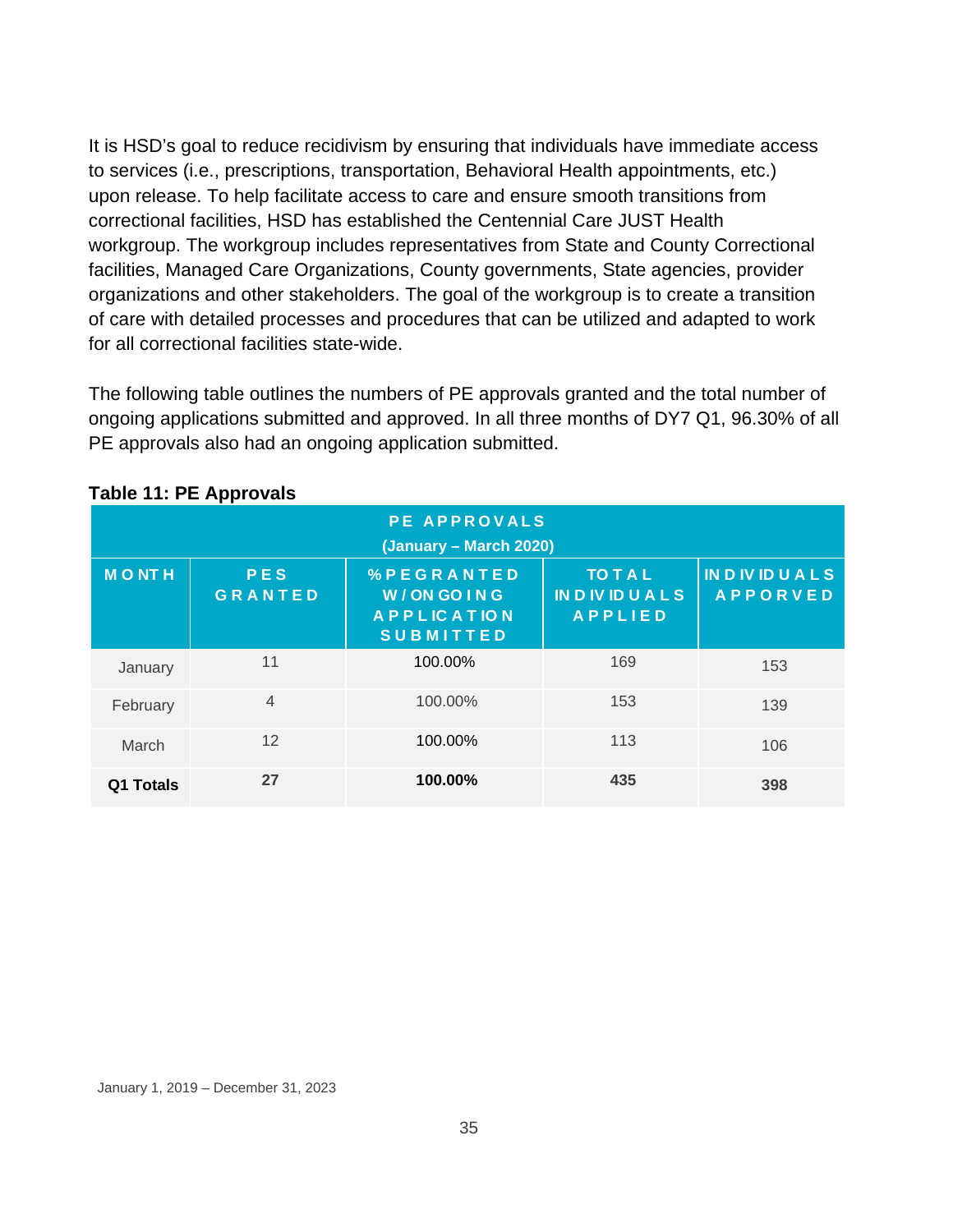It is HSD's goal to reduce recidivism by ensuring that individuals have immediate access to services (i.e., prescriptions, transportation, Behavioral Health appointments, etc.) upon release. To help facilitate access to care and ensure smooth transitions from correctional facilities, HSD has established the Centennial Care JUST Health workgroup. The workgroup includes representatives from State and County Correctional facilities, Managed Care Organizations, County governments, State agencies, provider organizations and other stakeholders. The goal of the workgroup is to create a transition of care with detailed processes and procedures that can be utilized and adapted to work for all correctional facilities state-wide.

The following table outlines the numbers of PE approvals granted and the total number of ongoing applications submitted and approved. In all three months of DY7 Q1, 96.30% of all PE approvals also had an ongoing application submitted.

**Table 11: PE Approvals**

| PE APPROVALS (January – March 2020) | | | | |
|---|---|---|---|---|
| MONTH | PES GRANTED | %PE GRANTED W/ONGOING APPLICATION SUBMITTED | TOTAL INDIVIDUALS APPLIED | INDIVIDUALS APPORVED |
| January | 11 | 100.00% | 169 | 153 |
| February | 4 | 100.00% | 153 | 139 |
| March | 12 | 100.00% | 113 | 106 |
| **Q1 Totals** | **27** | **100.00%** | **435** | **398** |

January 1, 2019 – December 31, 2023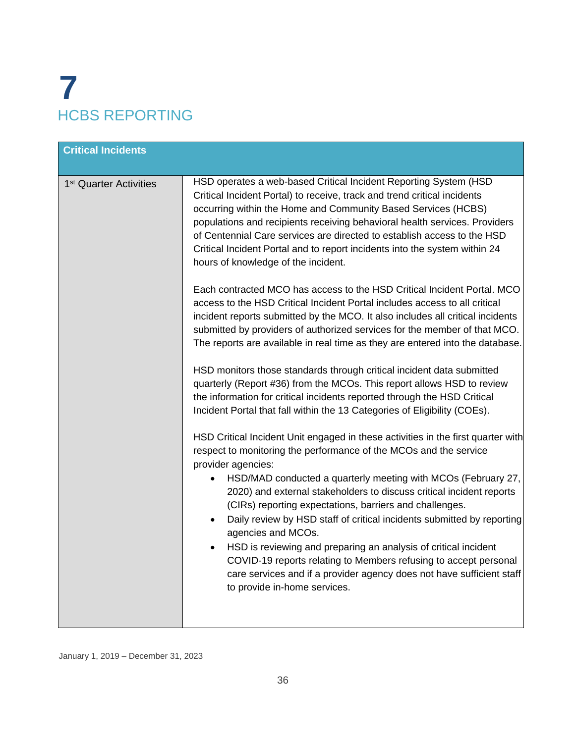# 7 HCBS REPORTING

| Critical Incidents | |
|---|---|
| 1st Quarter Activities | HSD operates a web-based Critical Incident Reporting System (HSD Critical Incident Portal) to receive, track and trend critical incidents occurring within the Home and Community Based Services (HCBS) populations and recipients receiving behavioral health services. Providers of Centennial Care services are directed to establish access to the HSD Critical Incident Portal and to report incidents into the system within 24 hours of knowledge of the incident.<br><br>Each contracted MCO has access to the HSD Critical Incident Portal. MCO access to the HSD Critical Incident Portal includes access to all critical incident reports submitted by the MCO. It also includes all critical incidents submitted by providers of authorized services for the member of that MCO. The reports are available in real time as they are entered into the database.<br><br>HSD monitors those standards through critical incident data submitted quarterly (Report #36) from the MCOs. This report allows HSD to review the information for critical incidents reported through the HSD Critical Incident Portal that fall within the 13 Categories of Eligibility (COEs).<br><br>HSD Critical Incident Unit engaged in these activities in the first quarter with respect to monitoring the performance of the MCOs and the service provider agencies:<br>• HSD/MAD conducted a quarterly meeting with MCOs (February 27, 2020) and external stakeholders to discuss critical incident reports (CIRs) reporting expectations, barriers and challenges.<br>• Daily review by HSD staff of critical incidents submitted by reporting agencies and MCOs.<br>• HSD is reviewing and preparing an analysis of critical incident COVID-19 reports relating to Members refusing to accept personal care services and if a provider agency does not have sufficient staff to provide in-home services. |

January 1, 2019 – December 31, 2023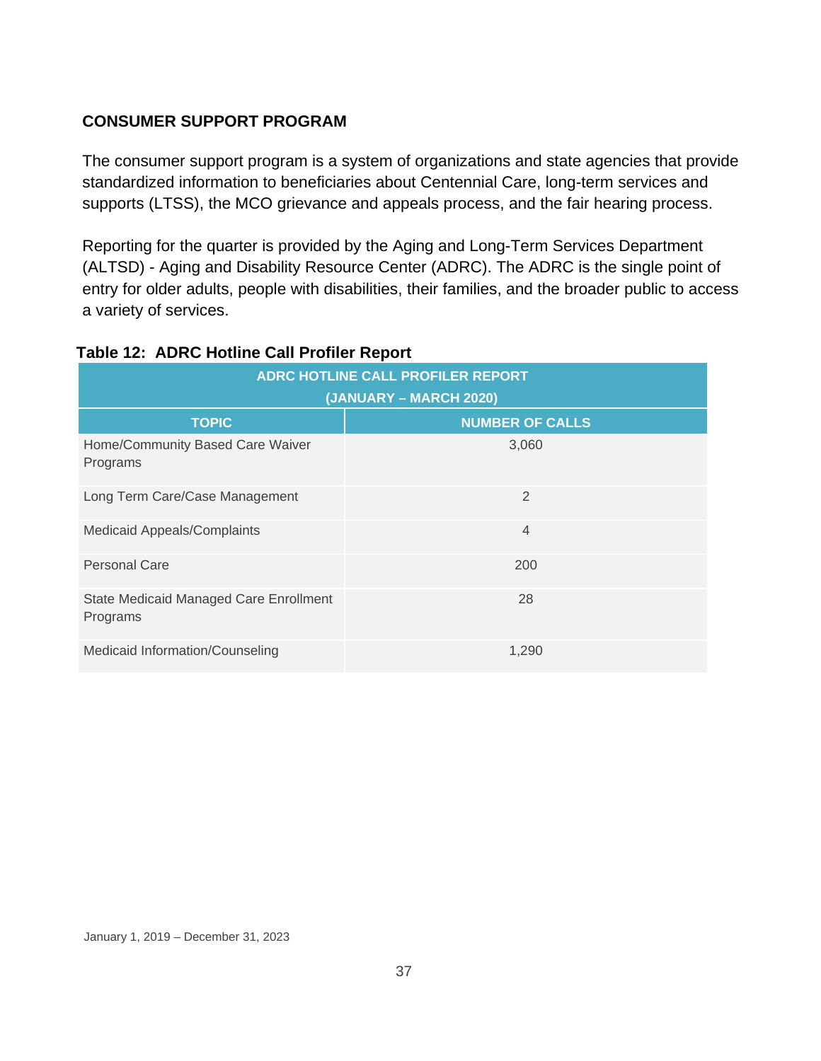## CONSUMER SUPPORT PROGRAM

The consumer support program is a system of organizations and state agencies that provide standardized information to beneficiaries about Centennial Care, long-term services and supports (LTSS), the MCO grievance and appeals process, and the fair hearing process.

Reporting for the quarter is provided by the Aging and Long-Term Services Department (ALTSD) - Aging and Disability Resource Center (ADRC). The ADRC is the single point of entry for older adults, people with disabilities, their families, and the broader public to access a variety of services.

**Table 12: ADRC Hotline Call Profiler Report**

| ADRC HOTLINE CALL PROFILER REPORT (JANUARY – MARCH 2020) | |
|---|---|
| **TOPIC** | **NUMBER OF CALLS** |
| Home/Community Based Care Waiver Programs | 3,060 |
| Long Term Care/Case Management | 2 |
| Medicaid Appeals/Complaints | 4 |
| Personal Care | 200 |
| State Medicaid Managed Care Enrollment Programs | 28 |
| Medicaid Information/Counseling | 1,290 |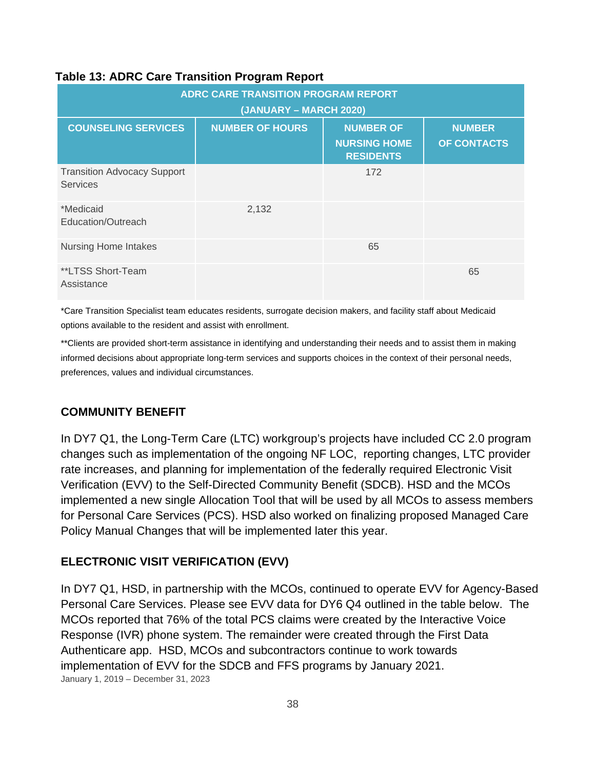**Table 13: ADRC Care Transition Program Report**

| ADRC CARE TRANSITION PROGRAM REPORT (JANUARY – MARCH 2020) | | | |
|---|---|---|---|
| COUNSELING SERVICES | NUMBER OF HOURS | NUMBER OF NURSING HOME RESIDENTS | NUMBER OF CONTACTS |
| Transition Advocacy Support Services | | 172 | |
| *Medicaid Education/Outreach | 2,132 | | |
| Nursing Home Intakes | | 65 | |
| **LTSS Short-Team Assistance | | | 65 |

*Care Transition Specialist team educates residents, surrogate decision makers, and facility staff about Medicaid options available to the resident and assist with enrollment.

**Clients are provided short-term assistance in identifying and understanding their needs and to assist them in making informed decisions about appropriate long-term services and supports choices in the context of their personal needs, preferences, values and individual circumstances.

## COMMUNITY BENEFIT

In DY7 Q1, the Long-Term Care (LTC) workgroup's projects have included CC 2.0 program changes such as implementation of the ongoing NF LOC, reporting changes, LTC provider rate increases, and planning for implementation of the federally required Electronic Visit Verification (EVV) to the Self-Directed Community Benefit (SDCB). HSD and the MCOs implemented a new single Allocation Tool that will be used by all MCOs to assess members for Personal Care Services (PCS). HSD also worked on finalizing proposed Managed Care Policy Manual Changes that will be implemented later this year.

## ELECTRONIC VISIT VERIFICATION (EVV)

In DY7 Q1, HSD, in partnership with the MCOs, continued to operate EVV for Agency-Based Personal Care Services. Please see EVV data for DY6 Q4 outlined in the table below. The MCOs reported that 76% of the total PCS claims were created by the Interactive Voice Response (IVR) phone system. The remainder were created through the First Data Authenticare app. HSD, MCOs and subcontractors continue to work towards implementation of EVV for the SDCB and FFS programs by January 2021.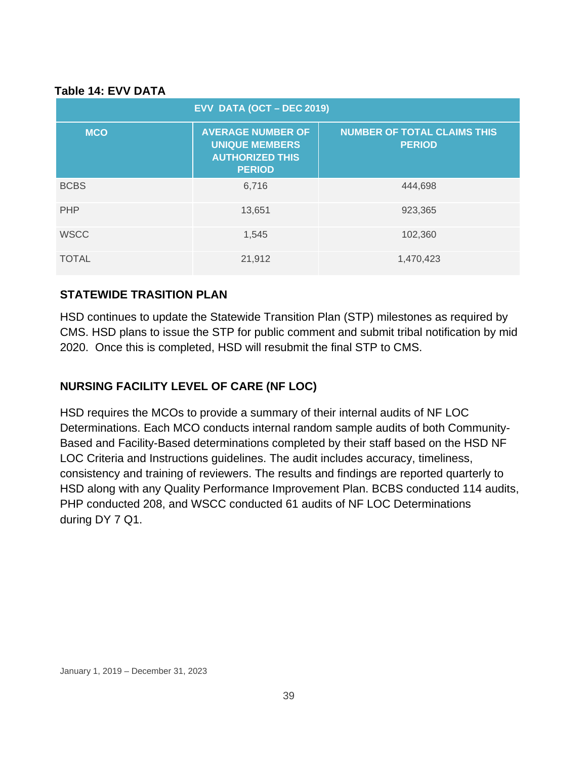**Table 14: EVV DATA**

| EVV DATA (OCT – DEC 2019) | | |
|---|---|---|
| MCO | AVERAGE NUMBER OF UNIQUE MEMBERS AUTHORIZED THIS PERIOD | NUMBER OF TOTAL CLAIMS THIS PERIOD |
| BCBS | 6,716 | 444,698 |
| PHP | 13,651 | 923,365 |
| WSCC | 1,545 | 102,360 |
| TOTAL | 21,912 | 1,470,423 |

## STATEWIDE TRASITION PLAN

HSD continues to update the Statewide Transition Plan (STP) milestones as required by CMS. HSD plans to issue the STP for public comment and submit tribal notification by mid 2020. Once this is completed, HSD will resubmit the final STP to CMS.

## NURSING FACILITY LEVEL OF CARE (NF LOC)

HSD requires the MCOs to provide a summary of their internal audits of NF LOC Determinations. Each MCO conducts internal random sample audits of both Community-Based and Facility-Based determinations completed by their staff based on the HSD NF LOC Criteria and Instructions guidelines. The audit includes accuracy, timeliness, consistency and training of reviewers. The results and findings are reported quarterly to HSD along with any Quality Performance Improvement Plan. BCBS conducted 114 audits, PHP conducted 208, and WSCC conducted 61 audits of NF LOC Determinations during DY 7 Q1.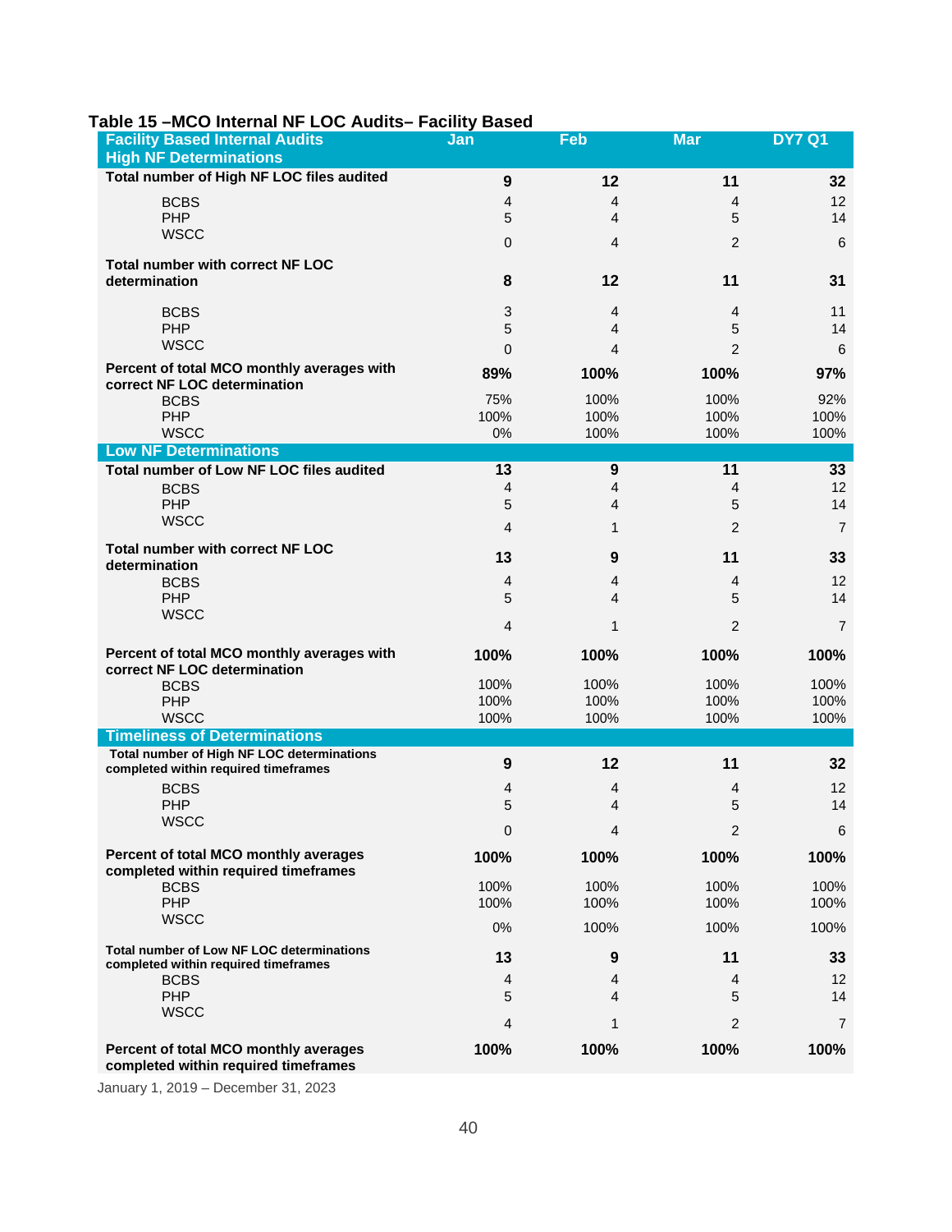**Table 15 –MCO Internal NF LOC Audits– Facility Based**

| Facility Based Internal Audits High NF Determinations | Jan | Feb | Mar | DY7 Q1 |
|---|---|---|---|---|
| **Total number of High NF LOC files audited** | **9** | **12** | **11** | **32** |
| BCBS | 4 | 4 | 4 | 12 |
| PHP | 5 | 4 | 5 | 14 |
| WSCC | 0 | 4 | 2 | 6 |
| **Total number with correct NF LOC determination** | **8** | **12** | **11** | **31** |
| BCBS | 3 | 4 | 4 | 11 |
| PHP | 5 | 4 | 5 | 14 |
| WSCC | 0 | 4 | 2 | 6 |
| **Percent of total MCO monthly averages with correct NF LOC determination** | **89%** | **100%** | **100%** | **97%** |
| BCBS | 75% | 100% | 100% | 92% |
| PHP | 100% | 100% | 100% | 100% |
| WSCC | 0% | 100% | 100% | 100% |
| **Low NF Determinations** | | | | |
| **Total number of Low NF LOC files audited** | **13** | **9** | **11** | **33** |
| BCBS | 4 | 4 | 4 | 12 |
| PHP | 5 | 4 | 5 | 14 |
| WSCC | 4 | 1 | 2 | 7 |
| **Total number with correct NF LOC determination** | **13** | **9** | **11** | **33** |
| BCBS | 4 | 4 | 4 | 12 |
| PHP | 5 | 4 | 5 | 14 |
| WSCC | 4 | 1 | 2 | 7 |
| **Percent of total MCO monthly averages with correct NF LOC determination** | **100%** | **100%** | **100%** | **100%** |
| BCBS | 100% | 100% | 100% | 100% |
| PHP | 100% | 100% | 100% | 100% |
| WSCC | 100% | 100% | 100% | 100% |
| **Timeliness of Determinations** | | | | |
| **Total number of High NF LOC determinations completed within required timeframes** | **9** | **12** | **11** | **32** |
| BCBS | 4 | 4 | 4 | 12 |
| PHP | 5 | 4 | 5 | 14 |
| WSCC | 0 | 4 | 2 | 6 |
| **Percent of total MCO monthly averages completed within required timeframes** | **100%** | **100%** | **100%** | **100%** |
| BCBS | 100% | 100% | 100% | 100% |
| PHP | 100% | 100% | 100% | 100% |
| WSCC | 0% | 100% | 100% | 100% |
| **Total number of Low NF LOC determinations completed within required timeframes** | **13** | **9** | **11** | **33** |
| BCBS | 4 | 4 | 4 | 12 |
| PHP | 5 | 4 | 5 | 14 |
| WSCC | 4 | 1 | 2 | 7 |
| **Percent of total MCO monthly averages completed within required timeframes** | **100%** | **100%** | **100%** | **100%** |

January 1, 2019 – December 31, 2023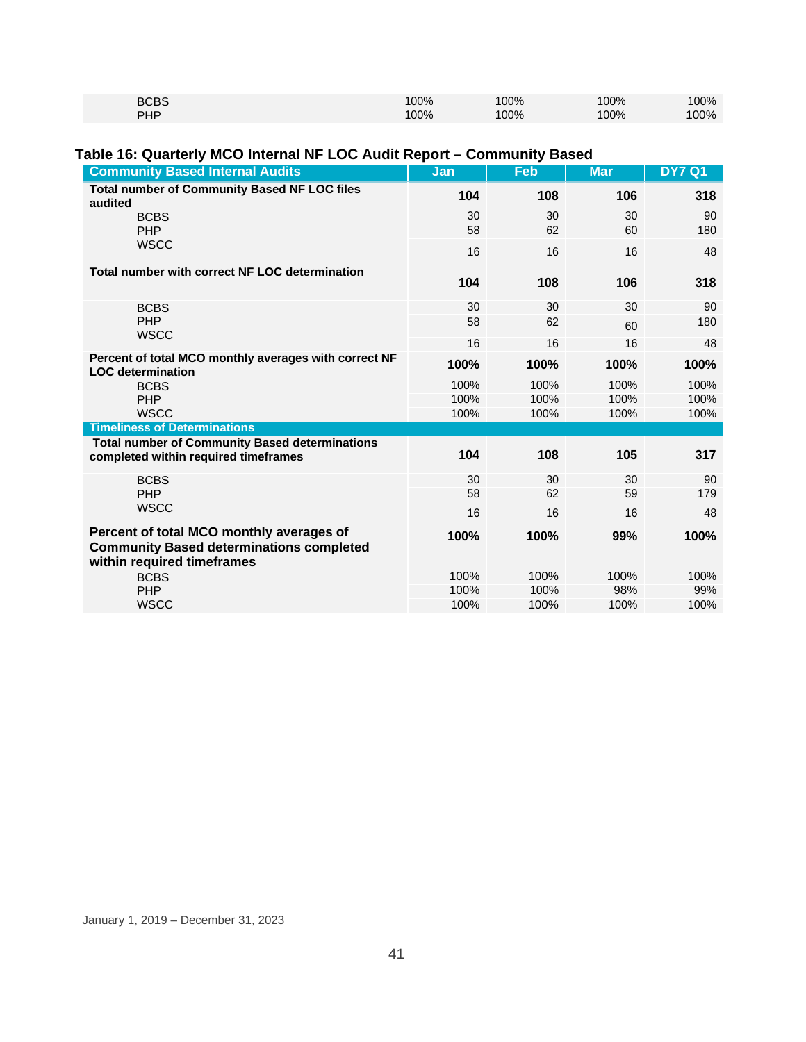| | | | | |
|---|---|---|---|---|
| BCBS | 100% | 100% | 100% | 100% |
| PHP | 100% | 100% | 100% | 100% |

### Table 16: Quarterly MCO Internal NF LOC Audit Report – Community Based

| Community Based Internal Audits | Jan | Feb | Mar | DY7 Q1 |
|---|---|---|---|---|
| **Total number of Community Based NF LOC files audited** | **104** | **108** | **106** | **318** |
| BCBS | 30 | 30 | 30 | 90 |
| PHP | 58 | 62 | 60 | 180 |
| WSCC | 16 | 16 | 16 | 48 |
| **Total number with correct NF LOC determination** | **104** | **108** | **106** | **318** |
| BCBS | 30 | 30 | 30 | 90 |
| PHP | 58 | 62 | 60 | 180 |
| WSCC | 16 | 16 | 16 | 48 |
| **Percent of total MCO monthly averages with correct NF LOC determination** | **100%** | **100%** | **100%** | **100%** |
| BCBS | 100% | 100% | 100% | 100% |
| PHP | 100% | 100% | 100% | 100% |
| WSCC | 100% | 100% | 100% | 100% |
| **Timeliness of Determinations** | | | | |
| **Total number of Community Based determinations completed within required timeframes** | **104** | **108** | **105** | **317** |
| BCBS | 30 | 30 | 30 | 90 |
| PHP | 58 | 62 | 59 | 179 |
| WSCC | 16 | 16 | 16 | 48 |
| **Percent of total MCO monthly averages of Community Based determinations completed within required timeframes** | **100%** | **100%** | **99%** | **100%** |
| BCBS | 100% | 100% | 100% | 100% |
| PHP | 100% | 100% | 98% | 99% |
| WSCC | 100% | 100% | 100% | 100% |

January 1, 2019 – December 31, 2023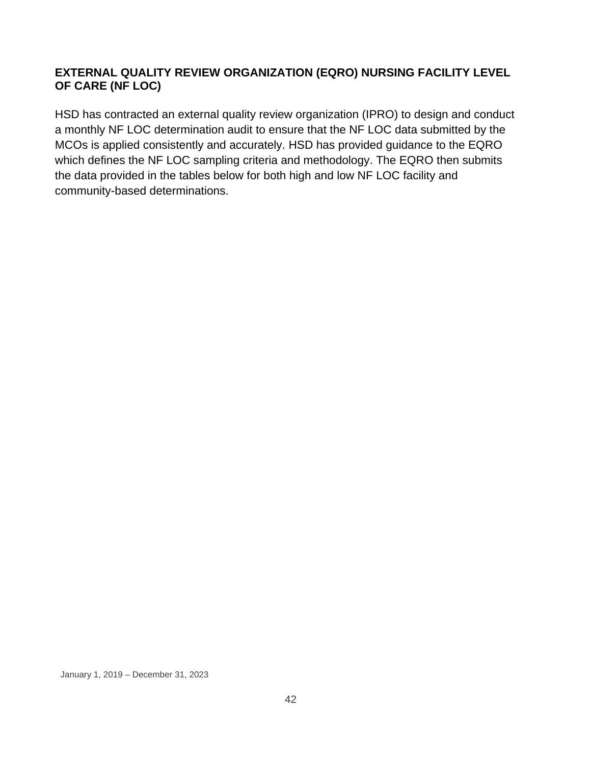## EXTERNAL QUALITY REVIEW ORGANIZATION (EQRO) NURSING FACILITY LEVEL OF CARE (NF LOC)

HSD has contracted an external quality review organization (IPRO) to design and conduct a monthly NF LOC determination audit to ensure that the NF LOC data submitted by the MCOs is applied consistently and accurately. HSD has provided guidance to the EQRO which defines the NF LOC sampling criteria and methodology. The EQRO then submits the data provided in the tables below for both high and low NF LOC facility and community-based determinations.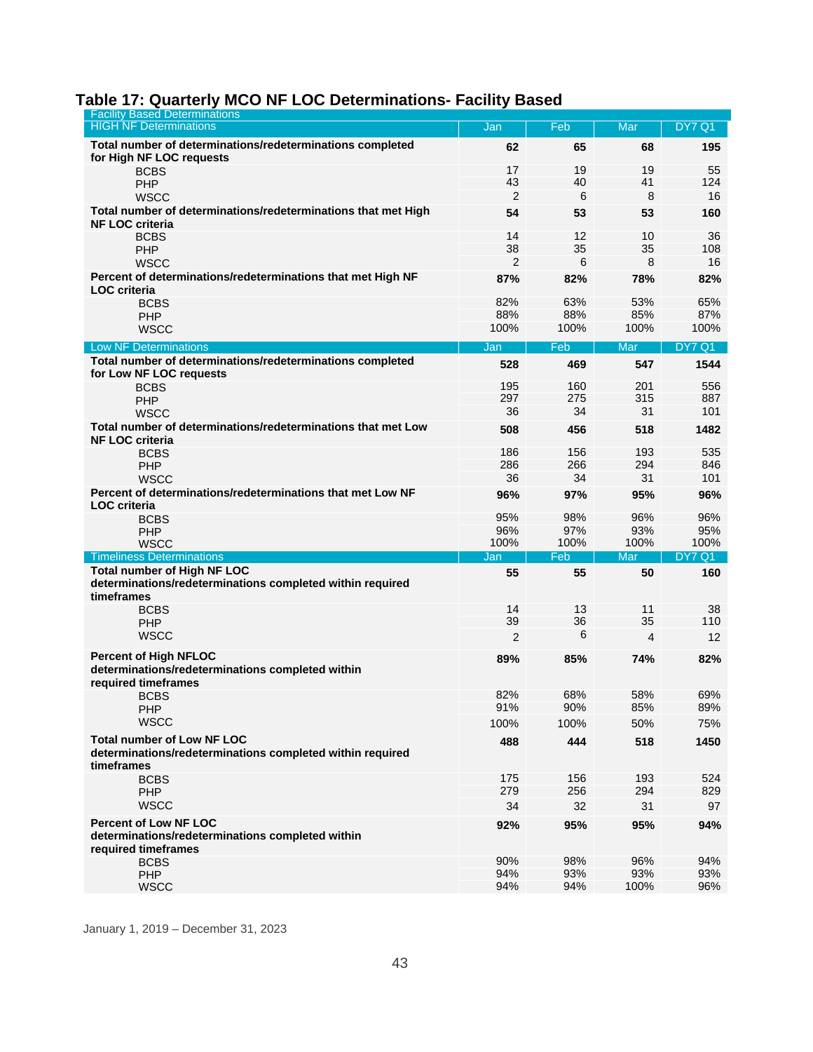## Table 17: Quarterly MCO NF LOC Determinations- Facility Based

| Facility Based Determinations | | | | |
|---|---|---|---|---|
| **HIGH NF Determinations** | **Jan** | **Feb** | **Mar** | **DY7 Q1** |
| **Total number of determinations/redeterminations completed for High NF LOC requests** | **62** | **65** | **68** | **195** |
| BCBS | 17 | 19 | 19 | 55 |
| PHP | 43 | 40 | 41 | 124 |
| WSCC | 2 | 6 | 8 | 16 |
| **Total number of determinations/redeterminations that met High NF LOC criteria** | **54** | **53** | **53** | **160** |
| BCBS | 14 | 12 | 10 | 36 |
| PHP | 38 | 35 | 35 | 108 |
| WSCC | 2 | 6 | 8 | 16 |
| **Percent of determinations/redeterminations that met High NF LOC criteria** | **87%** | **82%** | **78%** | **82%** |
| BCBS | 82% | 63% | 53% | 65% |
| PHP | 88% | 88% | 85% | 87% |
| WSCC | 100% | 100% | 100% | 100% |
| **Low NF Determinations** | **Jan** | **Feb** | **Mar** | **DY7 Q1** |
| **Total number of determinations/redeterminations completed for Low NF LOC requests** | **528** | **469** | **547** | **1544** |
| BCBS | 195 | 160 | 201 | 556 |
| PHP | 297 | 275 | 315 | 887 |
| WSCC | 36 | 34 | 31 | 101 |
| **Total number of determinations/redeterminations that met Low NF LOC criteria** | **508** | **456** | **518** | **1482** |
| BCBS | 186 | 156 | 193 | 535 |
| PHP | 286 | 266 | 294 | 846 |
| WSCC | 36 | 34 | 31 | 101 |
| **Percent of determinations/redeterminations that met Low NF LOC criteria** | **96%** | **97%** | **95%** | **96%** |
| BCBS | 95% | 98% | 96% | 96% |
| PHP | 96% | 97% | 93% | 95% |
| WSCC | 100% | 100% | 100% | 100% |
| **Timeliness Determinations** | **Jan** | **Feb** | **Mar** | **DY7 Q1** |
| **Total number of High NF LOC determinations/redeterminations completed within required timeframes** | **55** | **55** | **50** | **160** |
| BCBS | 14 | 13 | 11 | 38 |
| PHP | 39 | 36 | 35 | 110 |
| WSCC | 2 | 6 | 4 | 12 |
| **Percent of High NFLOC determinations/redeterminations completed within required timeframes** | **89%** | **85%** | **74%** | **82%** |
| BCBS | 82% | 68% | 58% | 69% |
| PHP | 91% | 90% | 85% | 89% |
| WSCC | 100% | 100% | 50% | 75% |
| **Total number of Low NF LOC determinations/redeterminations completed within required timeframes** | **488** | **444** | **518** | **1450** |
| BCBS | 175 | 156 | 193 | 524 |
| PHP | 279 | 256 | 294 | 829 |
| WSCC | 34 | 32 | 31 | 97 |
| **Percent of Low NF LOC determinations/redeterminations completed within required timeframes** | **92%** | **95%** | **95%** | **94%** |
| BCBS | 90% | 98% | 96% | 94% |
| PHP | 94% | 93% | 93% | 93% |
| WSCC | 94% | 94% | 100% | 96% |

January 1, 2019 – December 31, 2023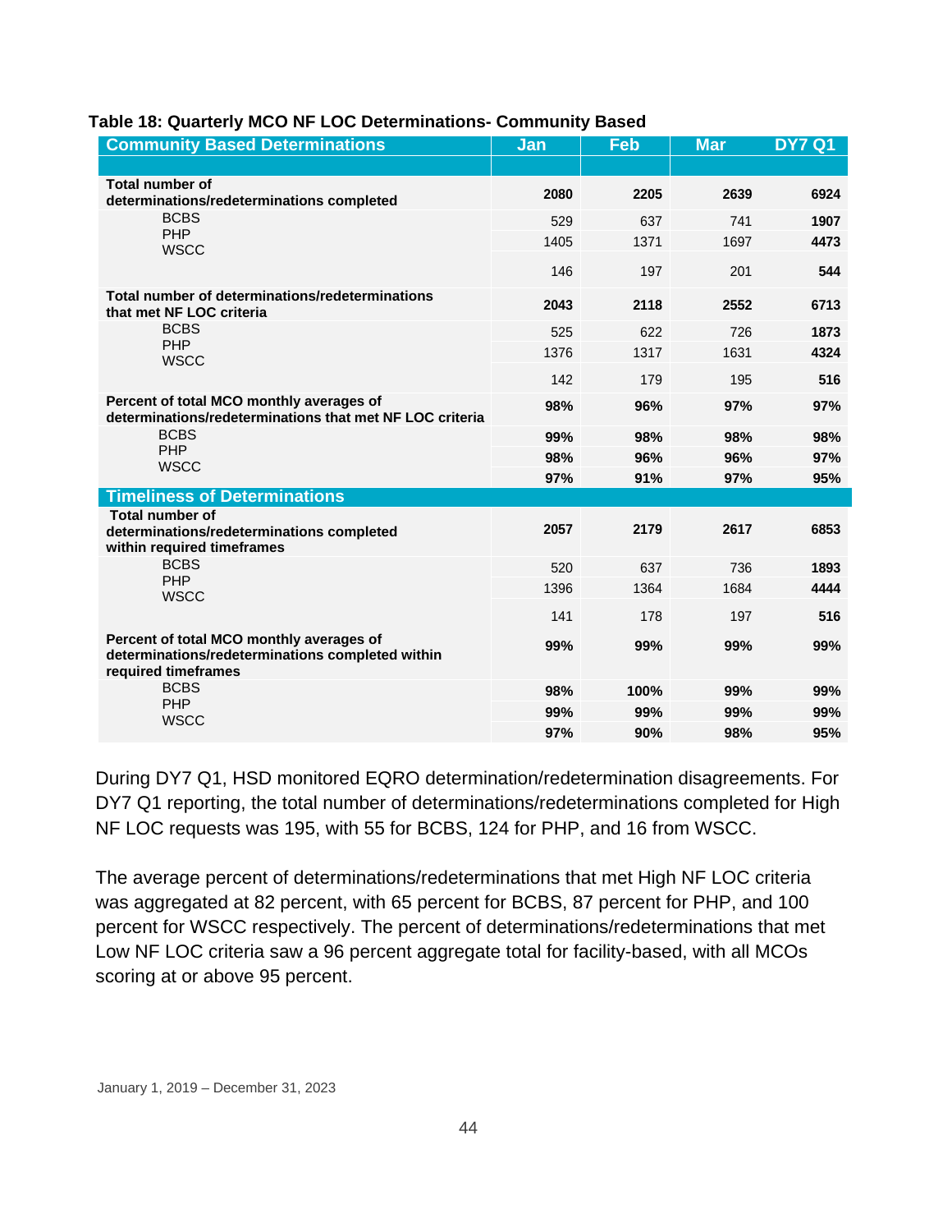**Table 18: Quarterly MCO NF LOC Determinations- Community Based**

| Community Based Determinations | Jan | Feb | Mar | DY7 Q1 |
|---|---|---|---|---|
| **Total number of determinations/redeterminations completed** | **2080** | **2205** | **2639** | **6924** |
| BCBS | 529 | 637 | 741 | **1907** |
| PHP | 1405 | 1371 | 1697 | **4473** |
| WSCC | 146 | 197 | 201 | **544** |
| **Total number of determinations/redeterminations that met NF LOC criteria** | **2043** | **2118** | **2552** | **6713** |
| BCBS | 525 | 622 | 726 | **1873** |
| PHP | 1376 | 1317 | 1631 | **4324** |
| WSCC | 142 | 179 | 195 | **516** |
| **Percent of total MCO monthly averages of determinations/redeterminations that met NF LOC criteria** | **98%** | **96%** | **97%** | **97%** |
| BCBS | **99%** | **98%** | **98%** | **98%** |
| PHP | **98%** | **96%** | **96%** | **97%** |
| WSCC | **97%** | **91%** | **97%** | **95%** |
| **Timeliness of Determinations** | | | | |
| **Total number of determinations/redeterminations completed within required timeframes** | **2057** | **2179** | **2617** | **6853** |
| BCBS | 520 | 637 | 736 | **1893** |
| PHP | 1396 | 1364 | 1684 | **4444** |
| WSCC | 141 | 178 | 197 | **516** |
| **Percent of total MCO monthly averages of determinations/redeterminations completed within required timeframes** | **99%** | **99%** | **99%** | **99%** |
| BCBS | **98%** | **100%** | **99%** | **99%** |
| PHP | **99%** | **99%** | **99%** | **99%** |
| WSCC | **97%** | **90%** | **98%** | **95%** |

During DY7 Q1, HSD monitored EQRO determination/redetermination disagreements. For DY7 Q1 reporting, the total number of determinations/redeterminations completed for High NF LOC requests was 195, with 55 for BCBS, 124 for PHP, and 16 from WSCC.

The average percent of determinations/redeterminations that met High NF LOC criteria was aggregated at 82 percent, with 65 percent for BCBS, 87 percent for PHP, and 100 percent for WSCC respectively. The percent of determinations/redeterminations that met Low NF LOC criteria saw a 96 percent aggregate total for facility-based, with all MCOs scoring at or above 95 percent.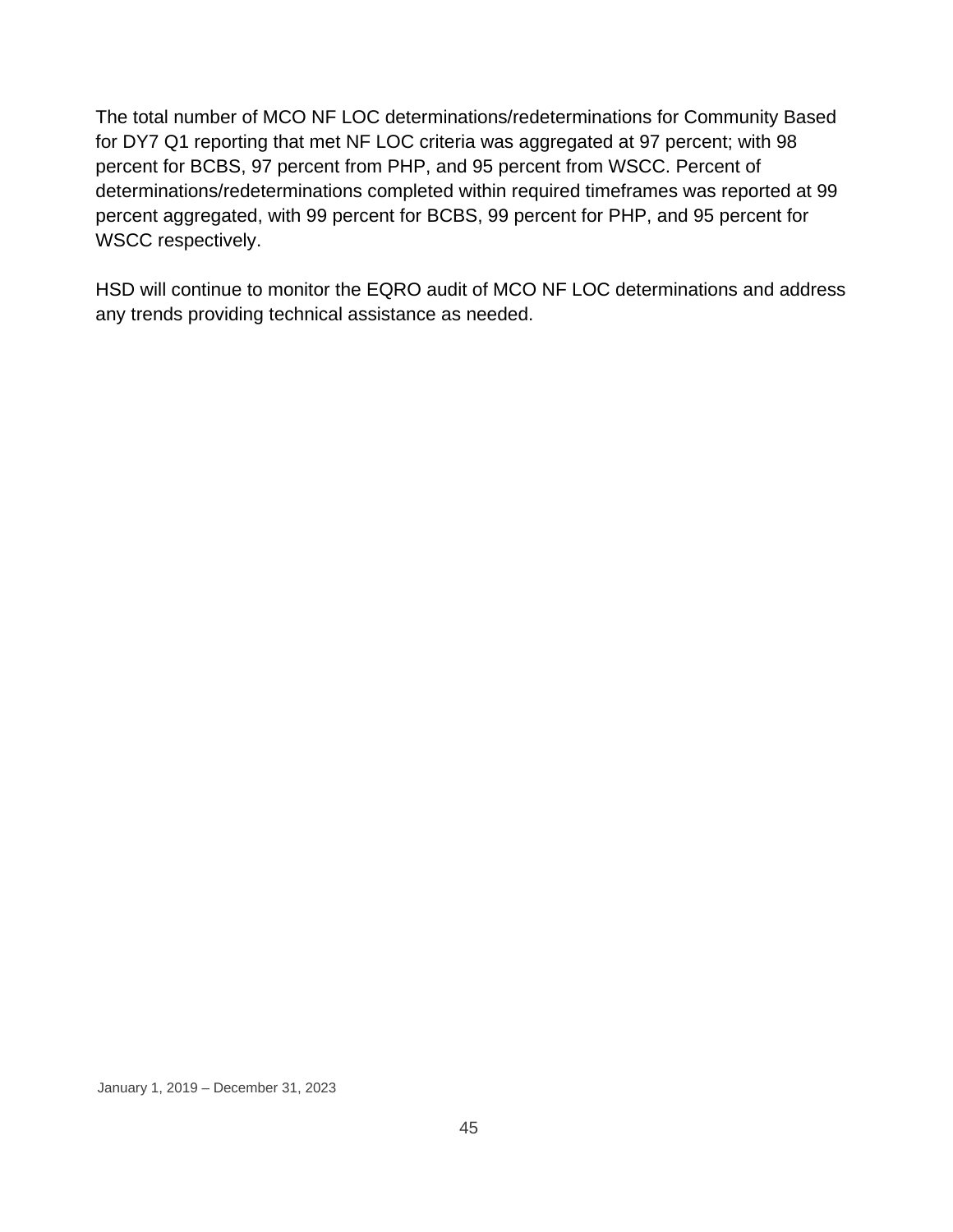The total number of MCO NF LOC determinations/redeterminations for Community Based for DY7 Q1 reporting that met NF LOC criteria was aggregated at 97 percent; with 98 percent for BCBS, 97 percent from PHP, and 95 percent from WSCC. Percent of determinations/redeterminations completed within required timeframes was reported at 99 percent aggregated, with 99 percent for BCBS, 99 percent for PHP, and 95 percent for WSCC respectively.

HSD will continue to monitor the EQRO audit of MCO NF LOC determinations and address any trends providing technical assistance as needed.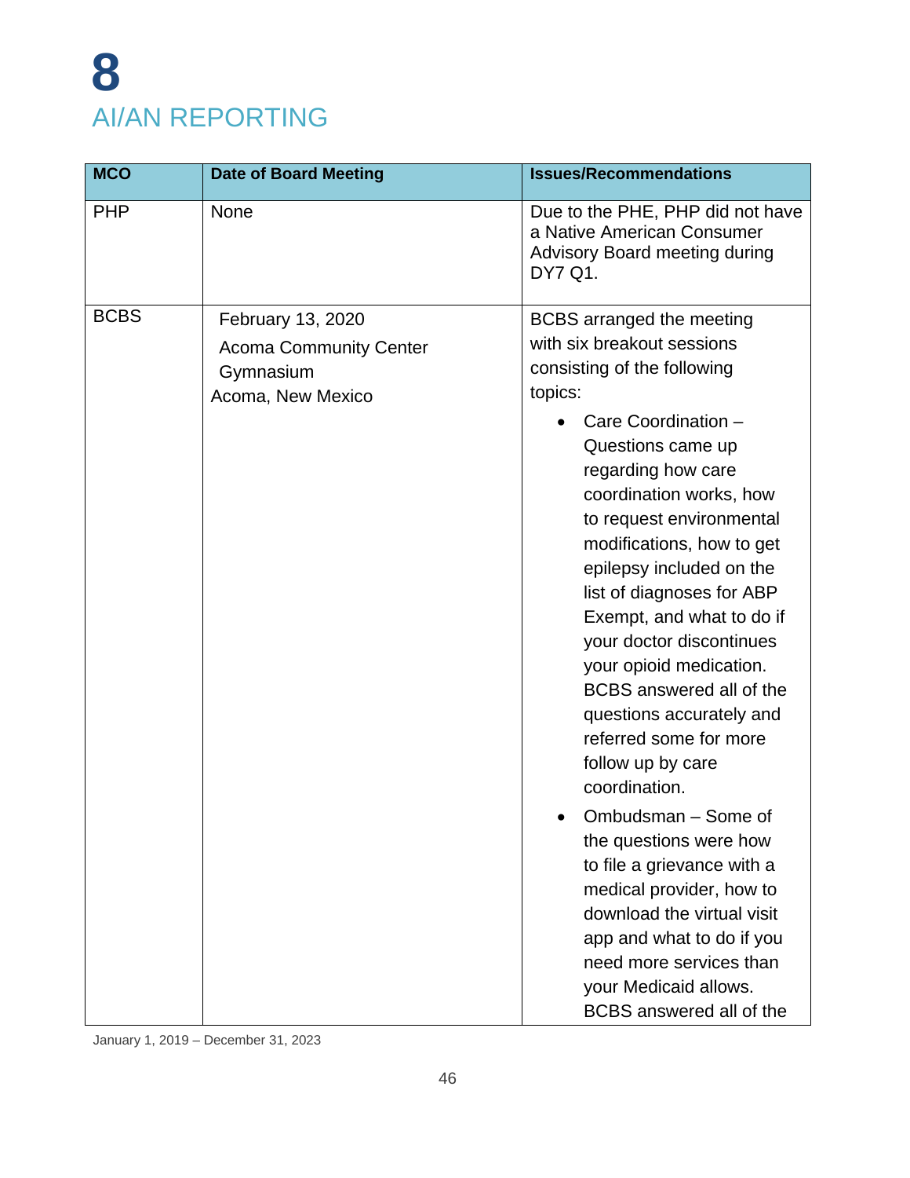# 8

# AI/AN REPORTING

| MCO | Date of Board Meeting | Issues/Recommendations |
|---|---|---|
| PHP | None | Due to the PHE, PHP did not have a Native American Consumer Advisory Board meeting during DY7 Q1. |
| BCBS | February 13, 2020<br>Acoma Community Center Gymnasium<br>Acoma, New Mexico | BCBS arranged the meeting with six breakout sessions consisting of the following topics:<br>• Care Coordination – Questions came up regarding how care coordination works, how to request environmental modifications, how to get epilepsy included on the list of diagnoses for ABP Exempt, and what to do if your doctor discontinues your opioid medication. BCBS answered all of the questions accurately and referred some for more follow up by care coordination.<br>• Ombudsman – Some of the questions were how to file a grievance with a medical provider, how to download the virtual visit app and what to do if you need more services than your Medicaid allows. BCBS answered all of the |

January 1, 2019 – December 31, 2023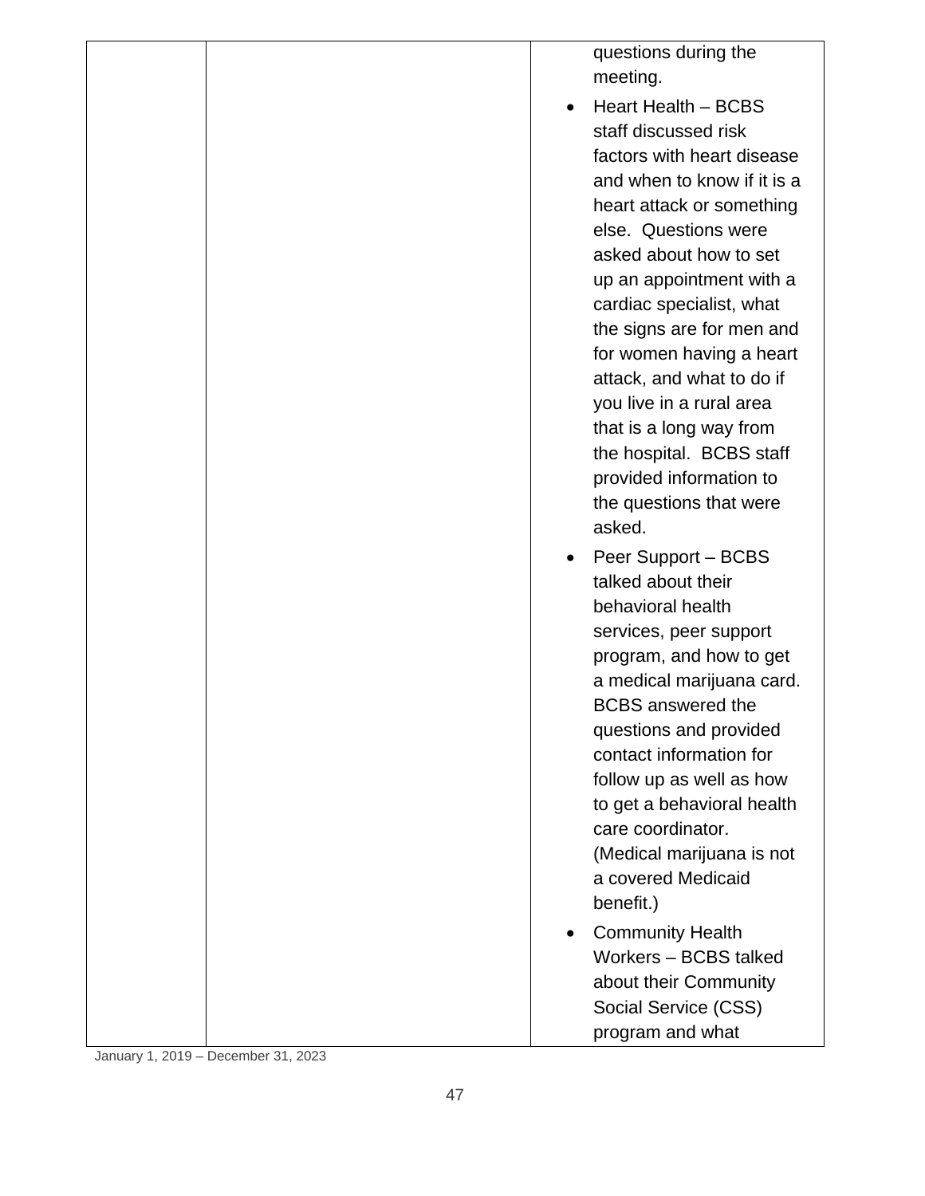| | | |
|---|---|---|
| | | questions during the meeting.<br>• Heart Health – BCBS staff discussed risk factors with heart disease and when to know if it is a heart attack or something else. Questions were asked about how to set up an appointment with a cardiac specialist, what the signs are for men and for women having a heart attack, and what to do if you live in a rural area that is a long way from the hospital. BCBS staff provided information to the questions that were asked.<br>• Peer Support – BCBS talked about their behavioral health services, peer support program, and how to get a medical marijuana card. BCBS answered the questions and provided contact information for follow up as well as how to get a behavioral health care coordinator. (Medical marijuana is not a covered Medicaid benefit.)<br>• Community Health Workers – BCBS talked about their Community Social Service (CSS) program and what |

January 1, 2019 – December 31, 2023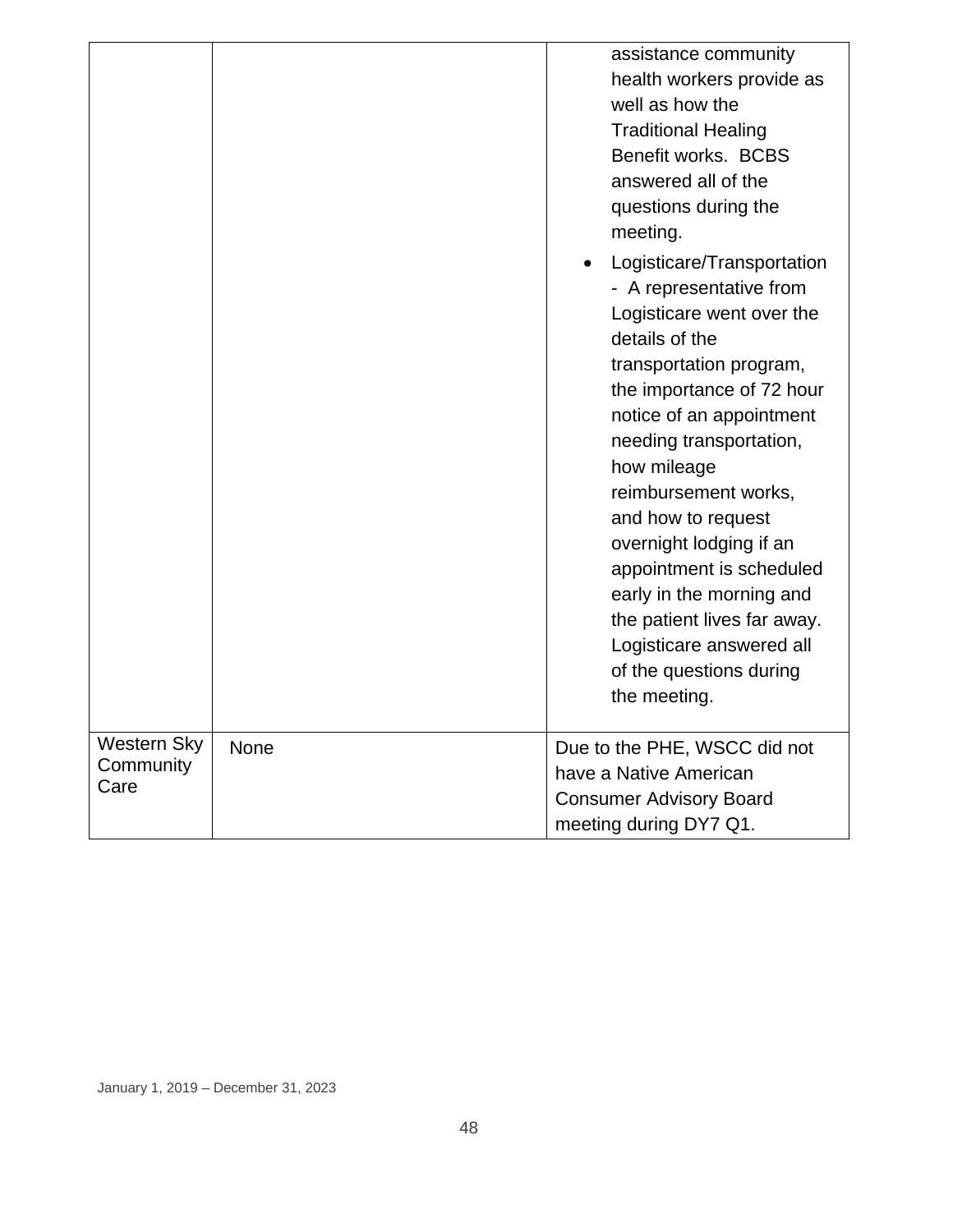| | | |
|---|---|---|
| | | assistance community health workers provide as well as how the Traditional Healing Benefit works. BCBS answered all of the questions during the meeting.<br>• Logisticare/Transportation - A representative from Logisticare went over the details of the transportation program, the importance of 72 hour notice of an appointment needing transportation, how mileage reimbursement works, and how to request overnight lodging if an appointment is scheduled early in the morning and the patient lives far away. Logisticare answered all of the questions during the meeting. |
| Western Sky Community Care | None | Due to the PHE, WSCC did not have a Native American Consumer Advisory Board meeting during DY7 Q1. |

January 1, 2019 – December 31, 2023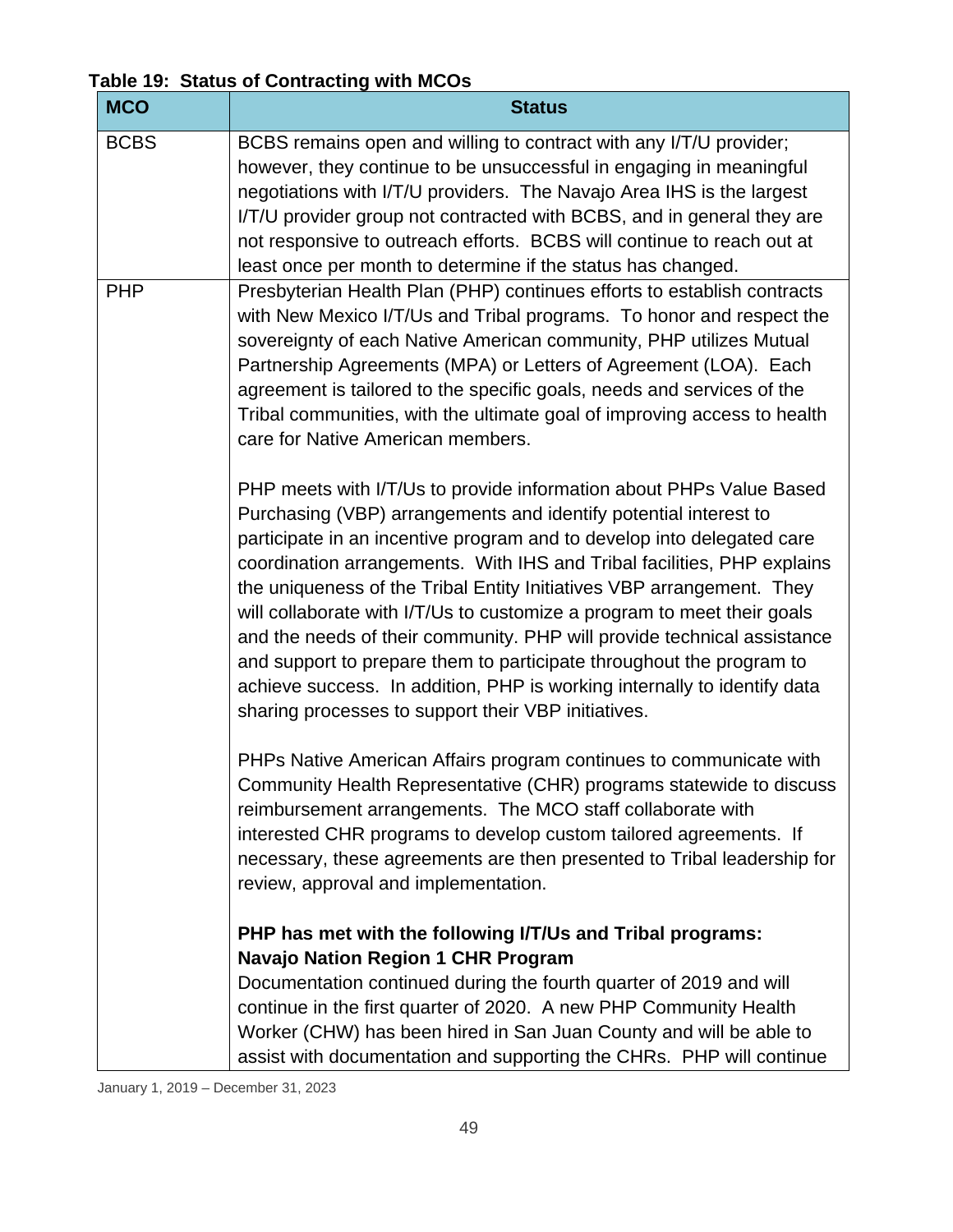**Table 19: Status of Contracting with MCOs**

| MCO | Status |
|---|---|
| BCBS | BCBS remains open and willing to contract with any I/T/U provider; however, they continue to be unsuccessful in engaging in meaningful negotiations with I/T/U providers. The Navajo Area IHS is the largest I/T/U provider group not contracted with BCBS, and in general they are not responsive to outreach efforts. BCBS will continue to reach out at least once per month to determine if the status has changed. |
| PHP | Presbyterian Health Plan (PHP) continues efforts to establish contracts with New Mexico I/T/Us and Tribal programs. To honor and respect the sovereignty of each Native American community, PHP utilizes Mutual Partnership Agreements (MPA) or Letters of Agreement (LOA). Each agreement is tailored to the specific goals, needs and services of the Tribal communities, with the ultimate goal of improving access to health care for Native American members.<br><br>PHP meets with I/T/Us to provide information about PHPs Value Based Purchasing (VBP) arrangements and identify potential interest to participate in an incentive program and to develop into delegated care coordination arrangements. With IHS and Tribal facilities, PHP explains the uniqueness of the Tribal Entity Initiatives VBP arrangement. They will collaborate with I/T/Us to customize a program to meet their goals and the needs of their community. PHP will provide technical assistance and support to prepare them to participate throughout the program to achieve success. In addition, PHP is working internally to identify data sharing processes to support their VBP initiatives.<br><br>PHPs Native American Affairs program continues to communicate with Community Health Representative (CHR) programs statewide to discuss reimbursement arrangements. The MCO staff collaborate with interested CHR programs to develop custom tailored agreements. If necessary, these agreements are then presented to Tribal leadership for review, approval and implementation.<br><br>**PHP has met with the following I/T/Us and Tribal programs:**<br>**Navajo Nation Region 1 CHR Program**<br>Documentation continued during the fourth quarter of 2019 and will continue in the first quarter of 2020. A new PHP Community Health Worker (CHW) has been hired in San Juan County and will be able to assist with documentation and supporting the CHRs. PHP will continue |

January 1, 2019 – December 31, 2023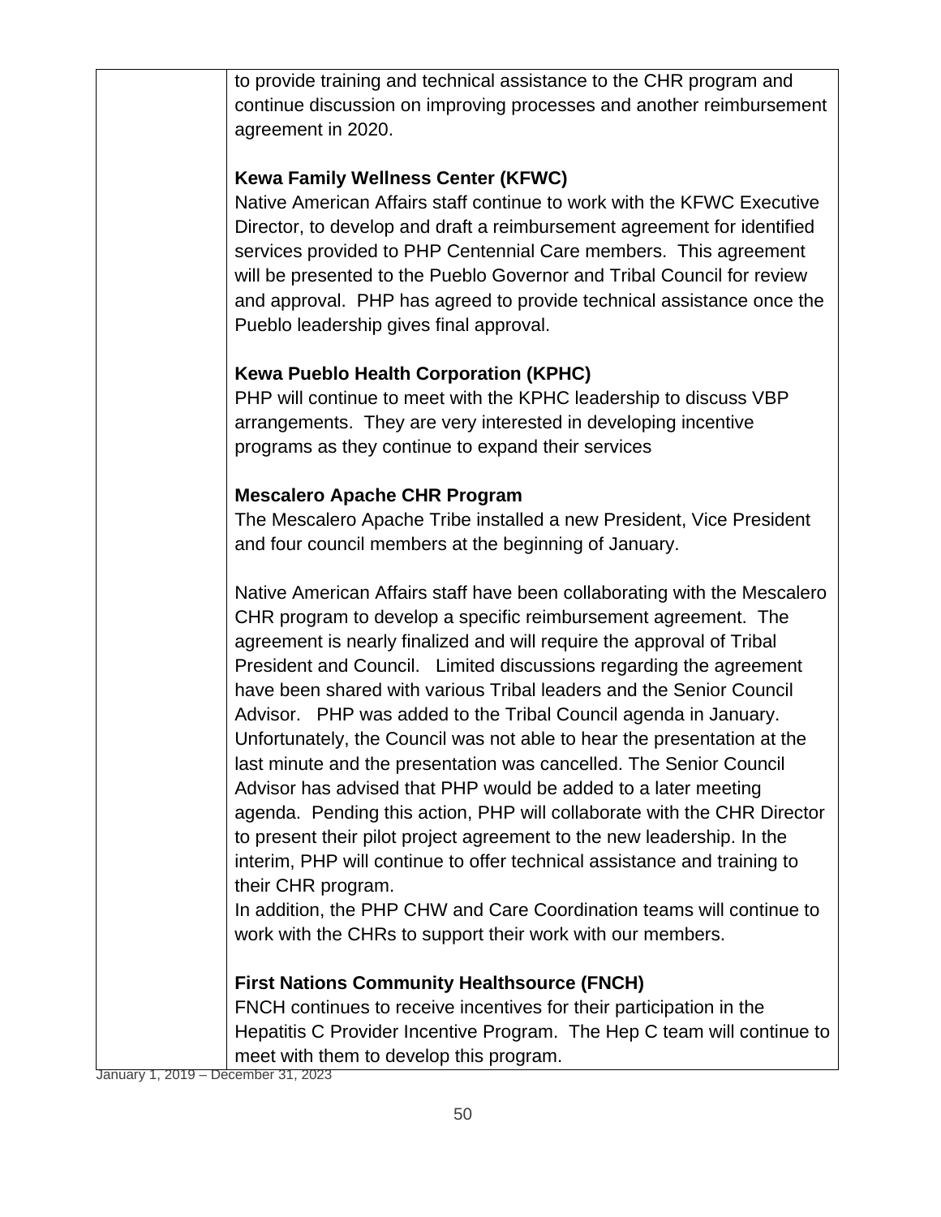| | |
|---|---|
| | to provide training and technical assistance to the CHR program and continue discussion on improving processes and another reimbursement agreement in 2020.<br><br>**Kewa Family Wellness Center (KFWC)**<br>Native American Affairs staff continue to work with the KFWC Executive Director, to develop and draft a reimbursement agreement for identified services provided to PHP Centennial Care members. This agreement will be presented to the Pueblo Governor and Tribal Council for review and approval. PHP has agreed to provide technical assistance once the Pueblo leadership gives final approval.<br><br>**Kewa Pueblo Health Corporation (KPHC)**<br>PHP will continue to meet with the KPHC leadership to discuss VBP arrangements. They are very interested in developing incentive programs as they continue to expand their services<br><br>**Mescalero Apache CHR Program**<br>The Mescalero Apache Tribe installed a new President, Vice President and four council members at the beginning of January.<br><br>Native American Affairs staff have been collaborating with the Mescalero CHR program to develop a specific reimbursement agreement. The agreement is nearly finalized and will require the approval of Tribal President and Council. Limited discussions regarding the agreement have been shared with various Tribal leaders and the Senior Council Advisor. PHP was added to the Tribal Council agenda in January. Unfortunately, the Council was not able to hear the presentation at the last minute and the presentation was cancelled. The Senior Council Advisor has advised that PHP would be added to a later meeting agenda. Pending this action, PHP will collaborate with the CHR Director to present their pilot project agreement to the new leadership. In the interim, PHP will continue to offer technical assistance and training to their CHR program.<br>In addition, the PHP CHW and Care Coordination teams will continue to work with the CHRs to support their work with our members.<br><br>**First Nations Community Healthsource (FNCH)**<br>FNCH continues to receive incentives for their participation in the Hepatitis C Provider Incentive Program. The Hep C team will continue to meet with them to develop this program. |

January 1, 2019 – December 31, 2023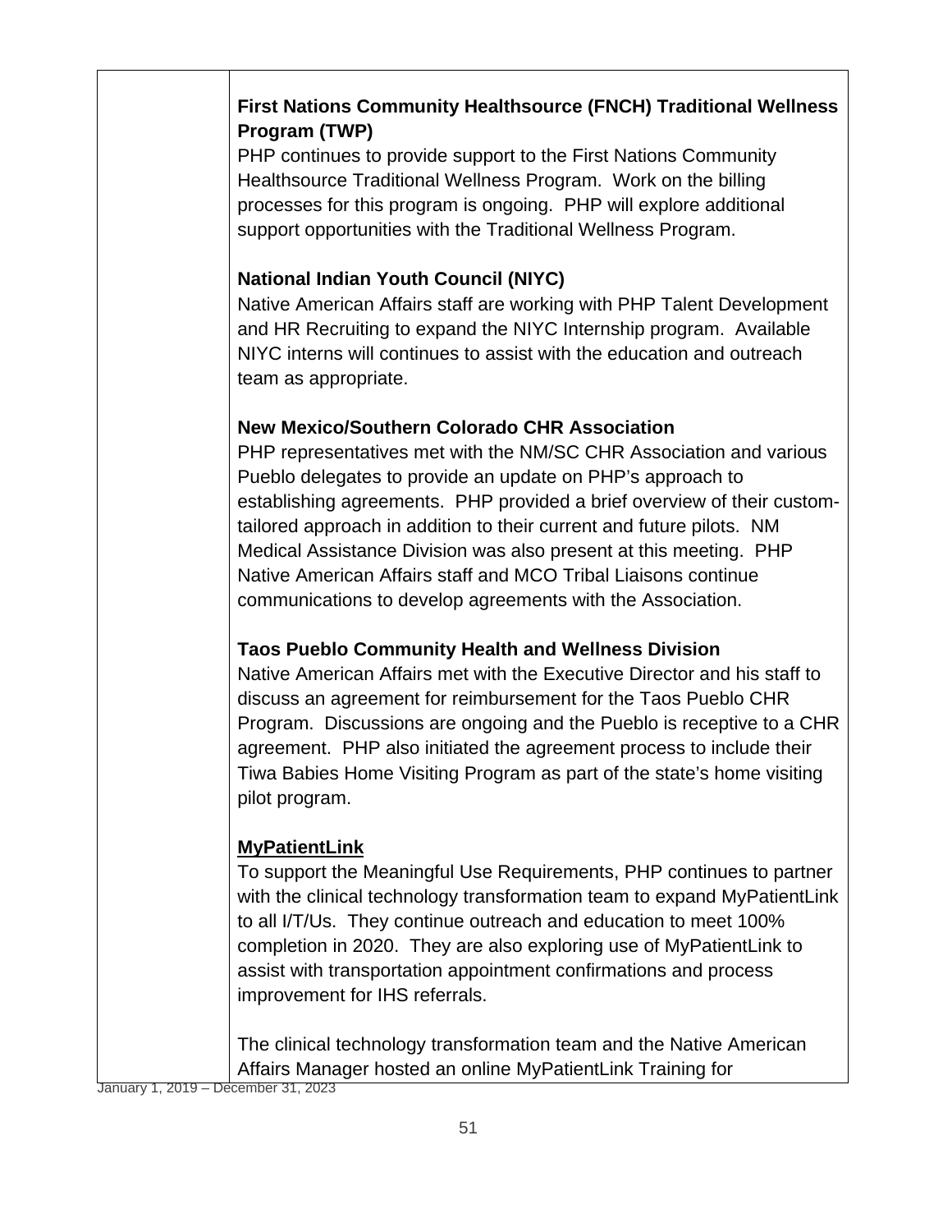**First Nations Community Healthsource (FNCH) Traditional Wellness Program (TWP)**
PHP continues to provide support to the First Nations Community Healthsource Traditional Wellness Program. Work on the billing processes for this program is ongoing. PHP will explore additional support opportunities with the Traditional Wellness Program.

**National Indian Youth Council (NIYC)**
Native American Affairs staff are working with PHP Talent Development and HR Recruiting to expand the NIYC Internship program. Available NIYC interns will continues to assist with the education and outreach team as appropriate.

**New Mexico/Southern Colorado CHR Association**
PHP representatives met with the NM/SC CHR Association and various Pueblo delegates to provide an update on PHP's approach to establishing agreements. PHP provided a brief overview of their custom-tailored approach in addition to their current and future pilots. NM Medical Assistance Division was also present at this meeting. PHP Native American Affairs staff and MCO Tribal Liaisons continue communications to develop agreements with the Association.

**Taos Pueblo Community Health and Wellness Division**
Native American Affairs met with the Executive Director and his staff to discuss an agreement for reimbursement for the Taos Pueblo CHR Program. Discussions are ongoing and the Pueblo is receptive to a CHR agreement. PHP also initiated the agreement process to include their Tiwa Babies Home Visiting Program as part of the state's home visiting pilot program.

**<u>MyPatientLink</u>**
To support the Meaningful Use Requirements, PHP continues to partner with the clinical technology transformation team to expand MyPatientLink to all I/T/Us. They continue outreach and education to meet 100% completion in 2020. They are also exploring use of MyPatientLink to assist with transportation appointment confirmations and process improvement for IHS referrals.

The clinical technology transformation team and the Native American Affairs Manager hosted an online MyPatientLink Training for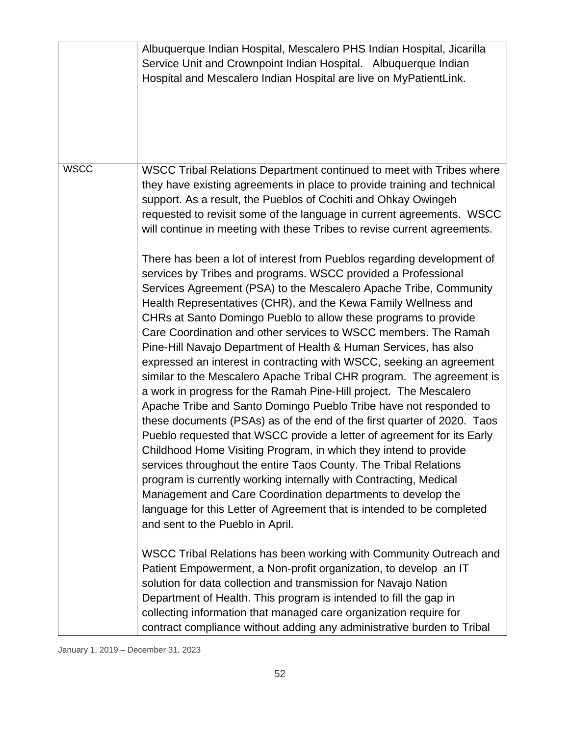| | |
|---|---|
| | Albuquerque Indian Hospital, Mescalero PHS Indian Hospital, Jicarilla Service Unit and Crownpoint Indian Hospital. Albuquerque Indian Hospital and Mescalero Indian Hospital are live on MyPatientLink. |
| WSCC | WSCC Tribal Relations Department continued to meet with Tribes where they have existing agreements in place to provide training and technical support. As a result, the Pueblos of Cochiti and Ohkay Owingeh requested to revisit some of the language in current agreements. WSCC will continue in meeting with these Tribes to revise current agreements.<br><br>There has been a lot of interest from Pueblos regarding development of services by Tribes and programs. WSCC provided a Professional Services Agreement (PSA) to the Mescalero Apache Tribe, Community Health Representatives (CHR), and the Kewa Family Wellness and CHRs at Santo Domingo Pueblo to allow these programs to provide Care Coordination and other services to WSCC members. The Ramah Pine-Hill Navajo Department of Health & Human Services, has also expressed an interest in contracting with WSCC, seeking an agreement similar to the Mescalero Apache Tribal CHR program. The agreement is a work in progress for the Ramah Pine-Hill project. The Mescalero Apache Tribe and Santo Domingo Pueblo Tribe have not responded to these documents (PSAs) as of the end of the first quarter of 2020. Taos Pueblo requested that WSCC provide a letter of agreement for its Early Childhood Home Visiting Program, in which they intend to provide services throughout the entire Taos County. The Tribal Relations program is currently working internally with Contracting, Medical Management and Care Coordination departments to develop the language for this Letter of Agreement that is intended to be completed and sent to the Pueblo in April.<br><br>WSCC Tribal Relations has been working with Community Outreach and Patient Empowerment, a Non-profit organization, to develop an IT solution for data collection and transmission for Navajo Nation Department of Health. This program is intended to fill the gap in collecting information that managed care organization require for contract compliance without adding any administrative burden to Tribal |

January 1, 2019 – December 31, 2023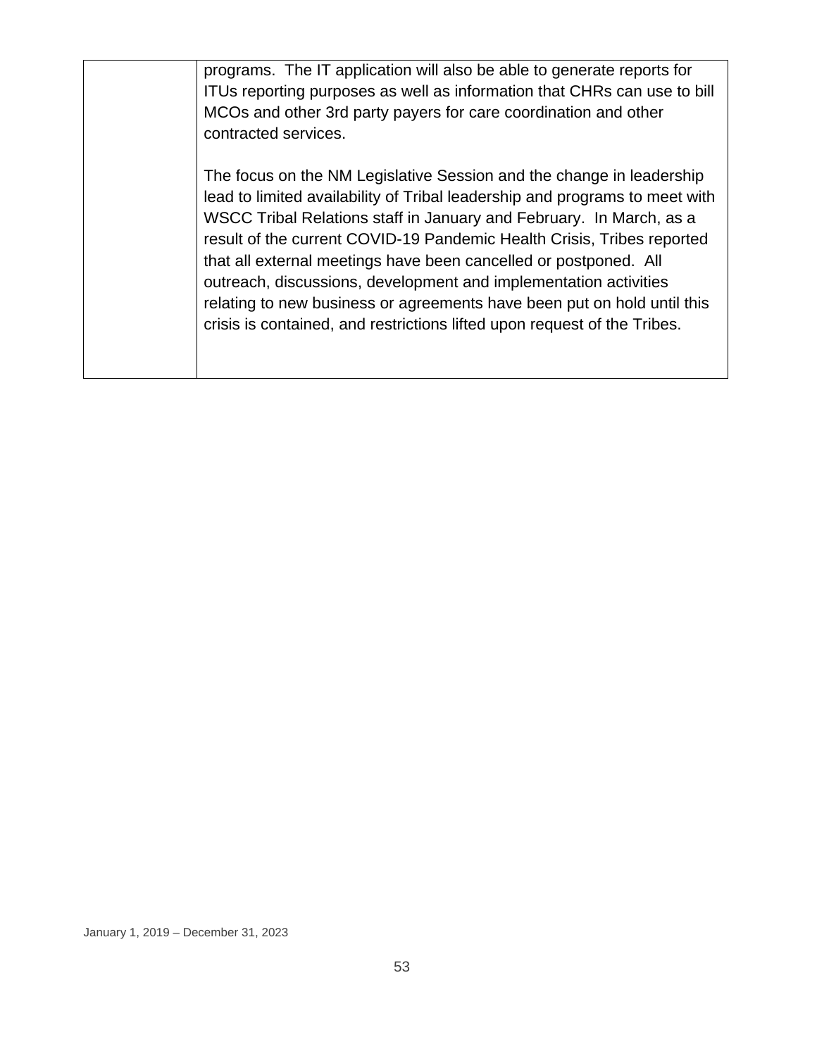| | |
|---|---|
| | programs. The IT application will also be able to generate reports for ITUs reporting purposes as well as information that CHRs can use to bill MCOs and other 3rd party payers for care coordination and other contracted services.<br><br>The focus on the NM Legislative Session and the change in leadership lead to limited availability of Tribal leadership and programs to meet with WSCC Tribal Relations staff in January and February. In March, as a result of the current COVID-19 Pandemic Health Crisis, Tribes reported that all external meetings have been cancelled or postponed. All outreach, discussions, development and implementation activities relating to new business or agreements have been put on hold until this crisis is contained, and restrictions lifted upon request of the Tribes. |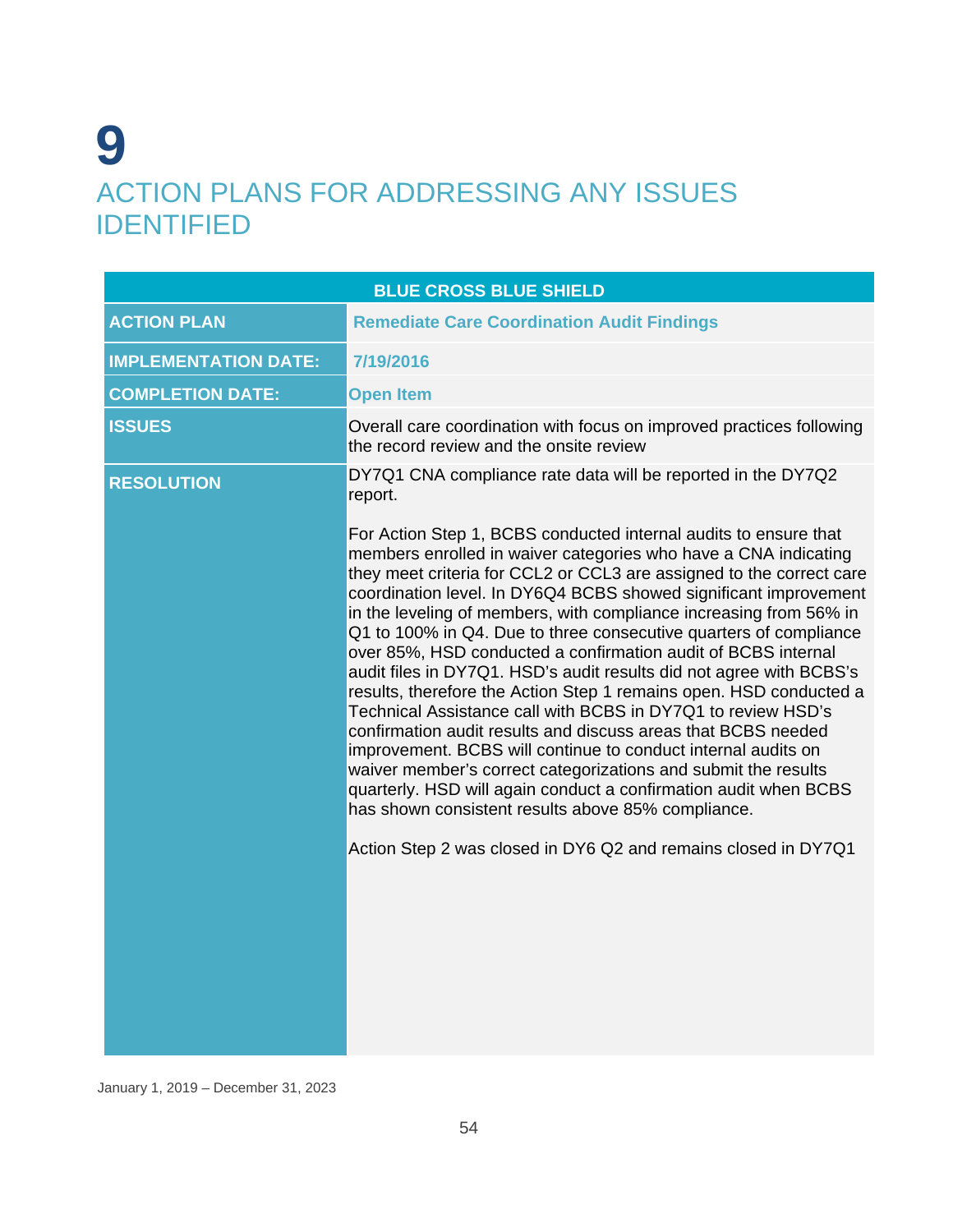# 9

# ACTION PLANS FOR ADDRESSING ANY ISSUES IDENTIFIED

| BLUE CROSS BLUE SHIELD | |
|---|---|
| **ACTION PLAN** | **Remediate Care Coordination Audit Findings** |
| **IMPLEMENTATION DATE:** | **7/19/2016** |
| **COMPLETION DATE:** | **Open Item** |
| **ISSUES** | Overall care coordination with focus on improved practices following the record review and the onsite review |
| **RESOLUTION** | DY7Q1 CNA compliance rate data will be reported in the DY7Q2 report.<br><br>For Action Step 1, BCBS conducted internal audits to ensure that members enrolled in waiver categories who have a CNA indicating they meet criteria for CCL2 or CCL3 are assigned to the correct care coordination level. In DY6Q4 BCBS showed significant improvement in the leveling of members, with compliance increasing from 56% in Q1 to 100% in Q4. Due to three consecutive quarters of compliance over 85%, HSD conducted a confirmation audit of BCBS internal audit files in DY7Q1. HSD's audit results did not agree with BCBS's results, therefore the Action Step 1 remains open. HSD conducted a Technical Assistance call with BCBS in DY7Q1 to review HSD's confirmation audit results and discuss areas that BCBS needed improvement. BCBS will continue to conduct internal audits on waiver member's correct categorizations and submit the results quarterly. HSD will again conduct a confirmation audit when BCBS has shown consistent results above 85% compliance.<br><br>Action Step 2 was closed in DY6 Q2 and remains closed in DY7Q1 |

January 1, 2019 – December 31, 2023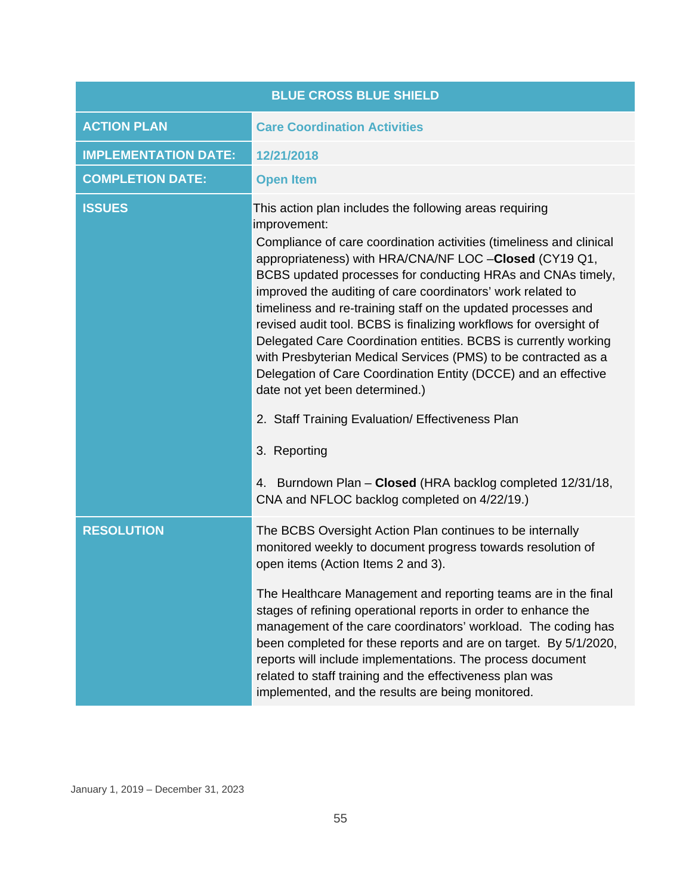| BLUE CROSS BLUE SHIELD | |
|---|---|
| **ACTION PLAN** | **Care Coordination Activities** |
| **IMPLEMENTATION DATE:** | **12/21/2018** |
| **COMPLETION DATE:** | **Open Item** |
| **ISSUES** | This action plan includes the following areas requiring improvement:<br>Compliance of care coordination activities (timeliness and clinical appropriateness) with HRA/CNA/NF LOC –**Closed** (CY19 Q1, BCBS updated processes for conducting HRAs and CNAs timely, improved the auditing of care coordinators' work related to timeliness and re-training staff on the updated processes and revised audit tool. BCBS is finalizing workflows for oversight of Delegated Care Coordination entities. BCBS is currently working with Presbyterian Medical Services (PMS) to be contracted as a Delegation of Care Coordination Entity (DCCE) and an effective date not yet been determined.)<br><br>2. Staff Training Evaluation/ Effectiveness Plan<br><br>3. Reporting<br><br>4. Burndown Plan – **Closed** (HRA backlog completed 12/31/18, CNA and NFLOC backlog completed on 4/22/19.) |
| **RESOLUTION** | The BCBS Oversight Action Plan continues to be internally monitored weekly to document progress towards resolution of open items (Action Items 2 and 3).<br><br>The Healthcare Management and reporting teams are in the final stages of refining operational reports in order to enhance the management of the care coordinators' workload. The coding has been completed for these reports and are on target. By 5/1/2020, reports will include implementations. The process document related to staff training and the effectiveness plan was implemented, and the results are being monitored. |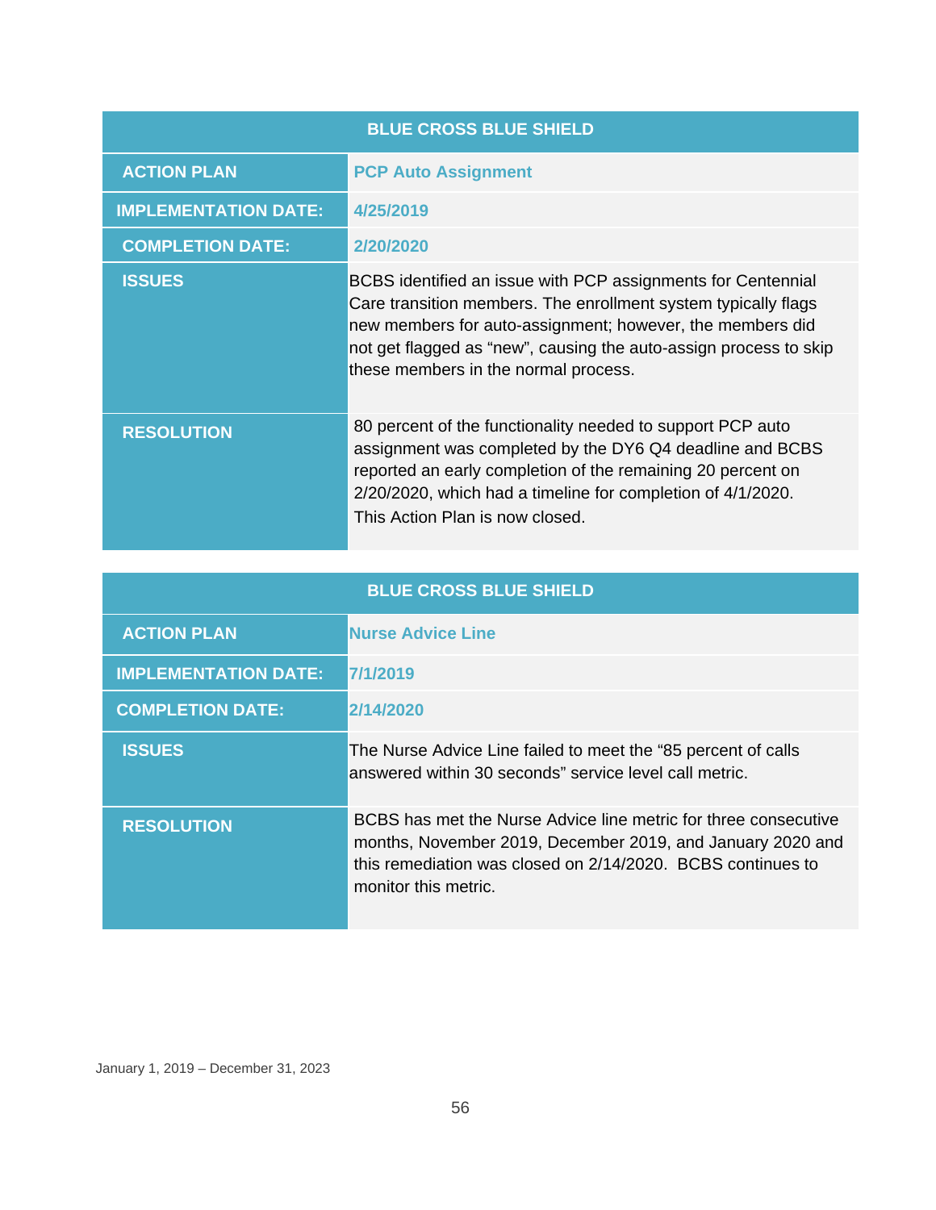| BLUE CROSS BLUE SHIELD | |
|---|---|
| **ACTION PLAN** | **PCP Auto Assignment** |
| **IMPLEMENTATION DATE:** | **4/25/2019** |
| **COMPLETION DATE:** | **2/20/2020** |
| **ISSUES** | BCBS identified an issue with PCP assignments for Centennial Care transition members. The enrollment system typically flags new members for auto-assignment; however, the members did not get flagged as "new", causing the auto-assign process to skip these members in the normal process. |
| **RESOLUTION** | 80 percent of the functionality needed to support PCP auto assignment was completed by the DY6 Q4 deadline and BCBS reported an early completion of the remaining 20 percent on 2/20/2020, which had a timeline for completion of 4/1/2020. This Action Plan is now closed. |

| BLUE CROSS BLUE SHIELD | |
|---|---|
| **ACTION PLAN** | **Nurse Advice Line** |
| **IMPLEMENTATION DATE:** | **7/1/2019** |
| **COMPLETION DATE:** | **2/14/2020** |
| **ISSUES** | The Nurse Advice Line failed to meet the "85 percent of calls answered within 30 seconds" service level call metric. |
| **RESOLUTION** | BCBS has met the Nurse Advice line metric for three consecutive months, November 2019, December 2019, and January 2020 and this remediation was closed on 2/14/2020. BCBS continues to monitor this metric. |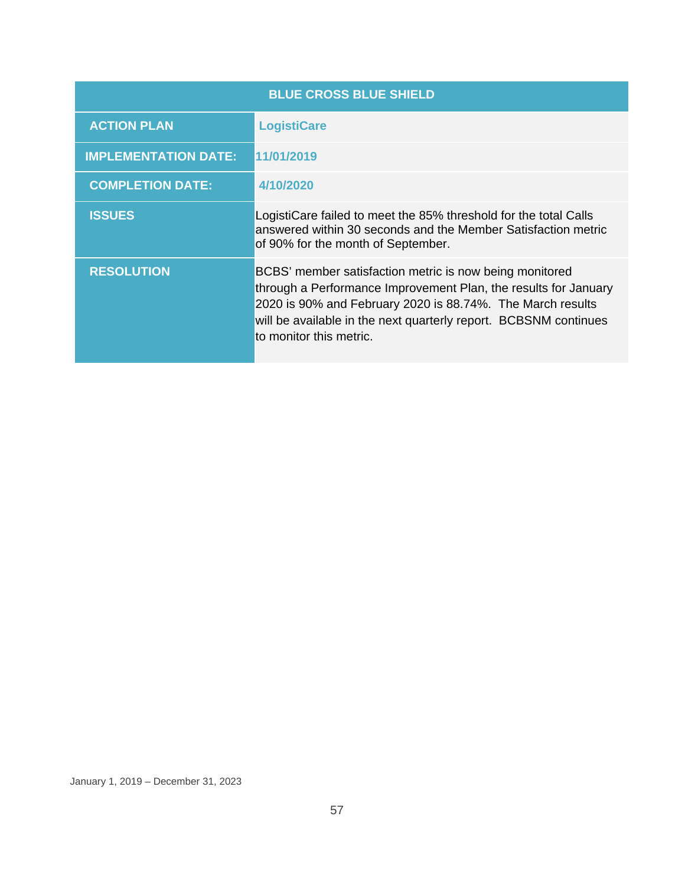| BLUE CROSS BLUE SHIELD | |
|---|---|
| **ACTION PLAN** | **LogistiCare** |
| **IMPLEMENTATION DATE:** | **11/01/2019** |
| **COMPLETION DATE:** | **4/10/2020** |
| **ISSUES** | LogistiCare failed to meet the 85% threshold for the total Calls answered within 30 seconds and the Member Satisfaction metric of 90% for the month of September. |
| **RESOLUTION** | BCBS' member satisfaction metric is now being monitored through a Performance Improvement Plan, the results for January 2020 is 90% and February 2020 is 88.74%. The March results will be available in the next quarterly report. BCBSNM continues to monitor this metric. |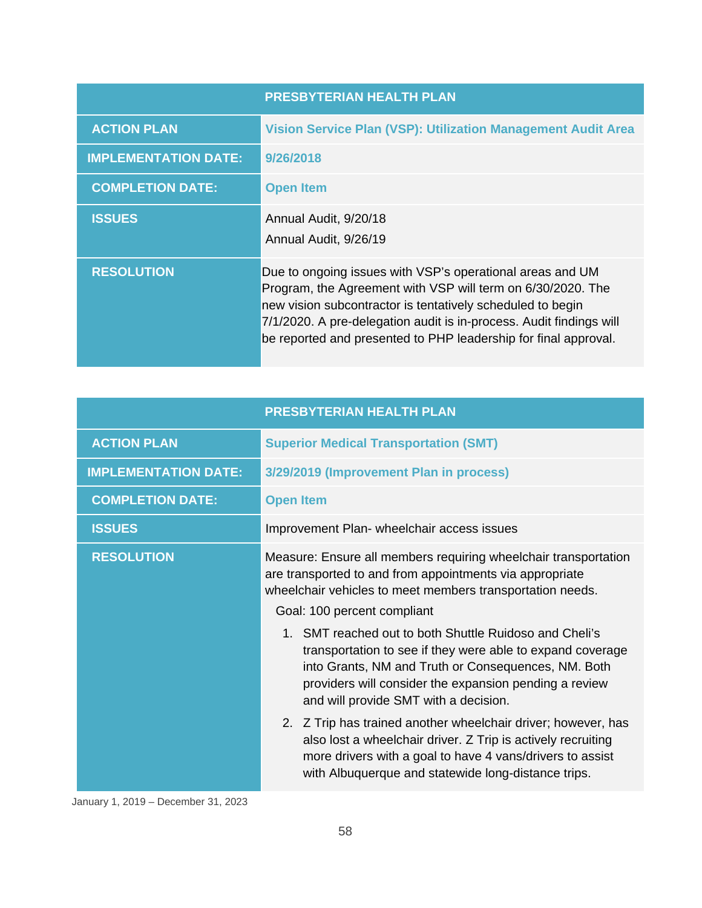| PRESBYTERIAN HEALTH PLAN | |
|---|---|
| **ACTION PLAN** | **Vision Service Plan (VSP): Utilization Management Audit Area** |
| **IMPLEMENTATION DATE:** | **9/26/2018** |
| **COMPLETION DATE:** | **Open Item** |
| **ISSUES** | Annual Audit, 9/20/18<br>Annual Audit, 9/26/19 |
| **RESOLUTION** | Due to ongoing issues with VSP's operational areas and UM Program, the Agreement with VSP will term on 6/30/2020. The new vision subcontractor is tentatively scheduled to begin 7/1/2020. A pre-delegation audit is in-process. Audit findings will be reported and presented to PHP leadership for final approval. |

| PRESBYTERIAN HEALTH PLAN | |
|---|---|
| **ACTION PLAN** | **Superior Medical Transportation (SMT)** |
| **IMPLEMENTATION DATE:** | **3/29/2019 (Improvement Plan in process)** |
| **COMPLETION DATE:** | **Open Item** |
| **ISSUES** | Improvement Plan- wheelchair access issues |
| **RESOLUTION** | Measure: Ensure all members requiring wheelchair transportation are transported to and from appointments via appropriate wheelchair vehicles to meet members transportation needs.<br>Goal: 100 percent compliant<br>1. SMT reached out to both Shuttle Ruidoso and Cheli's transportation to see if they were able to expand coverage into Grants, NM and Truth or Consequences, NM. Both providers will consider the expansion pending a review and will provide SMT with a decision.<br>2. Z Trip has trained another wheelchair driver; however, has also lost a wheelchair driver. Z Trip is actively recruiting more drivers with a goal to have 4 vans/drivers to assist with Albuquerque and statewide long-distance trips. |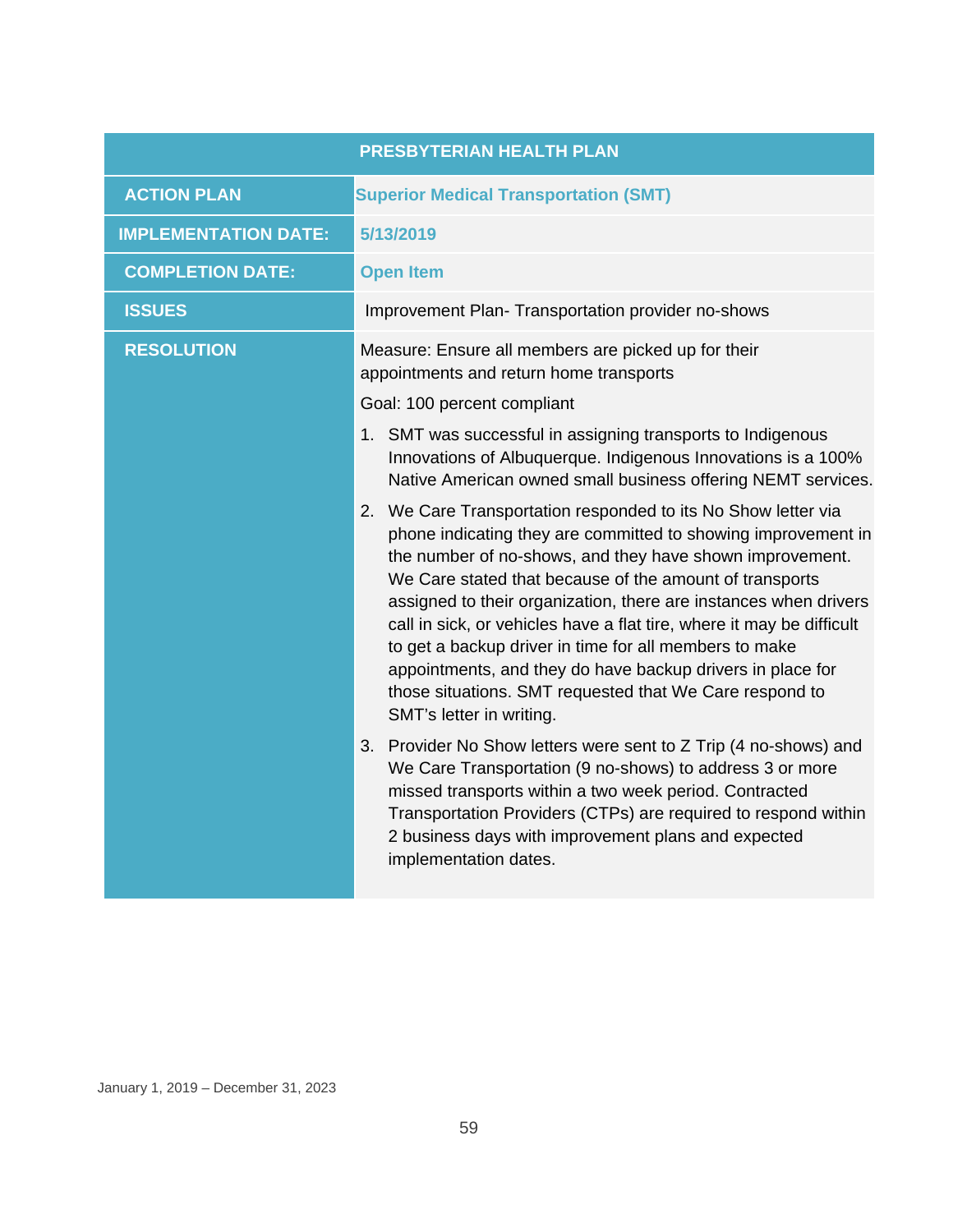| PRESBYTERIAN HEALTH PLAN | |
|---|---|
| **ACTION PLAN** | **Superior Medical Transportation (SMT)** |
| **IMPLEMENTATION DATE:** | **5/13/2019** |
| **COMPLETION DATE:** | **Open Item** |
| **ISSUES** | Improvement Plan- Transportation provider no-shows |
| **RESOLUTION** | Measure: Ensure all members are picked up for their appointments and return home transports<br><br>Goal: 100 percent compliant<br><br>1. SMT was successful in assigning transports to Indigenous Innovations of Albuquerque. Indigenous Innovations is a 100% Native American owned small business offering NEMT services.<br><br>2. We Care Transportation responded to its No Show letter via phone indicating they are committed to showing improvement in the number of no-shows, and they have shown improvement. We Care stated that because of the amount of transports assigned to their organization, there are instances when drivers call in sick, or vehicles have a flat tire, where it may be difficult to get a backup driver in time for all members to make appointments, and they do have backup drivers in place for those situations. SMT requested that We Care respond to SMT's letter in writing.<br><br>3. Provider No Show letters were sent to Z Trip (4 no-shows) and We Care Transportation (9 no-shows) to address 3 or more missed transports within a two week period. Contracted Transportation Providers (CTPs) are required to respond within 2 business days with improvement plans and expected implementation dates. |

January 1, 2019 – December 31, 2023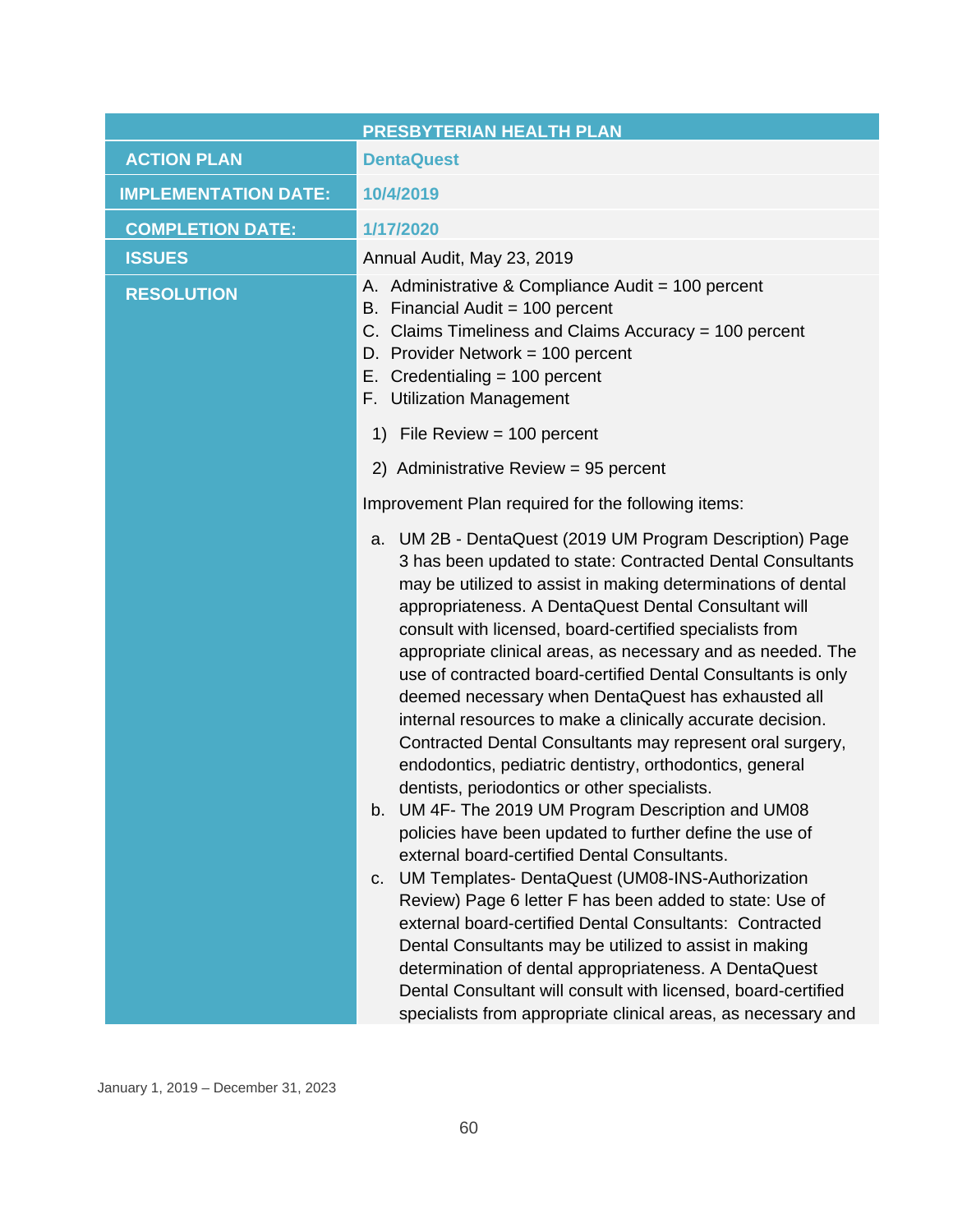| PRESBYTERIAN HEALTH PLAN | |
|---|---|
| **ACTION PLAN** | **DentaQuest** |
| **IMPLEMENTATION DATE:** | **10/4/2019** |
| **COMPLETION DATE:** | **1/17/2020** |
| **ISSUES** | Annual Audit, May 23, 2019 |
| **RESOLUTION** | A. Administrative & Compliance Audit = 100 percent<br>B. Financial Audit = 100 percent<br>C. Claims Timeliness and Claims Accuracy = 100 percent<br>D. Provider Network = 100 percent<br>E. Credentialing = 100 percent<br>F. Utilization Management<br>1) File Review = 100 percent<br>2) Administrative Review = 95 percent<br>Improvement Plan required for the following items:<br>a. UM 2B - DentaQuest (2019 UM Program Description) Page 3 has been updated to state: Contracted Dental Consultants may be utilized to assist in making determinations of dental appropriateness. A DentaQuest Dental Consultant will consult with licensed, board-certified specialists from appropriate clinical areas, as necessary and as needed. The use of contracted board-certified Dental Consultants is only deemed necessary when DentaQuest has exhausted all internal resources to make a clinically accurate decision. Contracted Dental Consultants may represent oral surgery, endodontics, pediatric dentistry, orthodontics, general dentists, periodontics or other specialists.<br>b. UM 4F- The 2019 UM Program Description and UM08 policies have been updated to further define the use of external board-certified Dental Consultants.<br>c. UM Templates- DentaQuest (UM08-INS-Authorization Review) Page 6 letter F has been added to state: Use of external board-certified Dental Consultants: Contracted Dental Consultants may be utilized to assist in making determination of dental appropriateness. A DentaQuest Dental Consultant will consult with licensed, board-certified specialists from appropriate clinical areas, as necessary and |

January 1, 2019 – December 31, 2023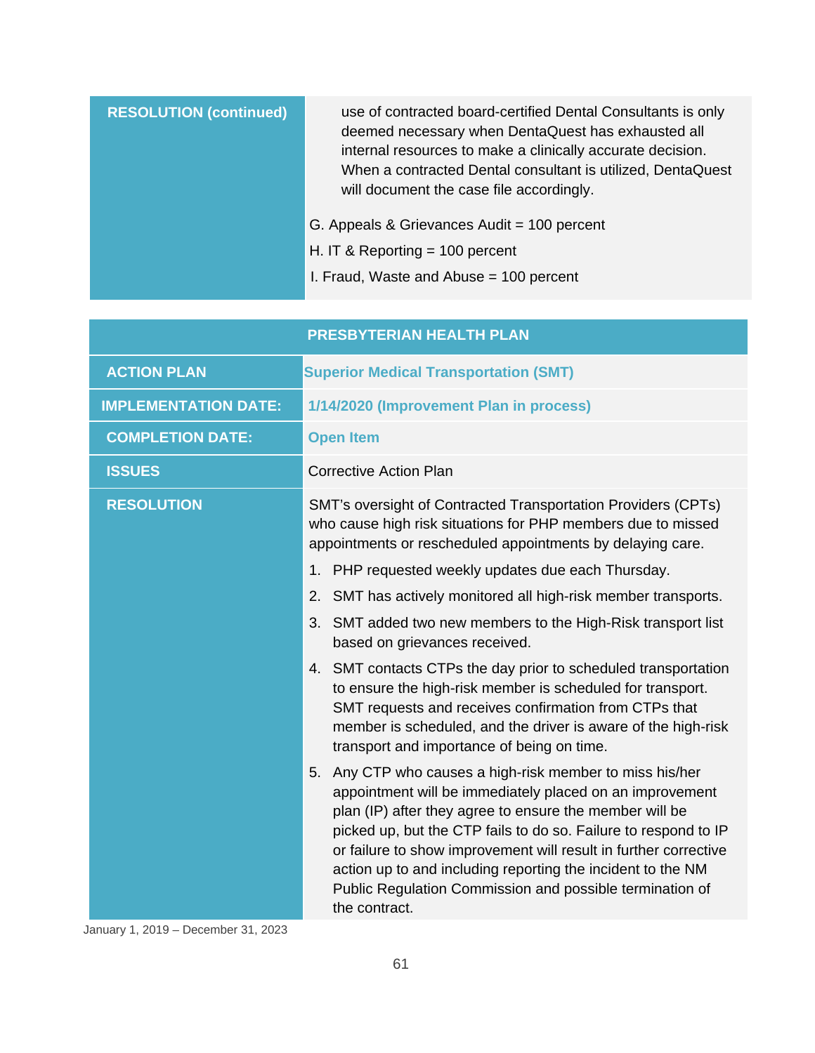| RESOLUTION (continued) | use of contracted board-certified Dental Consultants is only deemed necessary when DentaQuest has exhausted all internal resources to make a clinically accurate decision. When a contracted Dental consultant is utilized, DentaQuest will document the case file accordingly.<br><br>G. Appeals & Grievances Audit = 100 percent<br><br>H. IT & Reporting = 100 percent<br><br>I. Fraud, Waste and Abuse = 100 percent |
|---|---|

| PRESBYTERIAN HEALTH PLAN | |
|---|---|
| **ACTION PLAN** | **Superior Medical Transportation (SMT)** |
| **IMPLEMENTATION DATE:** | **1/14/2020 (Improvement Plan in process)** |
| **COMPLETION DATE:** | **Open Item** |
| **ISSUES** | Corrective Action Plan |
| **RESOLUTION** | SMT's oversight of Contracted Transportation Providers (CPTs) who cause high risk situations for PHP members due to missed appointments or rescheduled appointments by delaying care.<br><br>1. PHP requested weekly updates due each Thursday.<br>2. SMT has actively monitored all high-risk member transports.<br>3. SMT added two new members to the High-Risk transport list based on grievances received.<br>4. SMT contacts CTPs the day prior to scheduled transportation to ensure the high-risk member is scheduled for transport. SMT requests and receives confirmation from CTPs that member is scheduled, and the driver is aware of the high-risk transport and importance of being on time.<br>5. Any CTP who causes a high-risk member to miss his/her appointment will be immediately placed on an improvement plan (IP) after they agree to ensure the member will be picked up, but the CTP fails to do so. Failure to respond to IP or failure to show improvement will result in further corrective action up to and including reporting the incident to the NM Public Regulation Commission and possible termination of the contract. |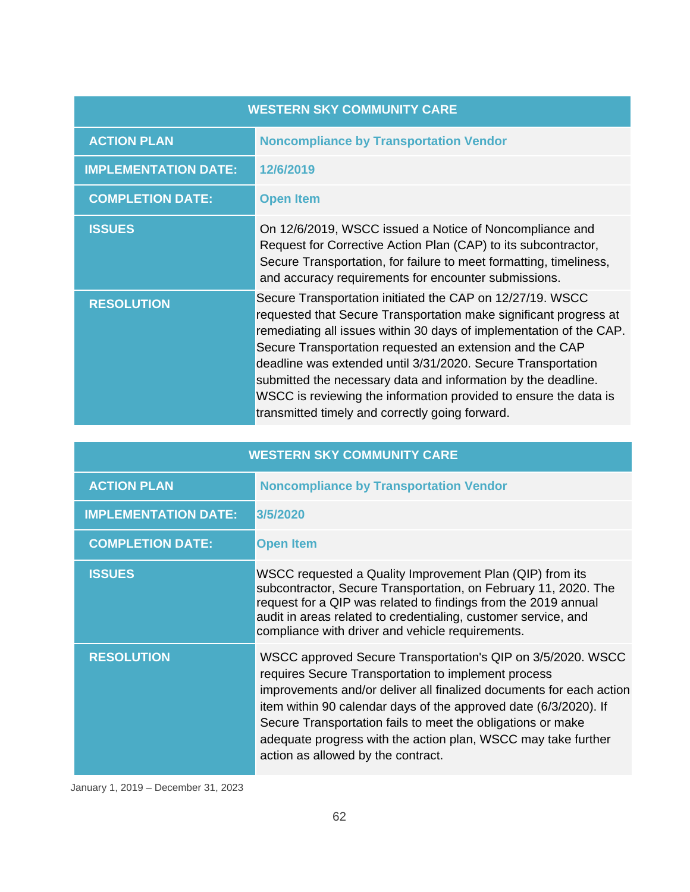| WESTERN SKY COMMUNITY CARE | |
|---|---|
| **ACTION PLAN** | **Noncompliance by Transportation Vendor** |
| **IMPLEMENTATION DATE:** | **12/6/2019** |
| **COMPLETION DATE:** | **Open Item** |
| **ISSUES** | On 12/6/2019, WSCC issued a Notice of Noncompliance and Request for Corrective Action Plan (CAP) to its subcontractor, Secure Transportation, for failure to meet formatting, timeliness, and accuracy requirements for encounter submissions. |
| **RESOLUTION** | Secure Transportation initiated the CAP on 12/27/19. WSCC requested that Secure Transportation make significant progress at remediating all issues within 30 days of implementation of the CAP. Secure Transportation requested an extension and the CAP deadline was extended until 3/31/2020. Secure Transportation submitted the necessary data and information by the deadline. WSCC is reviewing the information provided to ensure the data is transmitted timely and correctly going forward. |

| WESTERN SKY COMMUNITY CARE | |
|---|---|
| **ACTION PLAN** | **Noncompliance by Transportation Vendor** |
| **IMPLEMENTATION DATE:** | **3/5/2020** |
| **COMPLETION DATE:** | **Open Item** |
| **ISSUES** | WSCC requested a Quality Improvement Plan (QIP) from its subcontractor, Secure Transportation, on February 11, 2020. The request for a QIP was related to findings from the 2019 annual audit in areas related to credentialing, customer service, and compliance with driver and vehicle requirements. |
| **RESOLUTION** | WSCC approved Secure Transportation's QIP on 3/5/2020. WSCC requires Secure Transportation to implement process improvements and/or deliver all finalized documents for each action item within 90 calendar days of the approved date (6/3/2020). If Secure Transportation fails to meet the obligations or make adequate progress with the action plan, WSCC may take further action as allowed by the contract. |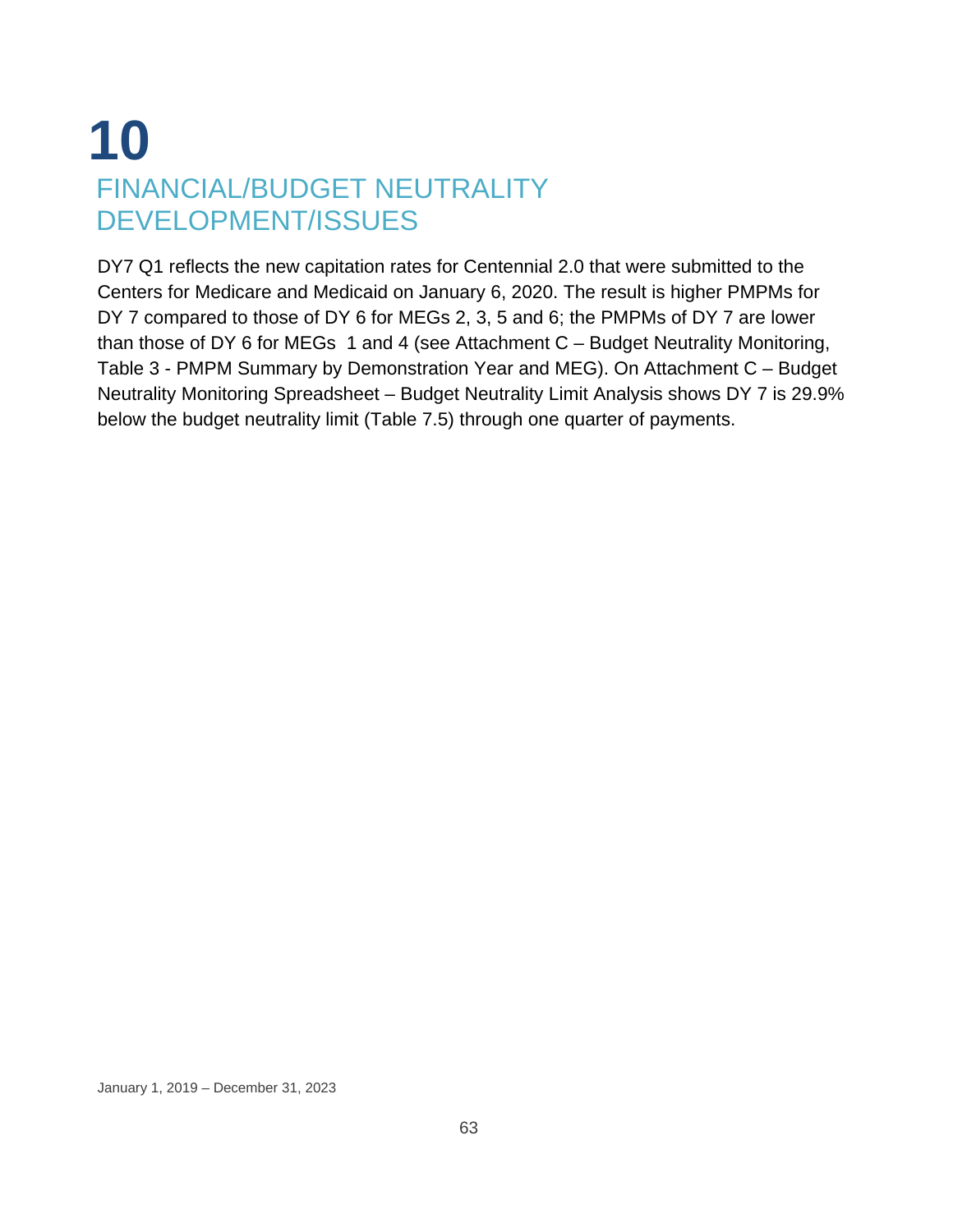# 10

## FINANCIAL/BUDGET NEUTRALITY DEVELOPMENT/ISSUES

DY7 Q1 reflects the new capitation rates for Centennial 2.0 that were submitted to the Centers for Medicare and Medicaid on January 6, 2020. The result is higher PMPMs for DY 7 compared to those of DY 6 for MEGs 2, 3, 5 and 6; the PMPMs of DY 7 are lower than those of DY 6 for MEGs 1 and 4 (see Attachment C – Budget Neutrality Monitoring, Table 3 - PMPM Summary by Demonstration Year and MEG). On Attachment C – Budget Neutrality Monitoring Spreadsheet – Budget Neutrality Limit Analysis shows DY 7 is 29.9% below the budget neutrality limit (Table 7.5) through one quarter of payments.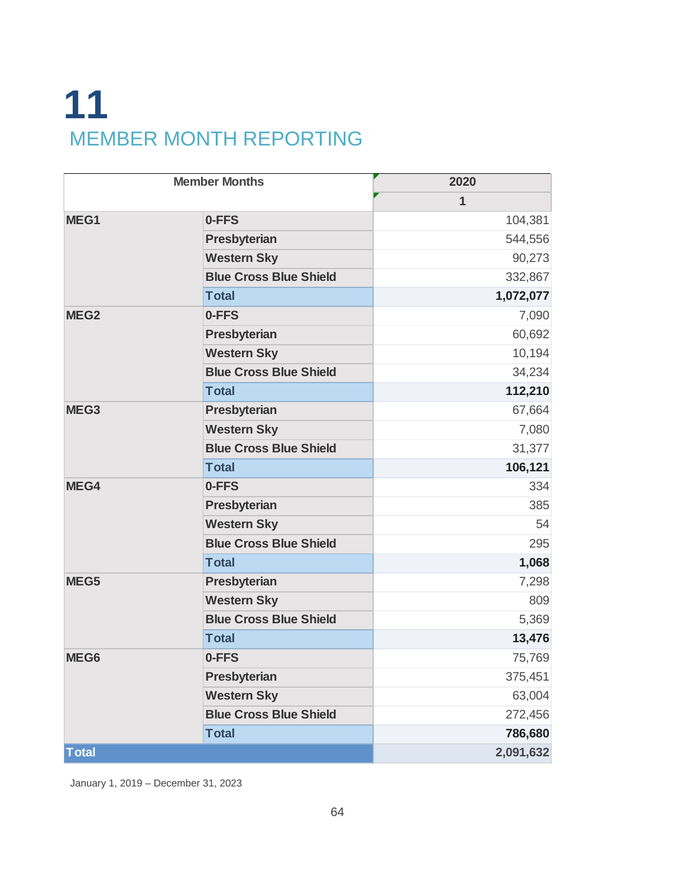# 11
## MEMBER MONTH REPORTING

| Member Months | | 2020 |
|---|---|---|
| | | 1 |
| **MEG1** | **0-FFS** | 104,381 |
| | **Presbyterian** | 544,556 |
| | **Western Sky** | 90,273 |
| | **Blue Cross Blue Shield** | 332,867 |
| | **Total** | **1,072,077** |
| **MEG2** | **0-FFS** | 7,090 |
| | **Presbyterian** | 60,692 |
| | **Western Sky** | 10,194 |
| | **Blue Cross Blue Shield** | 34,234 |
| | **Total** | **112,210** |
| **MEG3** | **Presbyterian** | 67,664 |
| | **Western Sky** | 7,080 |
| | **Blue Cross Blue Shield** | 31,377 |
| | **Total** | **106,121** |
| **MEG4** | **0-FFS** | 334 |
| | **Presbyterian** | 385 |
| | **Western Sky** | 54 |
| | **Blue Cross Blue Shield** | 295 |
| | **Total** | **1,068** |
| **MEG5** | **Presbyterian** | 7,298 |
| | **Western Sky** | 809 |
| | **Blue Cross Blue Shield** | 5,369 |
| | **Total** | **13,476** |
| **MEG6** | **0-FFS** | 75,769 |
| | **Presbyterian** | 375,451 |
| | **Western Sky** | 63,004 |
| | **Blue Cross Blue Shield** | 272,456 |
| | **Total** | **786,680** |
| **Total** | | **2,091,632** |

January 1, 2019 – December 31, 2023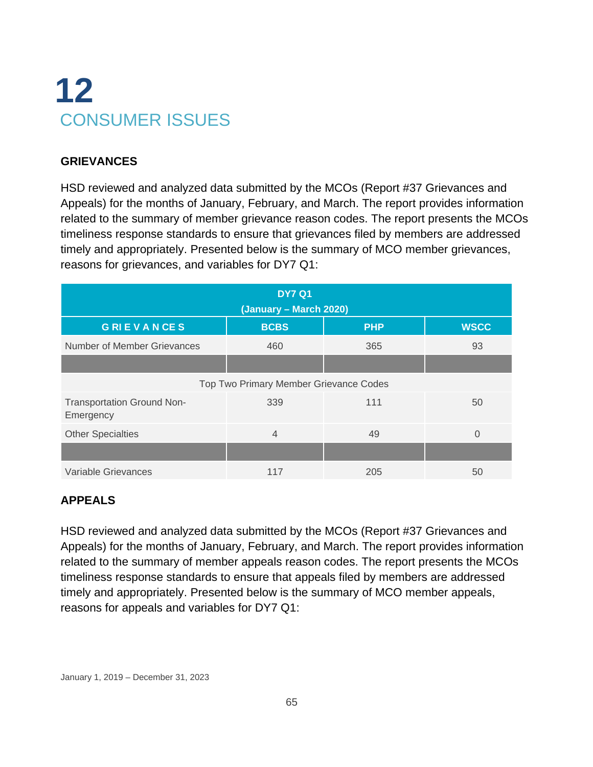# 12 CONSUMER ISSUES

## GRIEVANCES

HSD reviewed and analyzed data submitted by the MCOs (Report #37 Grievances and Appeals) for the months of January, February, and March. The report provides information related to the summary of member grievance reason codes. The report presents the MCOs timeliness response standards to ensure that grievances filed by members are addressed timely and appropriately. Presented below is the summary of MCO member grievances, reasons for grievances, and variables for DY7 Q1:

| DY7 Q1 (January – March 2020) | | | |
|---|---|---|---|
| GRIEVANCES | BCBS | PHP | WSCC |
| Number of Member Grievances | 460 | 365 | 93 |
| | | | |
| Top Two Primary Member Grievance Codes | | | |
| Transportation Ground Non-Emergency | 339 | 111 | 50 |
| Other Specialties | 4 | 49 | 0 |
| | | | |
| Variable Grievances | 117 | 205 | 50 |

## APPEALS

HSD reviewed and analyzed data submitted by the MCOs (Report #37 Grievances and Appeals) for the months of January, February, and March. The report provides information related to the summary of member appeals reason codes. The report presents the MCOs timeliness response standards to ensure that appeals filed by members are addressed timely and appropriately. Presented below is the summary of MCO member appeals, reasons for appeals and variables for DY7 Q1: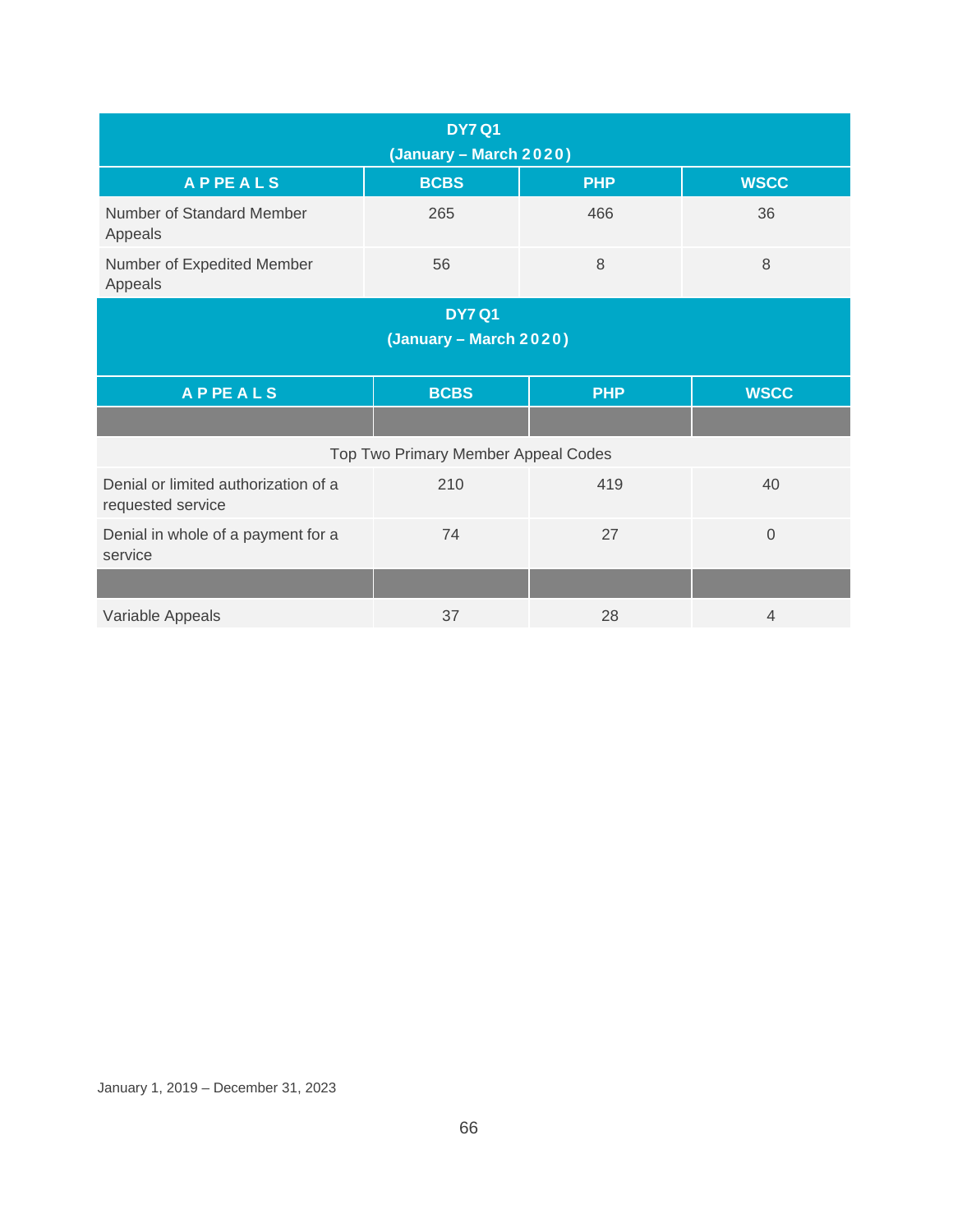| DY7 Q1 (January – March 2020) | | | |
|---|---|---|---|
| **APPEALS** | **BCBS** | **PHP** | **WSCC** |
| Number of Standard Member Appeals | 265 | 466 | 36 |
| Number of Expedited Member Appeals | 56 | 8 | 8 |

| DY7 Q1 (January – March 2020) | | | |
|---|---|---|---|
| **APPEALS** | **BCBS** | **PHP** | **WSCC** |
| | | | |
| Top Two Primary Member Appeal Codes | | | |
| Denial or limited authorization of a requested service | 210 | 419 | 40 |
| Denial in whole of a payment for a service | 74 | 27 | 0 |
| | | | |
| Variable Appeals | 37 | 28 | 4 |

January 1, 2019 – December 31, 2023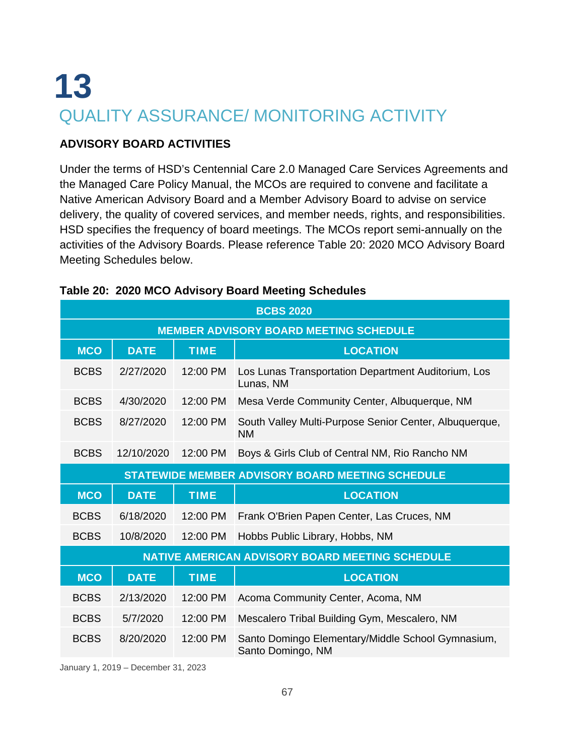# 13

## QUALITY ASSURANCE/ MONITORING ACTIVITY

### ADVISORY BOARD ACTIVITIES

Under the terms of HSD's Centennial Care 2.0 Managed Care Services Agreements and the Managed Care Policy Manual, the MCOs are required to convene and facilitate a Native American Advisory Board and a Member Advisory Board to advise on service delivery, the quality of covered services, and member needs, rights, and responsibilities. HSD specifies the frequency of board meetings. The MCOs report semi-annually on the activities of the Advisory Boards. Please reference Table 20: 2020 MCO Advisory Board Meeting Schedules below.

**Table 20: 2020 MCO Advisory Board Meeting Schedules**

| BCBS 2020 | | | |
|---|---|---|---|
| **MEMBER ADVISORY BOARD MEETING SCHEDULE** | | | |
| **MCO** | **DATE** | **TIME** | **LOCATION** |
| BCBS | 2/27/2020 | 12:00 PM | Los Lunas Transportation Department Auditorium, Los Lunas, NM |
| BCBS | 4/30/2020 | 12:00 PM | Mesa Verde Community Center, Albuquerque, NM |
| BCBS | 8/27/2020 | 12:00 PM | South Valley Multi-Purpose Senior Center, Albuquerque, NM |
| BCBS | 12/10/2020 | 12:00 PM | Boys & Girls Club of Central NM, Rio Rancho NM |
| **STATEWIDE MEMBER ADVISORY BOARD MEETING SCHEDULE** | | | |
| **MCO** | **DATE** | **TIME** | **LOCATION** |
| BCBS | 6/18/2020 | 12:00 PM | Frank O'Brien Papen Center, Las Cruces, NM |
| BCBS | 10/8/2020 | 12:00 PM | Hobbs Public Library, Hobbs, NM |
| **NATIVE AMERICAN ADVISORY BOARD MEETING SCHEDULE** | | | |
| **MCO** | **DATE** | **TIME** | **LOCATION** |
| BCBS | 2/13/2020 | 12:00 PM | Acoma Community Center, Acoma, NM |
| BCBS | 5/7/2020 | 12:00 PM | Mescalero Tribal Building Gym, Mescalero, NM |
| BCBS | 8/20/2020 | 12:00 PM | Santo Domingo Elementary/Middle School Gymnasium, Santo Domingo, NM |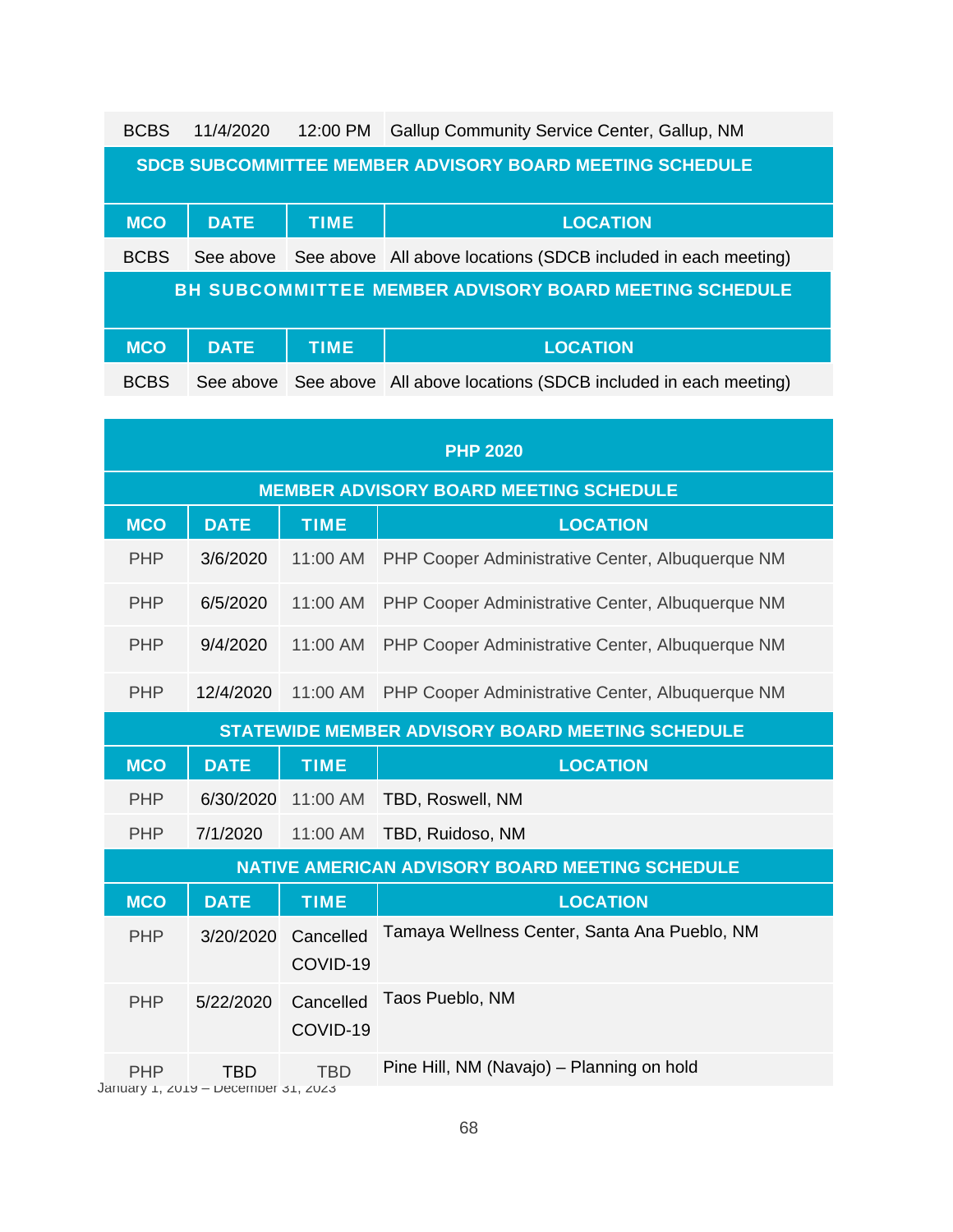| MCO | DATE | TIME | LOCATION |
|---|---|---|---|
| BCBS | 11/4/2020 | 12:00 PM | Gallup Community Service Center, Gallup, NM |

**SDCB SUBCOMMITTEE MEMBER ADVISORY BOARD MEETING SCHEDULE**

| MCO | DATE | TIME | LOCATION |
|---|---|---|---|
| BCBS | See above | See above | All above locations (SDCB included in each meeting) |

**BH SUBCOMMITTEE MEMBER ADVISORY BOARD MEETING SCHEDULE**

| MCO | DATE | TIME | LOCATION |
|---|---|---|---|
| BCBS | See above | See above | All above locations (SDCB included in each meeting) |

**PHP 2020**

**MEMBER ADVISORY BOARD MEETING SCHEDULE**

| MCO | DATE | TIME | LOCATION |
|---|---|---|---|
| PHP | 3/6/2020 | 11:00 AM | PHP Cooper Administrative Center, Albuquerque NM |
| PHP | 6/5/2020 | 11:00 AM | PHP Cooper Administrative Center, Albuquerque NM |
| PHP | 9/4/2020 | 11:00 AM | PHP Cooper Administrative Center, Albuquerque NM |
| PHP | 12/4/2020 | 11:00 AM | PHP Cooper Administrative Center, Albuquerque NM |

**STATEWIDE MEMBER ADVISORY BOARD MEETING SCHEDULE**

| MCO | DATE | TIME | LOCATION |
|---|---|---|---|
| PHP | 6/30/2020 | 11:00 AM | TBD, Roswell, NM |
| PHP | 7/1/2020 | 11:00 AM | TBD, Ruidoso, NM |

**NATIVE AMERICAN ADVISORY BOARD MEETING SCHEDULE**

| MCO | DATE | TIME | LOCATION |
|---|---|---|---|
| PHP | 3/20/2020 | Cancelled COVID-19 | Tamaya Wellness Center, Santa Ana Pueblo, NM |
| PHP | 5/22/2020 | Cancelled COVID-19 | Taos Pueblo, NM |
| PHP | TBD | TBD | Pine Hill, NM (Navajo) – Planning on hold |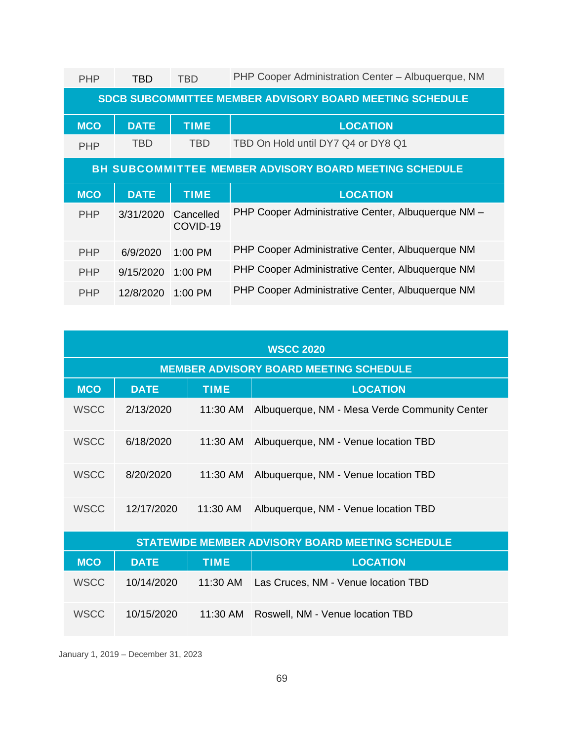| PHP | TBD | TBD | PHP Cooper Administration Center – Albuquerque, NM |
|---|---|---|---|

| SDCB SUBCOMMITTEE MEMBER ADVISORY BOARD MEETING SCHEDULE | | | |
|---|---|---|---|
| **MCO** | **DATE** | **TIME** | **LOCATION** |
| PHP | TBD | TBD | TBD On Hold until DY7 Q4 or DY8 Q1 |

| BH SUBCOMMITTEE MEMBER ADVISORY BOARD MEETING SCHEDULE | | | |
|---|---|---|---|
| **MCO** | **DATE** | **TIME** | **LOCATION** |
| PHP | 3/31/2020 | Cancelled COVID-19 | PHP Cooper Administrative Center, Albuquerque NM – |
| PHP | 6/9/2020 | 1:00 PM | PHP Cooper Administrative Center, Albuquerque NM |
| PHP | 9/15/2020 | 1:00 PM | PHP Cooper Administrative Center, Albuquerque NM |
| PHP | 12/8/2020 | 1:00 PM | PHP Cooper Administrative Center, Albuquerque NM |

| WSCC 2020 MEMBER ADVISORY BOARD MEETING SCHEDULE | | | |
|---|---|---|---|
| **MCO** | **DATE** | **TIME** | **LOCATION** |
| WSCC | 2/13/2020 | 11:30 AM | Albuquerque, NM - Mesa Verde Community Center |
| WSCC | 6/18/2020 | 11:30 AM | Albuquerque, NM - Venue location TBD |
| WSCC | 8/20/2020 | 11:30 AM | Albuquerque, NM - Venue location TBD |
| WSCC | 12/17/2020 | 11:30 AM | Albuquerque, NM - Venue location TBD |

| STATEWIDE MEMBER ADVISORY BOARD MEETING SCHEDULE | | | |
|---|---|---|---|
| **MCO** | **DATE** | **TIME** | **LOCATION** |
| WSCC | 10/14/2020 | 11:30 AM | Las Cruces, NM - Venue location TBD |
| WSCC | 10/15/2020 | 11:30 AM | Roswell, NM - Venue location TBD |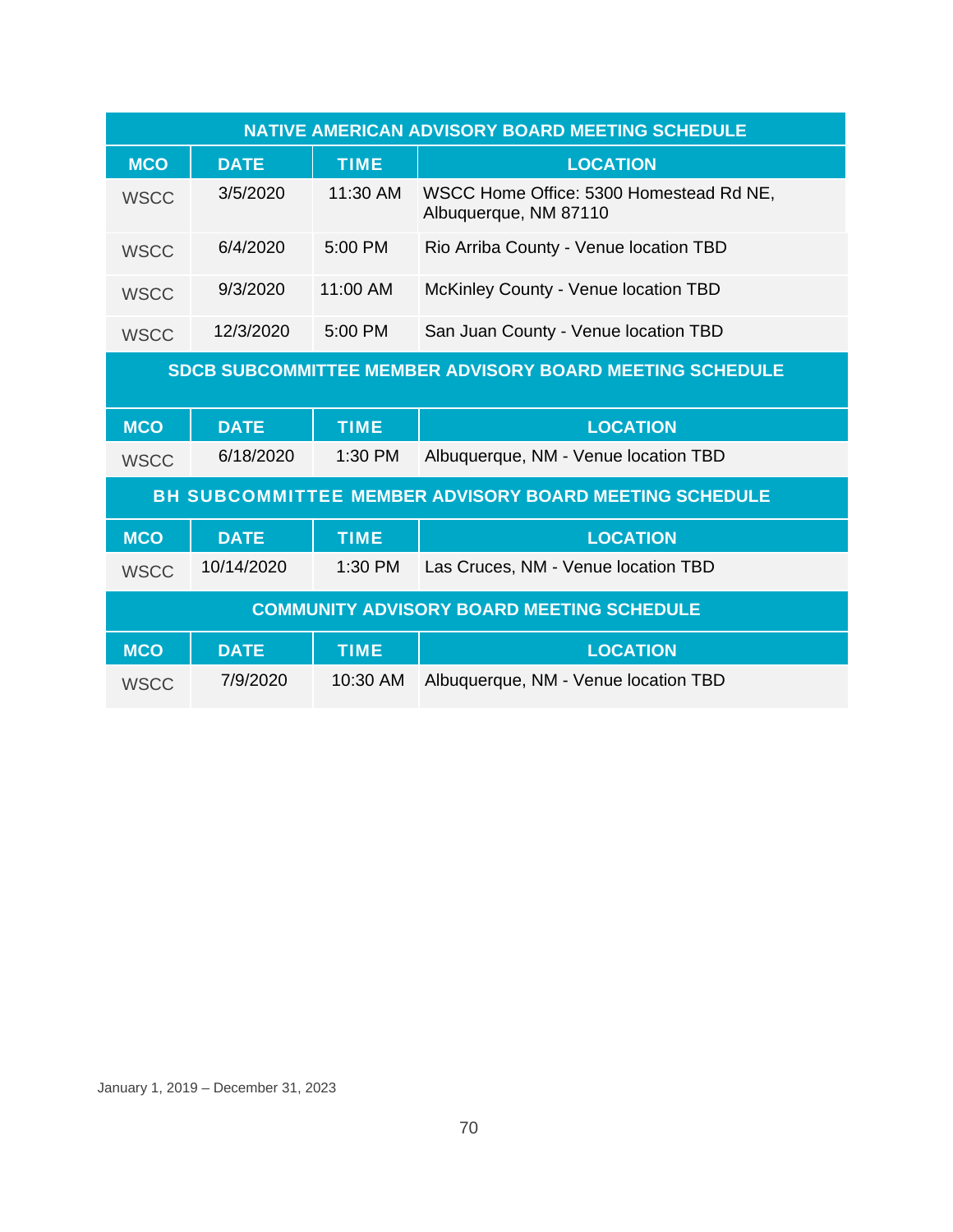| NATIVE AMERICAN ADVISORY BOARD MEETING SCHEDULE | | | |
|---|---|---|---|
| **MCO** | **DATE** | **TIME** | **LOCATION** |
| WSCC | 3/5/2020 | 11:30 AM | WSCC Home Office: 5300 Homestead Rd NE, Albuquerque, NM 87110 |
| WSCC | 6/4/2020 | 5:00 PM | Rio Arriba County - Venue location TBD |
| WSCC | 9/3/2020 | 11:00 AM | McKinley County - Venue location TBD |
| WSCC | 12/3/2020 | 5:00 PM | San Juan County - Venue location TBD |

| SDCB SUBCOMMITTEE MEMBER ADVISORY BOARD MEETING SCHEDULE | | | |
|---|---|---|---|
| **MCO** | **DATE** | **TIME** | **LOCATION** |
| WSCC | 6/18/2020 | 1:30 PM | Albuquerque, NM - Venue location TBD |

| BH SUBCOMMITTEE MEMBER ADVISORY BOARD MEETING SCHEDULE | | | |
|---|---|---|---|
| **MCO** | **DATE** | **TIME** | **LOCATION** |
| WSCC | 10/14/2020 | 1:30 PM | Las Cruces, NM - Venue location TBD |

| COMMUNITY ADVISORY BOARD MEETING SCHEDULE | | | |
|---|---|---|---|
| **MCO** | **DATE** | **TIME** | **LOCATION** |
| WSCC | 7/9/2020 | 10:30 AM | Albuquerque, NM - Venue location TBD |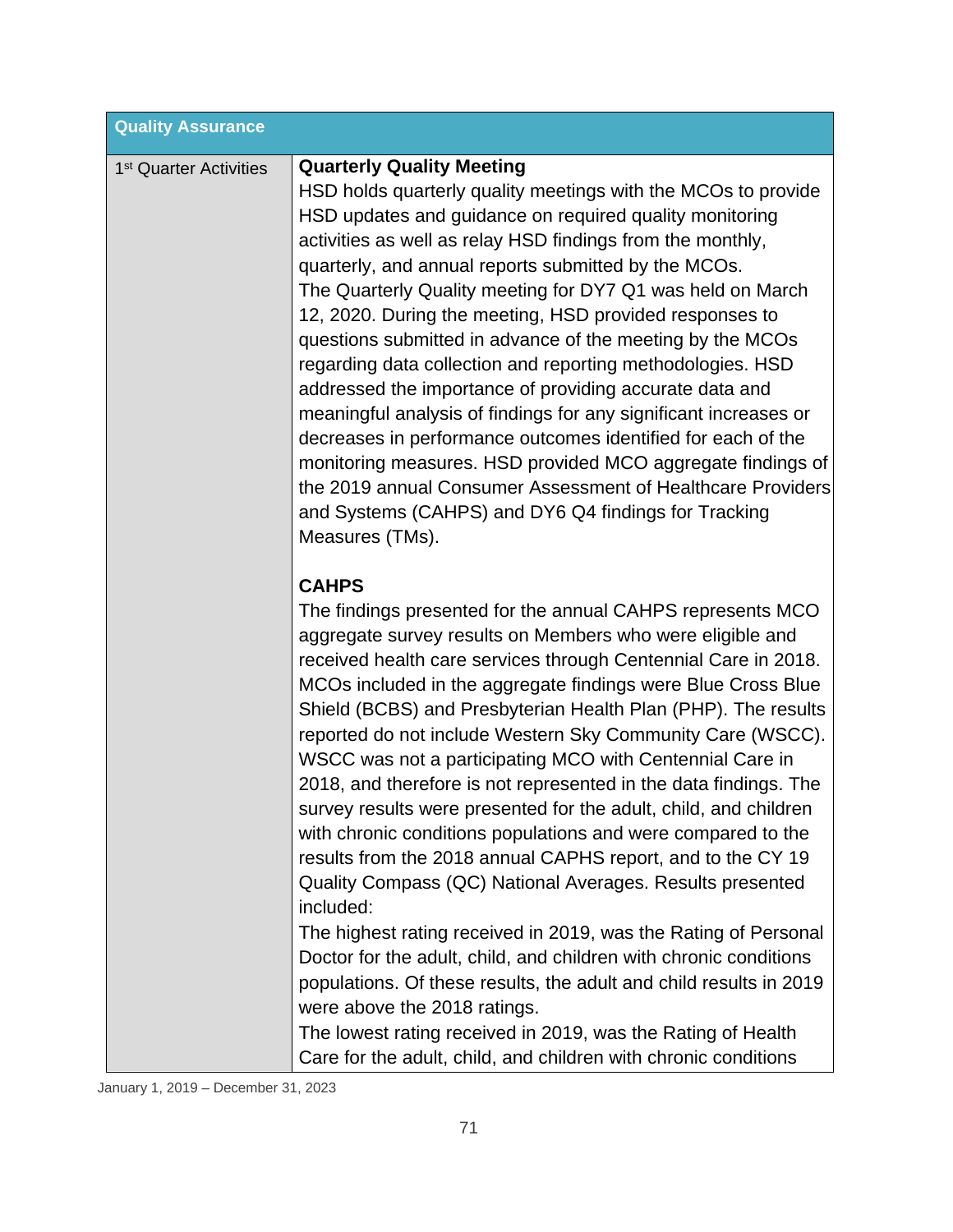| Quality Assurance | |
|---|---|
| 1st Quarter Activities | **Quarterly Quality Meeting**<br>HSD holds quarterly quality meetings with the MCOs to provide HSD updates and guidance on required quality monitoring activities as well as relay HSD findings from the monthly, quarterly, and annual reports submitted by the MCOs.<br>The Quarterly Quality meeting for DY7 Q1 was held on March 12, 2020. During the meeting, HSD provided responses to questions submitted in advance of the meeting by the MCOs regarding data collection and reporting methodologies. HSD addressed the importance of providing accurate data and meaningful analysis of findings for any significant increases or decreases in performance outcomes identified for each of the monitoring measures. HSD provided MCO aggregate findings of the 2019 annual Consumer Assessment of Healthcare Providers and Systems (CAHPS) and DY6 Q4 findings for Tracking Measures (TMs).<br><br>**CAHPS**<br>The findings presented for the annual CAHPS represents MCO aggregate survey results on Members who were eligible and received health care services through Centennial Care in 2018. MCOs included in the aggregate findings were Blue Cross Blue Shield (BCBS) and Presbyterian Health Plan (PHP). The results reported do not include Western Sky Community Care (WSCC). WSCC was not a participating MCO with Centennial Care in 2018, and therefore is not represented in the data findings. The survey results were presented for the adult, child, and children with chronic conditions populations and were compared to the results from the 2018 annual CAPHS report, and to the CY 19 Quality Compass (QC) National Averages. Results presented included:<br>The highest rating received in 2019, was the Rating of Personal Doctor for the adult, child, and children with chronic conditions populations. Of these results, the adult and child results in 2019 were above the 2018 ratings.<br>The lowest rating received in 2019, was the Rating of Health Care for the adult, child, and children with chronic conditions |

January 1, 2019 – December 31, 2023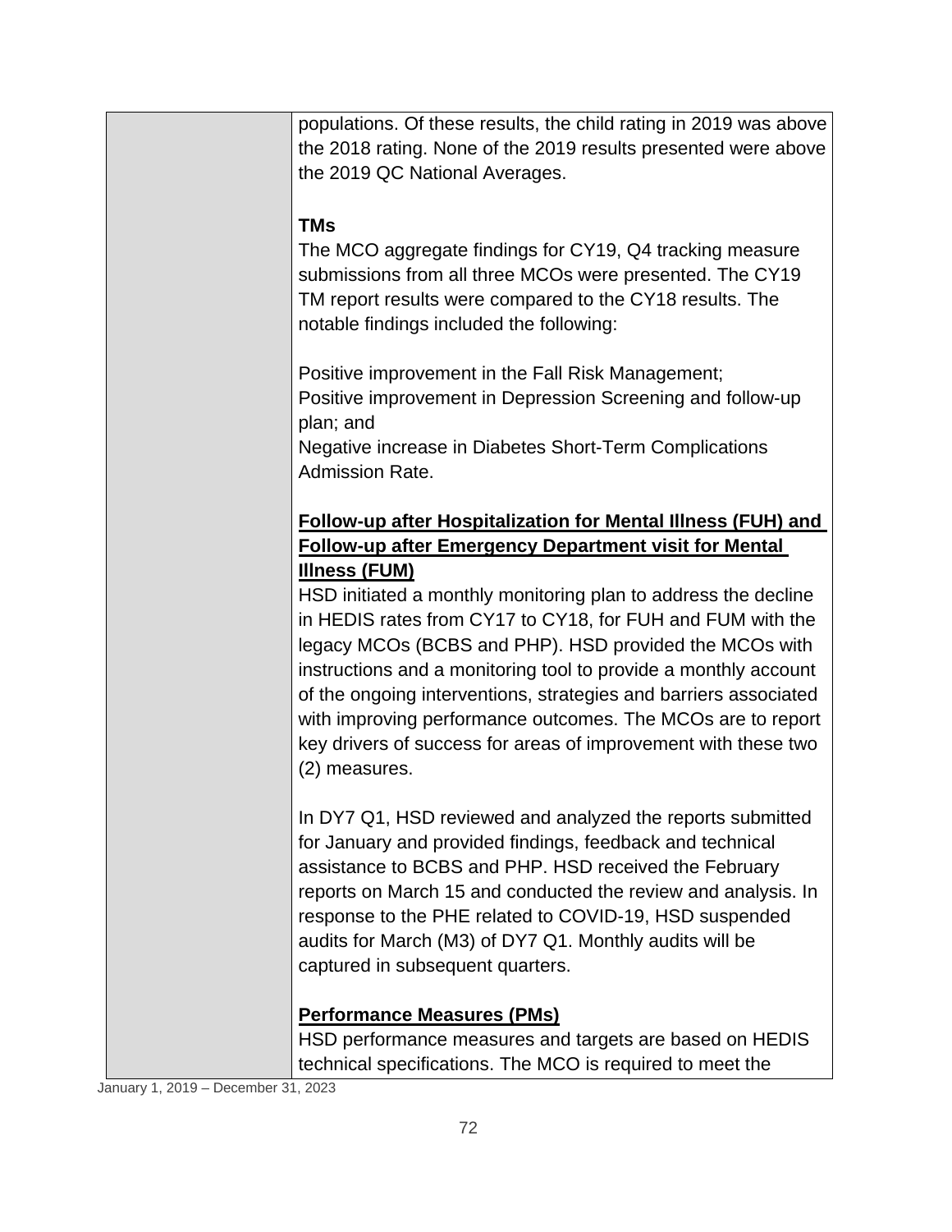| | |
|---|---|
| | populations. Of these results, the child rating in 2019 was above the 2018 rating. None of the 2019 results presented were above the 2019 QC National Averages.<br><br>**TMs**<br>The MCO aggregate findings for CY19, Q4 tracking measure submissions from all three MCOs were presented. The CY19 TM report results were compared to the CY18 results. The notable findings included the following:<br><br>Positive improvement in the Fall Risk Management;<br>Positive improvement in Depression Screening and follow-up plan; and<br>Negative increase in Diabetes Short-Term Complications Admission Rate.<br><br>**Follow-up after Hospitalization for Mental Illness (FUH) and Follow-up after Emergency Department visit for Mental Illness (FUM)**<br>HSD initiated a monthly monitoring plan to address the decline in HEDIS rates from CY17 to CY18, for FUH and FUM with the legacy MCOs (BCBS and PHP). HSD provided the MCOs with instructions and a monitoring tool to provide a monthly account of the ongoing interventions, strategies and barriers associated with improving performance outcomes. The MCOs are to report key drivers of success for areas of improvement with these two (2) measures.<br><br>In DY7 Q1, HSD reviewed and analyzed the reports submitted for January and provided findings, feedback and technical assistance to BCBS and PHP. HSD received the February reports on March 15 and conducted the review and analysis. In response to the PHE related to COVID-19, HSD suspended audits for March (M3) of DY7 Q1. Monthly audits will be captured in subsequent quarters.<br><br>**Performance Measures (PMs)**<br>HSD performance measures and targets are based on HEDIS technical specifications. The MCO is required to meet the |

January 1, 2019 – December 31, 2023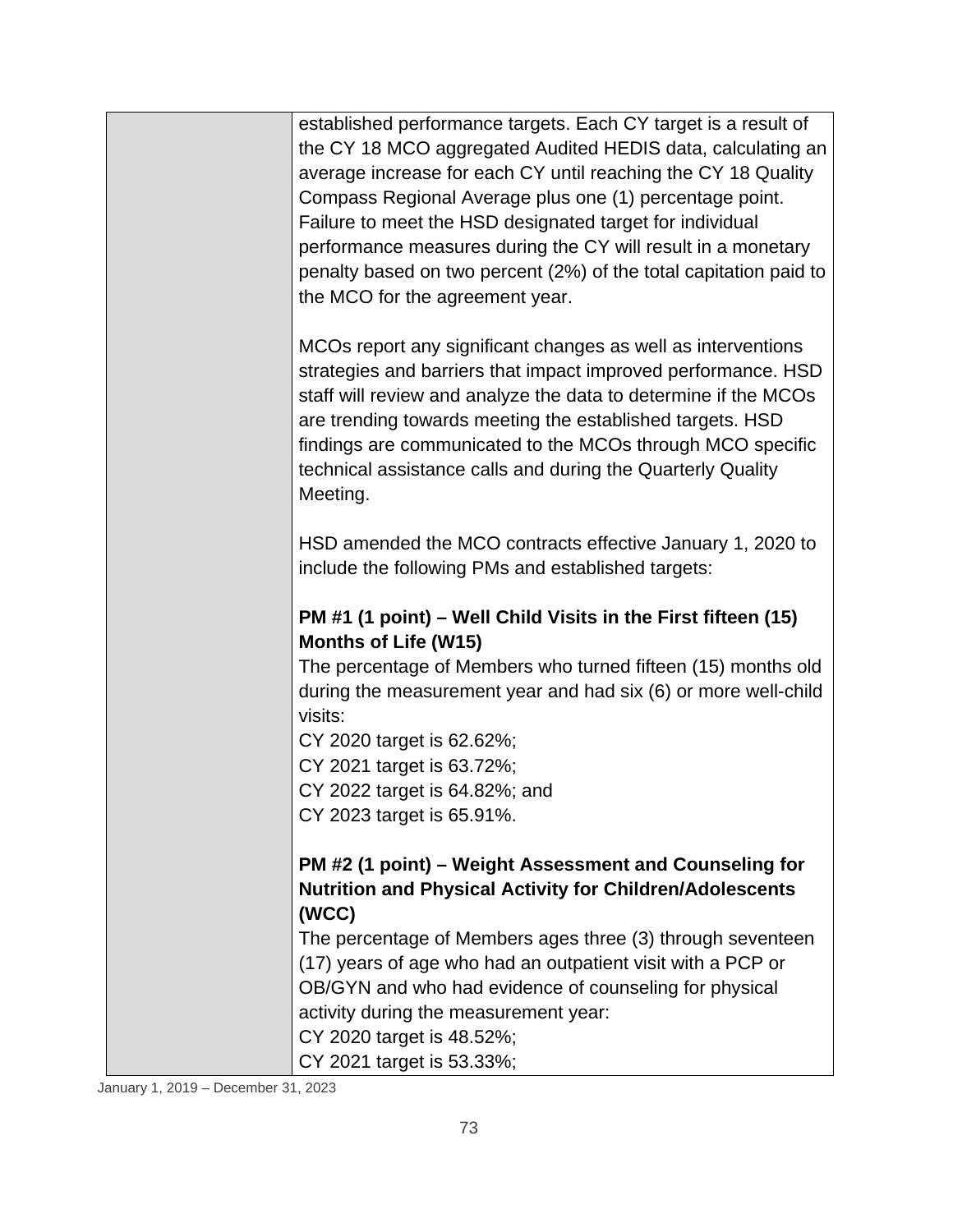| | |
|---|---|
| | established performance targets. Each CY target is a result of the CY 18 MCO aggregated Audited HEDIS data, calculating an average increase for each CY until reaching the CY 18 Quality Compass Regional Average plus one (1) percentage point. Failure to meet the HSD designated target for individual performance measures during the CY will result in a monetary penalty based on two percent (2%) of the total capitation paid to the MCO for the agreement year.<br><br>MCOs report any significant changes as well as interventions strategies and barriers that impact improved performance. HSD staff will review and analyze the data to determine if the MCOs are trending towards meeting the established targets. HSD findings are communicated to the MCOs through MCO specific technical assistance calls and during the Quarterly Quality Meeting.<br><br>HSD amended the MCO contracts effective January 1, 2020 to include the following PMs and established targets:<br><br>**PM #1 (1 point) – Well Child Visits in the First fifteen (15) Months of Life (W15)**<br>The percentage of Members who turned fifteen (15) months old during the measurement year and had six (6) or more well-child visits:<br>CY 2020 target is 62.62%;<br>CY 2021 target is 63.72%;<br>CY 2022 target is 64.82%; and<br>CY 2023 target is 65.91%.<br><br>**PM #2 (1 point) – Weight Assessment and Counseling for Nutrition and Physical Activity for Children/Adolescents (WCC)**<br>The percentage of Members ages three (3) through seventeen (17) years of age who had an outpatient visit with a PCP or OB/GYN and who had evidence of counseling for physical activity during the measurement year:<br>CY 2020 target is 48.52%;<br>CY 2021 target is 53.33%; |

January 1, 2019 – December 31, 2023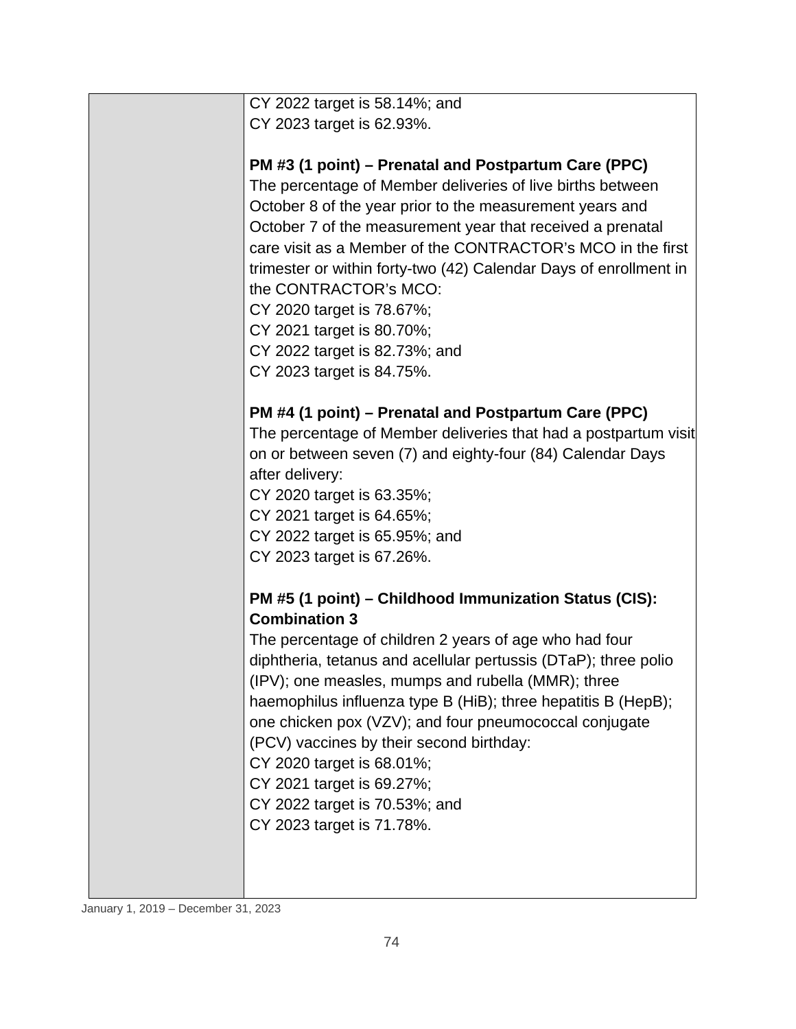| | |
|---|---|
| | CY 2022 target is 58.14%; and<br>CY 2023 target is 62.93%.<br><br>**PM #3 (1 point) – Prenatal and Postpartum Care (PPC)**<br>The percentage of Member deliveries of live births between October 8 of the year prior to the measurement years and October 7 of the measurement year that received a prenatal care visit as a Member of the CONTRACTOR's MCO in the first trimester or within forty-two (42) Calendar Days of enrollment in the CONTRACTOR's MCO:<br>CY 2020 target is 78.67%;<br>CY 2021 target is 80.70%;<br>CY 2022 target is 82.73%; and<br>CY 2023 target is 84.75%.<br><br>**PM #4 (1 point) – Prenatal and Postpartum Care (PPC)**<br>The percentage of Member deliveries that had a postpartum visit on or between seven (7) and eighty-four (84) Calendar Days after delivery:<br>CY 2020 target is 63.35%;<br>CY 2021 target is 64.65%;<br>CY 2022 target is 65.95%; and<br>CY 2023 target is 67.26%.<br><br>**PM #5 (1 point) – Childhood Immunization Status (CIS): Combination 3**<br>The percentage of children 2 years of age who had four diphtheria, tetanus and acellular pertussis (DTaP); three polio (IPV); one measles, mumps and rubella (MMR); three haemophilus influenza type B (HiB); three hepatitis B (HepB); one chicken pox (VZV); and four pneumococcal conjugate (PCV) vaccines by their second birthday:<br>CY 2020 target is 68.01%;<br>CY 2021 target is 69.27%;<br>CY 2022 target is 70.53%; and<br>CY 2023 target is 71.78%. |

January 1, 2019 – December 31, 2023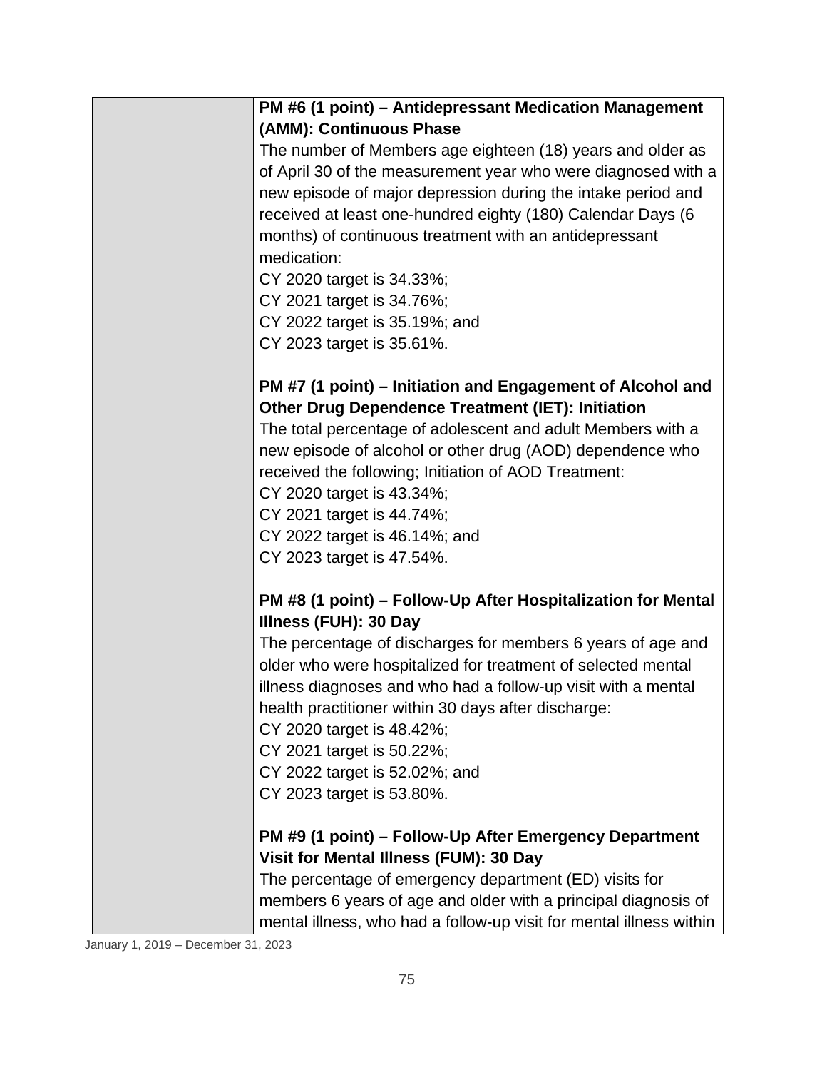| | |
|---|---|
| | **PM #6 (1 point) – Antidepressant Medication Management (AMM): Continuous Phase**<br>The number of Members age eighteen (18) years and older as of April 30 of the measurement year who were diagnosed with a new episode of major depression during the intake period and received at least one-hundred eighty (180) Calendar Days (6 months) of continuous treatment with an antidepressant medication:<br>CY 2020 target is 34.33%;<br>CY 2021 target is 34.76%;<br>CY 2022 target is 35.19%; and<br>CY 2023 target is 35.61%.<br><br>**PM #7 (1 point) – Initiation and Engagement of Alcohol and Other Drug Dependence Treatment (IET): Initiation**<br>The total percentage of adolescent and adult Members with a new episode of alcohol or other drug (AOD) dependence who received the following; Initiation of AOD Treatment:<br>CY 2020 target is 43.34%;<br>CY 2021 target is 44.74%;<br>CY 2022 target is 46.14%; and<br>CY 2023 target is 47.54%.<br><br>**PM #8 (1 point) – Follow-Up After Hospitalization for Mental Illness (FUH): 30 Day**<br>The percentage of discharges for members 6 years of age and older who were hospitalized for treatment of selected mental illness diagnoses and who had a follow-up visit with a mental health practitioner within 30 days after discharge:<br>CY 2020 target is 48.42%;<br>CY 2021 target is 50.22%;<br>CY 2022 target is 52.02%; and<br>CY 2023 target is 53.80%.<br><br>**PM #9 (1 point) – Follow-Up After Emergency Department Visit for Mental Illness (FUM): 30 Day**<br>The percentage of emergency department (ED) visits for members 6 years of age and older with a principal diagnosis of mental illness, who had a follow-up visit for mental illness within |

January 1, 2019 – December 31, 2023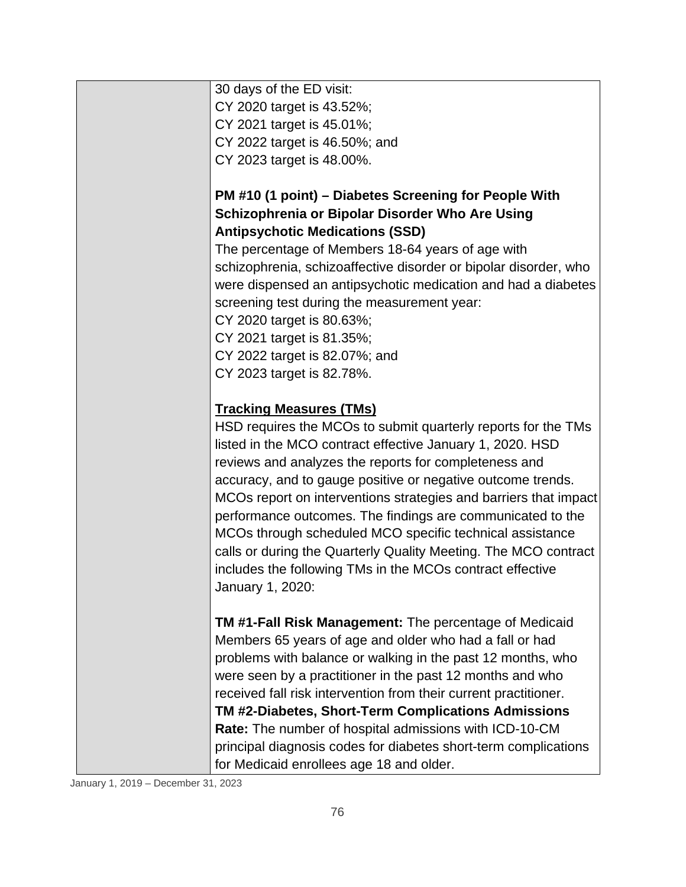| | 30 days of the ED visit:<br>CY 2020 target is 43.52%;<br>CY 2021 target is 45.01%;<br>CY 2022 target is 46.50%; and<br>CY 2023 target is 48.00%.<br><br>**PM #10 (1 point) – Diabetes Screening for People With Schizophrenia or Bipolar Disorder Who Are Using Antipsychotic Medications (SSD)**<br>The percentage of Members 18-64 years of age with schizophrenia, schizoaffective disorder or bipolar disorder, who were dispensed an antipsychotic medication and had a diabetes screening test during the measurement year:<br>CY 2020 target is 80.63%;<br>CY 2021 target is 81.35%;<br>CY 2022 target is 82.07%; and<br>CY 2023 target is 82.78%.<br><br>**<u>Tracking Measures (TMs)</u>**<br>HSD requires the MCOs to submit quarterly reports for the TMs listed in the MCO contract effective January 1, 2020. HSD reviews and analyzes the reports for completeness and accuracy, and to gauge positive or negative outcome trends. MCOs report on interventions strategies and barriers that impact performance outcomes. The findings are communicated to the MCOs through scheduled MCO specific technical assistance calls or during the Quarterly Quality Meeting. The MCO contract includes the following TMs in the MCOs contract effective January 1, 2020:<br><br>**TM #1-Fall Risk Management:** The percentage of Medicaid Members 65 years of age and older who had a fall or had problems with balance or walking in the past 12 months, who were seen by a practitioner in the past 12 months and who received fall risk intervention from their current practitioner.<br>**TM #2-Diabetes, Short-Term Complications Admissions Rate:** The number of hospital admissions with ICD-10-CM principal diagnosis codes for diabetes short-term complications for Medicaid enrollees age 18 and older. |
|---|---|

January 1, 2019 – December 31, 2023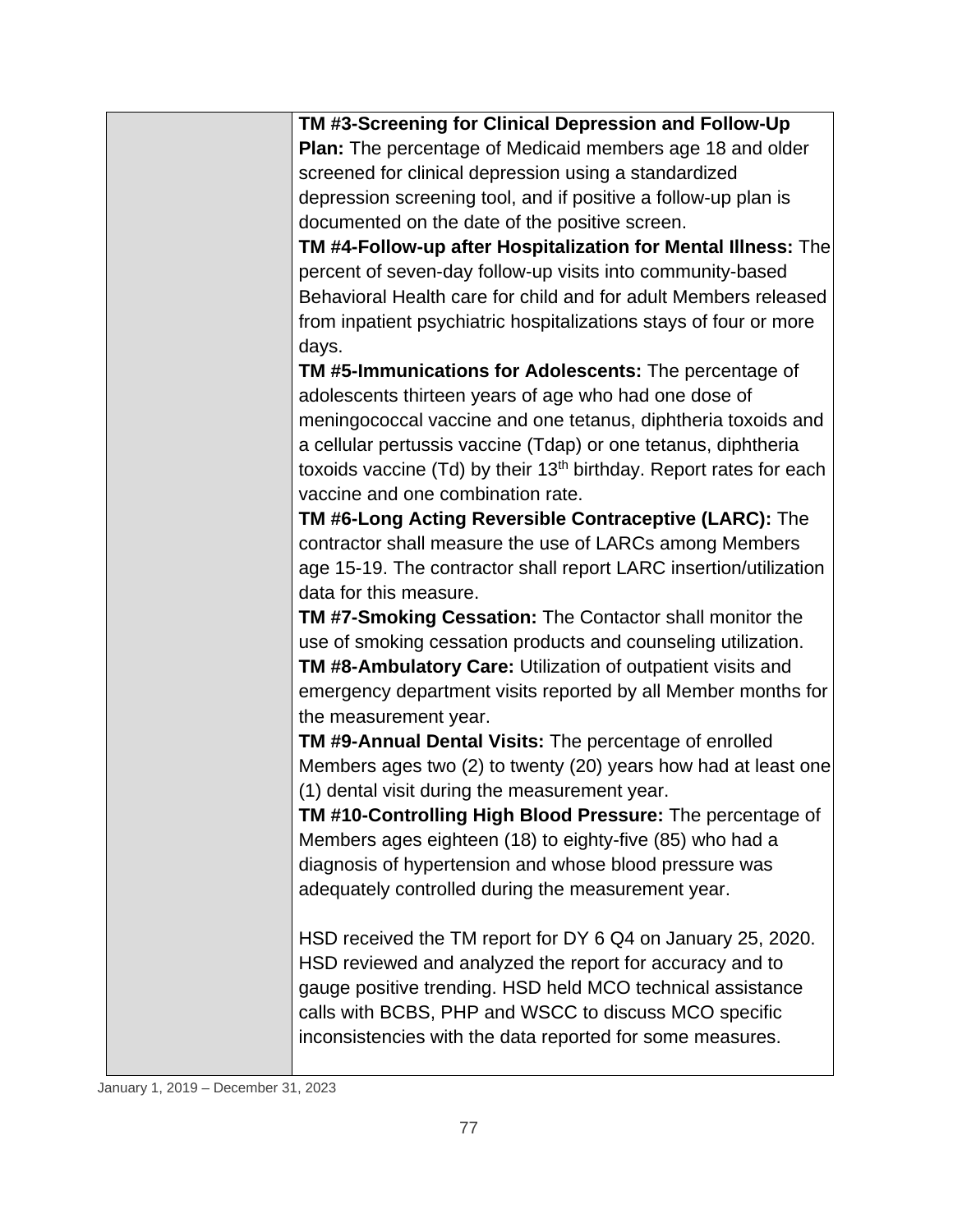| | |
|---|---|
| | **TM #3-Screening for Clinical Depression and Follow-Up Plan:** The percentage of Medicaid members age 18 and older screened for clinical depression using a standardized depression screening tool, and if positive a follow-up plan is documented on the date of the positive screen.<br>**TM #4-Follow-up after Hospitalization for Mental Illness:** The percent of seven-day follow-up visits into community-based Behavioral Health care for child and for adult Members released from inpatient psychiatric hospitalizations stays of four or more days.<br>**TM #5-Immunications for Adolescents:** The percentage of adolescents thirteen years of age who had one dose of meningococcal vaccine and one tetanus, diphtheria toxoids and a cellular pertussis vaccine (Tdap) or one tetanus, diphtheria toxoids vaccine (Td) by their 13th birthday. Report rates for each vaccine and one combination rate.<br>**TM #6-Long Acting Reversible Contraceptive (LARC):** The contractor shall measure the use of LARCs among Members age 15-19. The contractor shall report LARC insertion/utilization data for this measure.<br>**TM #7-Smoking Cessation:** The Contactor shall monitor the use of smoking cessation products and counseling utilization.<br>**TM #8-Ambulatory Care:** Utilization of outpatient visits and emergency department visits reported by all Member months for the measurement year.<br>**TM #9-Annual Dental Visits:** The percentage of enrolled Members ages two (2) to twenty (20) years how had at least one (1) dental visit during the measurement year.<br>**TM #10-Controlling High Blood Pressure:** The percentage of Members ages eighteen (18) to eighty-five (85) who had a diagnosis of hypertension and whose blood pressure was adequately controlled during the measurement year.<br><br>HSD received the TM report for DY 6 Q4 on January 25, 2020. HSD reviewed and analyzed the report for accuracy and to gauge positive trending. HSD held MCO technical assistance calls with BCBS, PHP and WSCC to discuss MCO specific inconsistencies with the data reported for some measures. |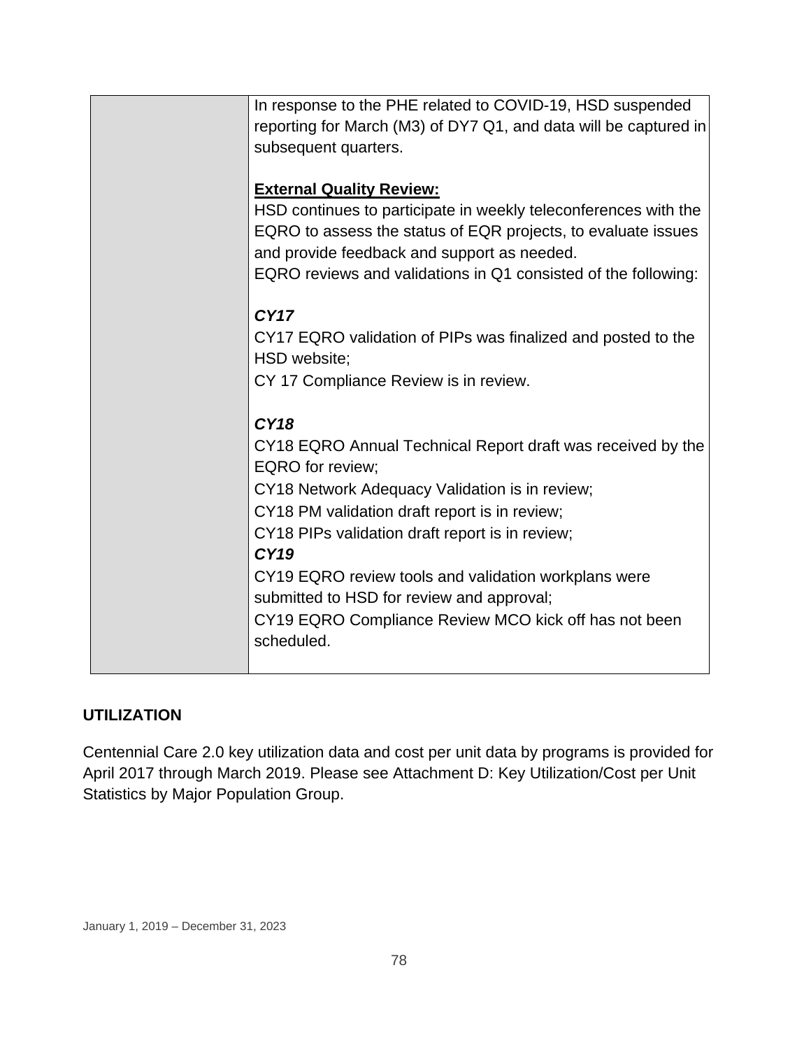| | |
|---|---|
| | In response to the PHE related to COVID-19, HSD suspended reporting for March (M3) of DY7 Q1, and data will be captured in subsequent quarters.<br><br>**<u>External Quality Review:</u>**<br>HSD continues to participate in weekly teleconferences with the EQRO to assess the status of EQR projects, to evaluate issues and provide feedback and support as needed.<br>EQRO reviews and validations in Q1 consisted of the following:<br><br>***CY17***<br>CY17 EQRO validation of PIPs was finalized and posted to the HSD website;<br>CY 17 Compliance Review is in review.<br><br>***CY18***<br>CY18 EQRO Annual Technical Report draft was received by the EQRO for review;<br>CY18 Network Adequacy Validation is in review;<br>CY18 PM validation draft report is in review;<br>CY18 PIPs validation draft report is in review;<br>***CY19***<br>CY19 EQRO review tools and validation workplans were submitted to HSD for review and approval;<br>CY19 EQRO Compliance Review MCO kick off has not been scheduled. |

**UTILIZATION**

Centennial Care 2.0 key utilization data and cost per unit data by programs is provided for April 2017 through March 2019. Please see Attachment D: Key Utilization/Cost per Unit Statistics by Major Population Group.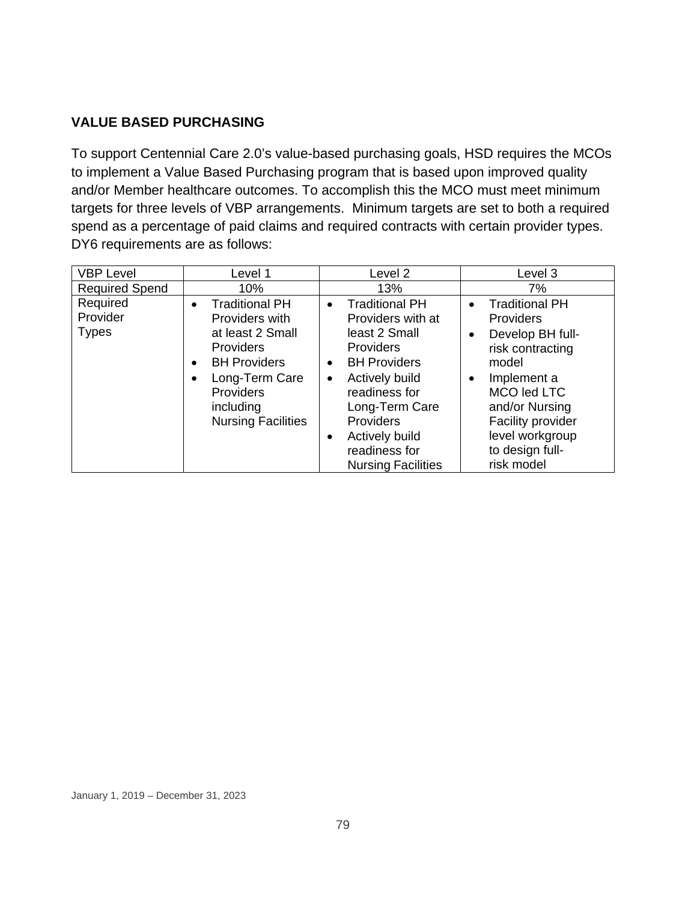**VALUE BASED PURCHASING**

To support Centennial Care 2.0's value-based purchasing goals, HSD requires the MCOs to implement a Value Based Purchasing program that is based upon improved quality and/or Member healthcare outcomes. To accomplish this the MCO must meet minimum targets for three levels of VBP arrangements. Minimum targets are set to both a required spend as a percentage of paid claims and required contracts with certain provider types. DY6 requirements are as follows:

| VBP Level | Level 1 | Level 2 | Level 3 |
|---|---|---|---|
| Required Spend | 10% | 13% | 7% |
| Required Provider Types | • Traditional PH Providers with at least 2 Small Providers<br>• BH Providers<br>• Long-Term Care Providers including Nursing Facilities | • Traditional PH Providers with at least 2 Small Providers<br>• BH Providers<br>• Actively build readiness for Long-Term Care Providers<br>• Actively build readiness for Nursing Facilities | • Traditional PH Providers<br>• Develop BH full-risk contracting model<br>• Implement a MCO led LTC and/or Nursing Facility provider level workgroup to design full-risk model |

January 1, 2019 – December 31, 2023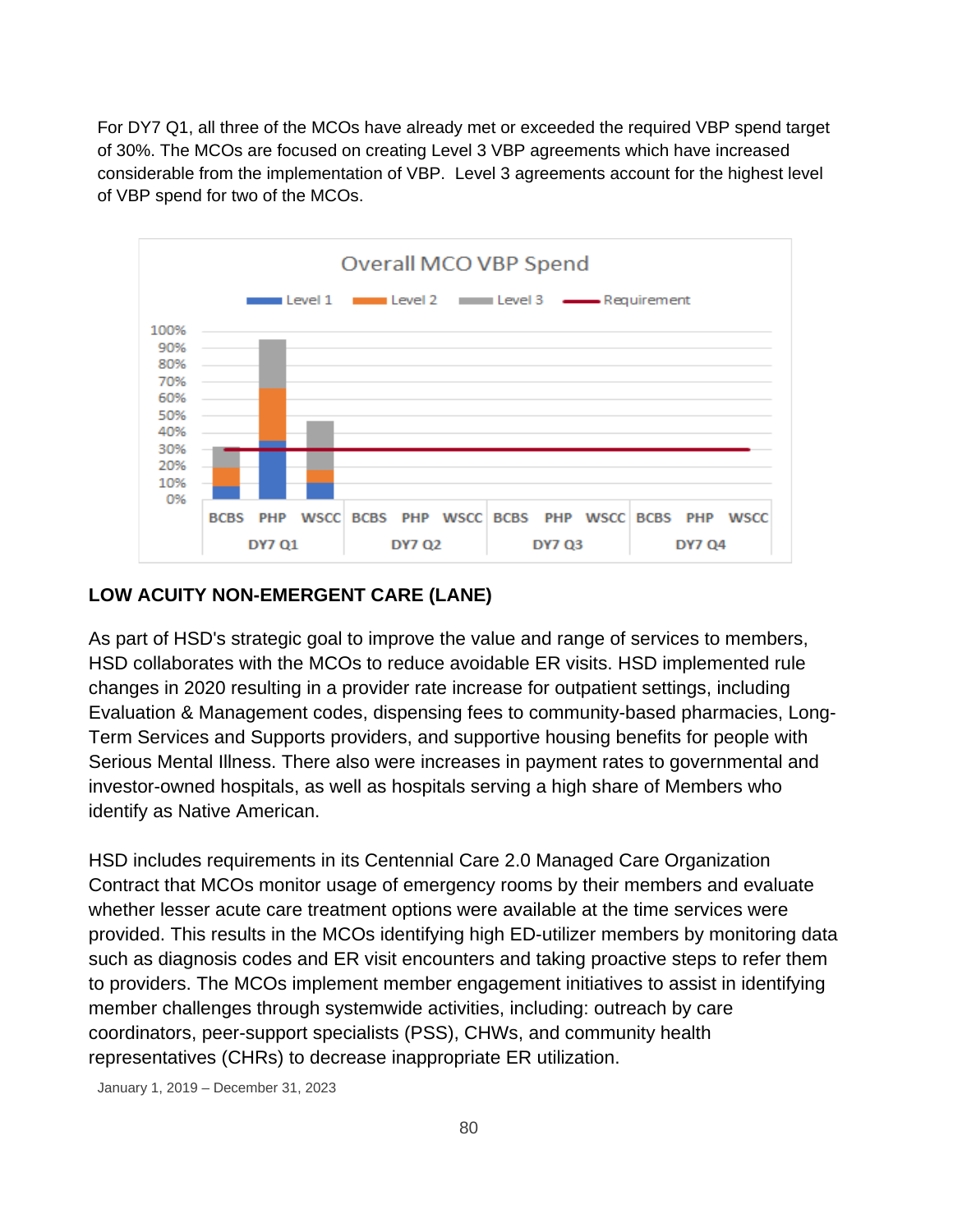For DY7 Q1, all three of the MCOs have already met or exceeded the required VBP spend target of 30%. The MCOs are focused on creating Level 3 VBP agreements which have increased considerable from the implementation of VBP. Level 3 agreements account for the highest level of VBP spend for two of the MCOs.

**LOW ACUITY NON-EMERGENT CARE (LANE)**

As part of HSD's strategic goal to improve the value and range of services to members, HSD collaborates with the MCOs to reduce avoidable ER visits. HSD implemented rule changes in 2020 resulting in a provider rate increase for outpatient settings, including Evaluation & Management codes, dispensing fees to community-based pharmacies, Long-Term Services and Supports providers, and supportive housing benefits for people with Serious Mental Illness. There also were increases in payment rates to governmental and investor-owned hospitals, as well as hospitals serving a high share of Members who identify as Native American.

HSD includes requirements in its Centennial Care 2.0 Managed Care Organization Contract that MCOs monitor usage of emergency rooms by their members and evaluate whether lesser acute care treatment options were available at the time services were provided. This results in the MCOs identifying high ED-utilizer members by monitoring data such as diagnosis codes and ER visit encounters and taking proactive steps to refer them to providers. The MCOs implement member engagement initiatives to assist in identifying member challenges through systemwide activities, including: outreach by care coordinators, peer-support specialists (PSS), CHWs, and community health representatives (CHRs) to decrease inappropriate ER utilization.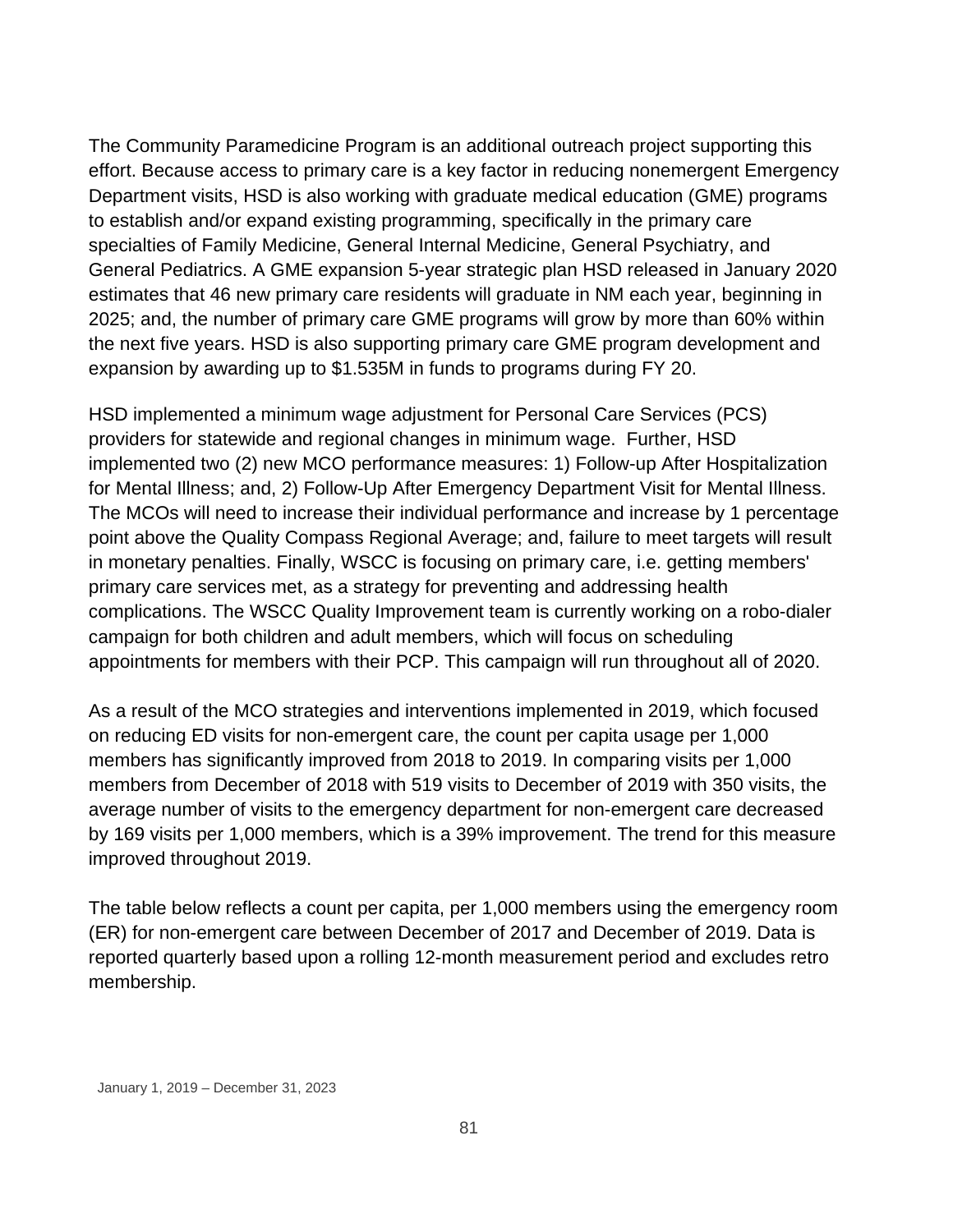The Community Paramedicine Program is an additional outreach project supporting this effort. Because access to primary care is a key factor in reducing nonemergent Emergency Department visits, HSD is also working with graduate medical education (GME) programs to establish and/or expand existing programming, specifically in the primary care specialties of Family Medicine, General Internal Medicine, General Psychiatry, and General Pediatrics. A GME expansion 5-year strategic plan HSD released in January 2020 estimates that 46 new primary care residents will graduate in NM each year, beginning in 2025; and, the number of primary care GME programs will grow by more than 60% within the next five years. HSD is also supporting primary care GME program development and expansion by awarding up to $1.535M in funds to programs during FY 20.

HSD implemented a minimum wage adjustment for Personal Care Services (PCS) providers for statewide and regional changes in minimum wage. Further, HSD implemented two (2) new MCO performance measures: 1) Follow-up After Hospitalization for Mental Illness; and, 2) Follow-Up After Emergency Department Visit for Mental Illness. The MCOs will need to increase their individual performance and increase by 1 percentage point above the Quality Compass Regional Average; and, failure to meet targets will result in monetary penalties. Finally, WSCC is focusing on primary care, i.e. getting members' primary care services met, as a strategy for preventing and addressing health complications. The WSCC Quality Improvement team is currently working on a robo-dialer campaign for both children and adult members, which will focus on scheduling appointments for members with their PCP. This campaign will run throughout all of 2020.

As a result of the MCO strategies and interventions implemented in 2019, which focused on reducing ED visits for non-emergent care, the count per capita usage per 1,000 members has significantly improved from 2018 to 2019. In comparing visits per 1,000 members from December of 2018 with 519 visits to December of 2019 with 350 visits, the average number of visits to the emergency department for non-emergent care decreased by 169 visits per 1,000 members, which is a 39% improvement. The trend for this measure improved throughout 2019.

The table below reflects a count per capita, per 1,000 members using the emergency room (ER) for non-emergent care between December of 2017 and December of 2019. Data is reported quarterly based upon a rolling 12-month measurement period and excludes retro membership.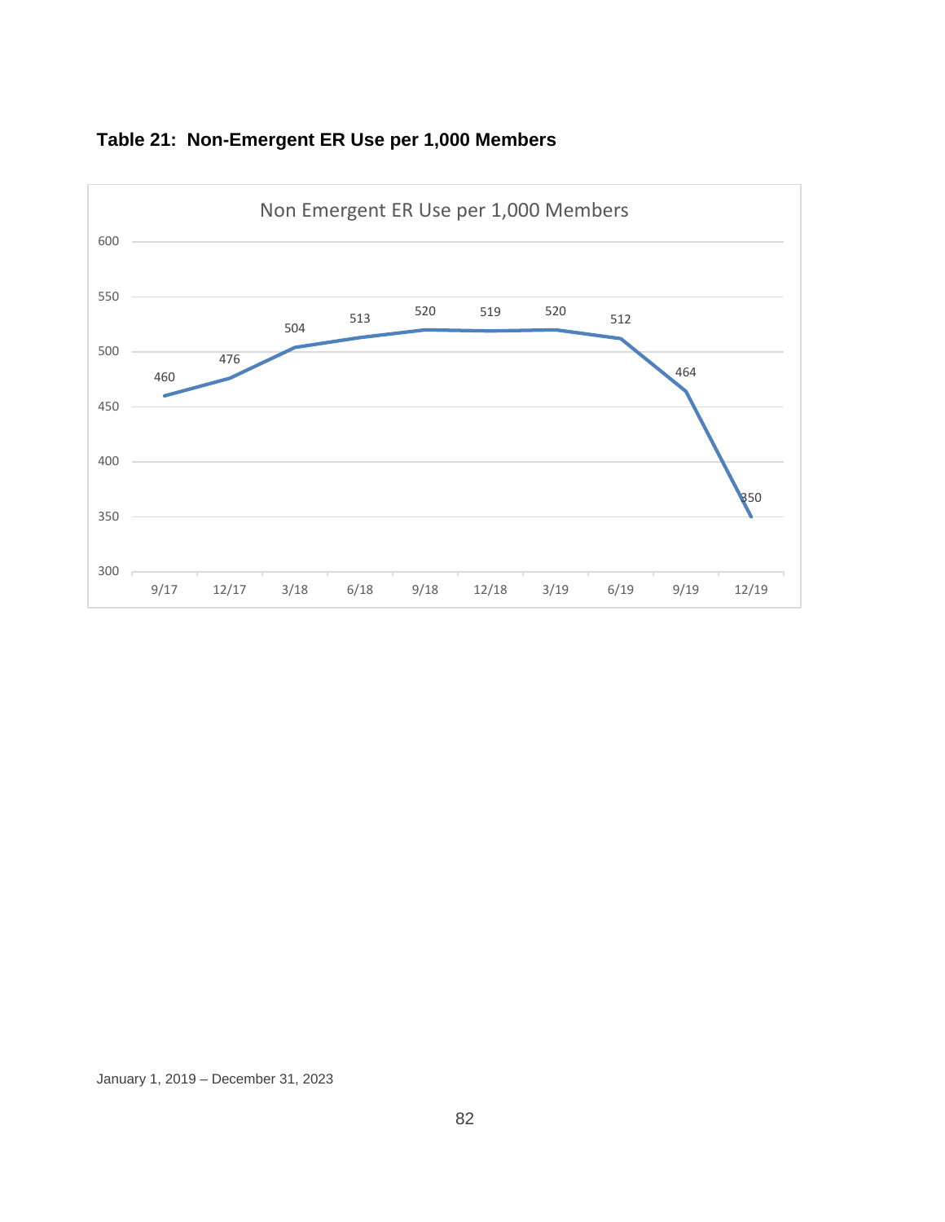**Table 21: Non-Emergent ER Use per 1,000 Members**

| Quarter | Non Emergent ER Use per 1,000 Members |
|---|---|
| 9/17 | 460 |
| 12/17 | 476 |
| 3/18 | 504 |
| 6/18 | 513 |
| 9/18 | 520 |
| 12/18 | 519 |
| 3/19 | 520 |
| 6/19 | 512 |
| 9/19 | 464 |
| 12/19 | 350 |

January 1, 2019 – December 31, 2023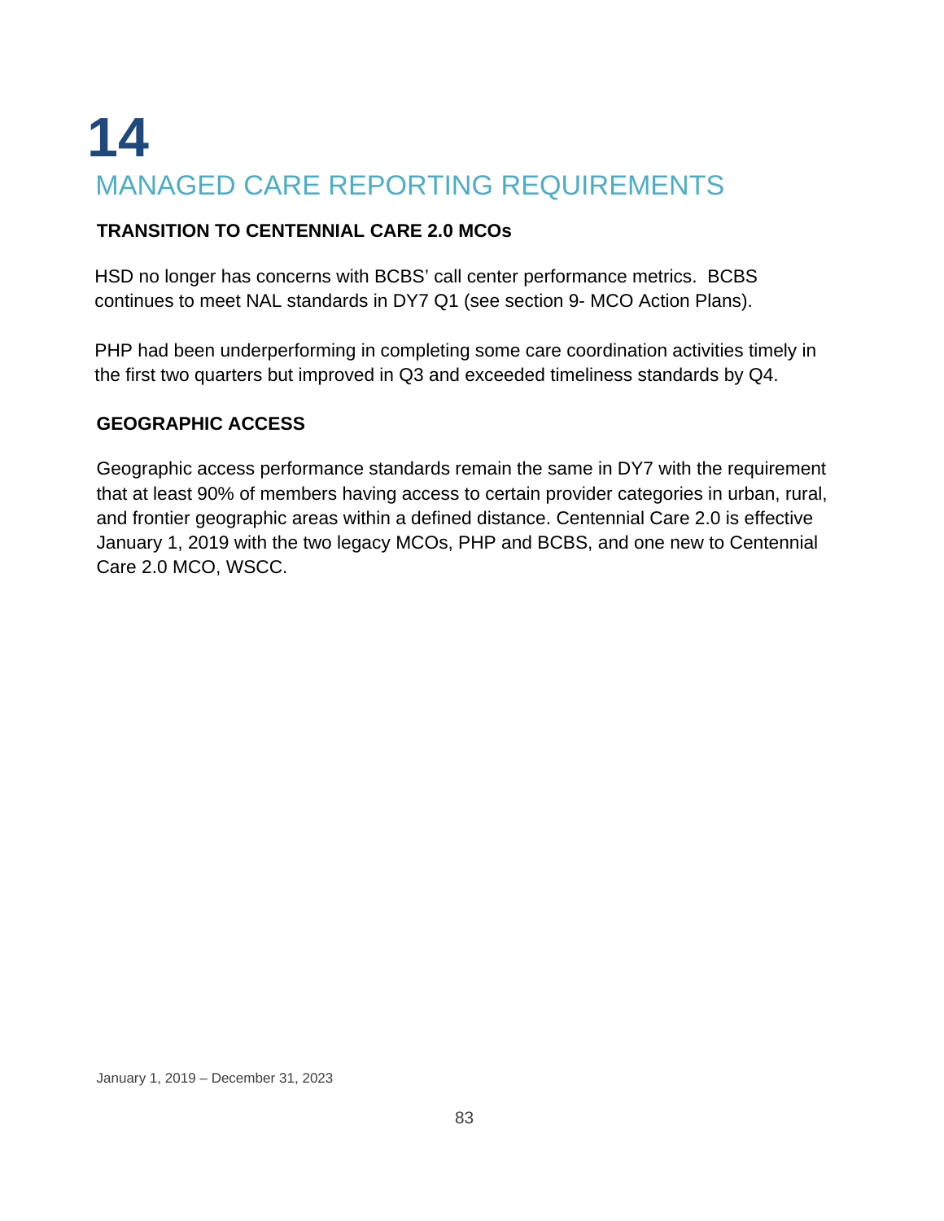# 14 MANAGED CARE REPORTING REQUIREMENTS

### TRANSITION TO CENTENNIAL CARE 2.0 MCOs

HSD no longer has concerns with BCBS' call center performance metrics. BCBS continues to meet NAL standards in DY7 Q1 (see section 9- MCO Action Plans).

PHP had been underperforming in completing some care coordination activities timely in the first two quarters but improved in Q3 and exceeded timeliness standards by Q4.

### GEOGRAPHIC ACCESS

Geographic access performance standards remain the same in DY7 with the requirement that at least 90% of members having access to certain provider categories in urban, rural, and frontier geographic areas within a defined distance. Centennial Care 2.0 is effective January 1, 2019 with the two legacy MCOs, PHP and BCBS, and one new to Centennial Care 2.0 MCO, WSCC.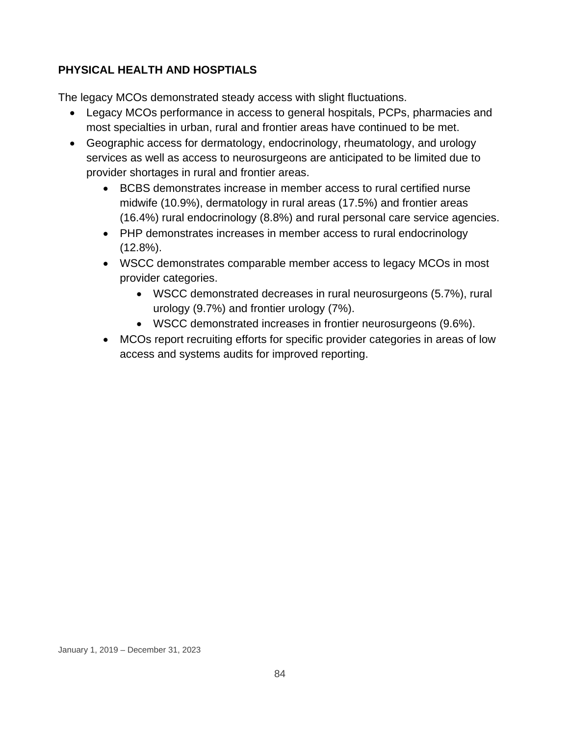**PHYSICAL HEALTH AND HOSPTIALS**

The legacy MCOs demonstrated steady access with slight fluctuations.

- Legacy MCOs performance in access to general hospitals, PCPs, pharmacies and most specialties in urban, rural and frontier areas have continued to be met.
- Geographic access for dermatology, endocrinology, rheumatology, and urology services as well as access to neurosurgeons are anticipated to be limited due to provider shortages in rural and frontier areas.
    - BCBS demonstrates increase in member access to rural certified nurse midwife (10.9%), dermatology in rural areas (17.5%) and frontier areas (16.4%) rural endocrinology (8.8%) and rural personal care service agencies.
    - PHP demonstrates increases in member access to rural endocrinology (12.8%).
    - WSCC demonstrates comparable member access to legacy MCOs in most provider categories.
        - WSCC demonstrated decreases in rural neurosurgeons (5.7%), rural urology (9.7%) and frontier urology (7%).
        - WSCC demonstrated increases in frontier neurosurgeons (9.6%).
    - MCOs report recruiting efforts for specific provider categories in areas of low access and systems audits for improved reporting.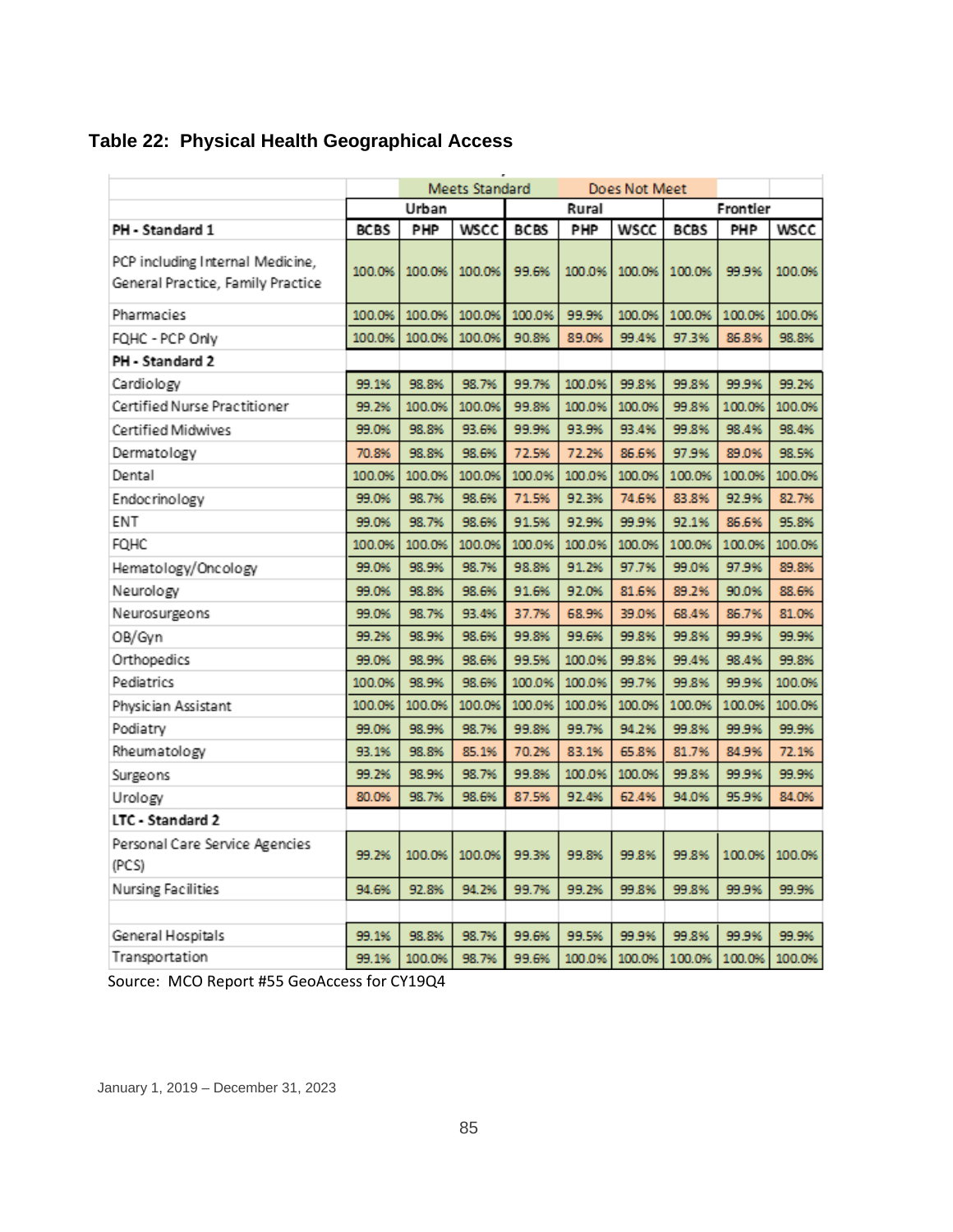## Table 22: Physical Health Geographical Access

| | Meets Standard | | | Does Not Meet | | | | | |
|---|---|---|---|---|---|---|---|---|---|
| | Urban | | | Rural | | | Frontier | | |
| **PH - Standard 1** | **BCBS** | **PHP** | **WSCC** | **BCBS** | **PHP** | **WSCC** | **BCBS** | **PHP** | **WSCC** |
| PCP including Internal Medicine, General Practice, Family Practice | 100.0% | 100.0% | 100.0% | 99.6% | 100.0% | 100.0% | 100.0% | 99.9% | 100.0% |
| Pharmacies | 100.0% | 100.0% | 100.0% | 100.0% | 99.9% | 100.0% | 100.0% | 100.0% | 100.0% |
| FQHC - PCP Only | 100.0% | 100.0% | 100.0% | 90.8% | 89.0% | 99.4% | 97.3% | 86.8% | 98.8% |
| **PH - Standard 2** | | | | | | | | | |
| Cardiology | 99.1% | 98.8% | 98.7% | 99.7% | 100.0% | 99.8% | 99.8% | 99.9% | 99.2% |
| Certified Nurse Practitioner | 99.2% | 100.0% | 100.0% | 99.8% | 100.0% | 100.0% | 99.8% | 100.0% | 100.0% |
| Certified Midwives | 99.0% | 98.8% | 93.6% | 99.9% | 93.9% | 93.4% | 99.8% | 98.4% | 98.4% |
| Dermatology | 70.8% | 98.8% | 98.6% | 72.5% | 72.2% | 86.6% | 97.9% | 89.0% | 98.5% |
| Dental | 100.0% | 100.0% | 100.0% | 100.0% | 100.0% | 100.0% | 100.0% | 100.0% | 100.0% |
| Endocrinology | 99.0% | 98.7% | 98.6% | 71.5% | 92.3% | 74.6% | 83.8% | 92.9% | 82.7% |
| ENT | 99.0% | 98.7% | 98.6% | 91.5% | 92.9% | 99.9% | 92.1% | 86.6% | 95.8% |
| FQHC | 100.0% | 100.0% | 100.0% | 100.0% | 100.0% | 100.0% | 100.0% | 100.0% | 100.0% |
| Hematology/Oncology | 99.0% | 98.9% | 98.7% | 98.8% | 91.2% | 97.7% | 99.0% | 97.9% | 89.8% |
| Neurology | 99.0% | 98.8% | 98.6% | 91.6% | 92.0% | 81.6% | 89.2% | 90.0% | 88.6% |
| Neurosurgeons | 99.0% | 98.7% | 93.4% | 37.7% | 68.9% | 39.0% | 68.4% | 86.7% | 81.0% |
| OB/Gyn | 99.2% | 98.9% | 98.6% | 99.8% | 99.6% | 99.8% | 99.8% | 99.9% | 99.9% |
| Orthopedics | 99.0% | 98.9% | 98.6% | 99.5% | 100.0% | 99.8% | 99.4% | 98.4% | 99.8% |
| Pediatrics | 100.0% | 98.9% | 98.6% | 100.0% | 100.0% | 99.7% | 99.8% | 99.9% | 100.0% |
| Physician Assistant | 100.0% | 100.0% | 100.0% | 100.0% | 100.0% | 100.0% | 100.0% | 100.0% | 100.0% |
| Podiatry | 99.0% | 98.9% | 98.7% | 99.8% | 99.7% | 94.2% | 99.8% | 99.9% | 99.9% |
| Rheumatology | 93.1% | 98.8% | 85.1% | 70.2% | 83.1% | 65.8% | 81.7% | 84.9% | 72.1% |
| Surgeons | 99.2% | 98.9% | 98.7% | 99.8% | 100.0% | 100.0% | 99.8% | 99.9% | 99.9% |
| Urology | 80.0% | 98.7% | 98.6% | 87.5% | 92.4% | 62.4% | 94.0% | 95.9% | 84.0% |
| **LTC - Standard 2** | | | | | | | | | |
| Personal Care Service Agencies (PCS) | 99.2% | 100.0% | 100.0% | 99.3% | 99.8% | 99.8% | 99.8% | 100.0% | 100.0% |
| Nursing Facilities | 94.6% | 92.8% | 94.2% | 99.7% | 99.2% | 99.8% | 99.8% | 99.9% | 99.9% |
| | | | | | | | | | |
| General Hospitals | 99.1% | 98.8% | 98.7% | 99.6% | 99.5% | 99.9% | 99.8% | 99.9% | 99.9% |
| Transportation | 99.1% | 100.0% | 98.7% | 99.6% | 100.0% | 100.0% | 100.0% | 100.0% | 100.0% |

Source: MCO Report #55 GeoAccess for CY19Q4

January 1, 2019 – December 31, 2023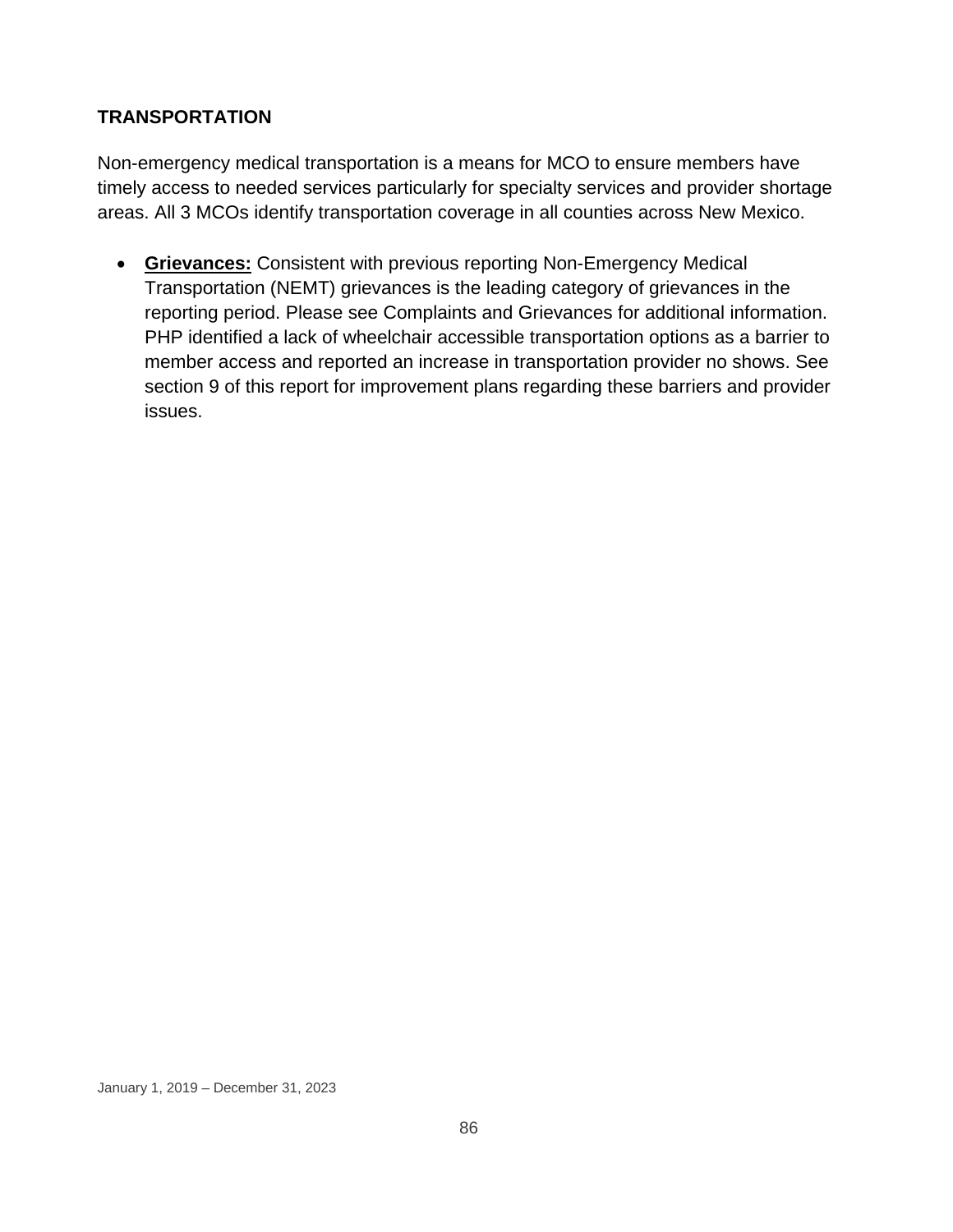## TRANSPORTATION

Non-emergency medical transportation is a means for MCO to ensure members have timely access to needed services particularly for specialty services and provider shortage areas. All 3 MCOs identify transportation coverage in all counties across New Mexico.

- **Grievances:** Consistent with previous reporting Non-Emergency Medical Transportation (NEMT) grievances is the leading category of grievances in the reporting period. Please see Complaints and Grievances for additional information. PHP identified a lack of wheelchair accessible transportation options as a barrier to member access and reported an increase in transportation provider no shows. See section 9 of this report for improvement plans regarding these barriers and provider issues.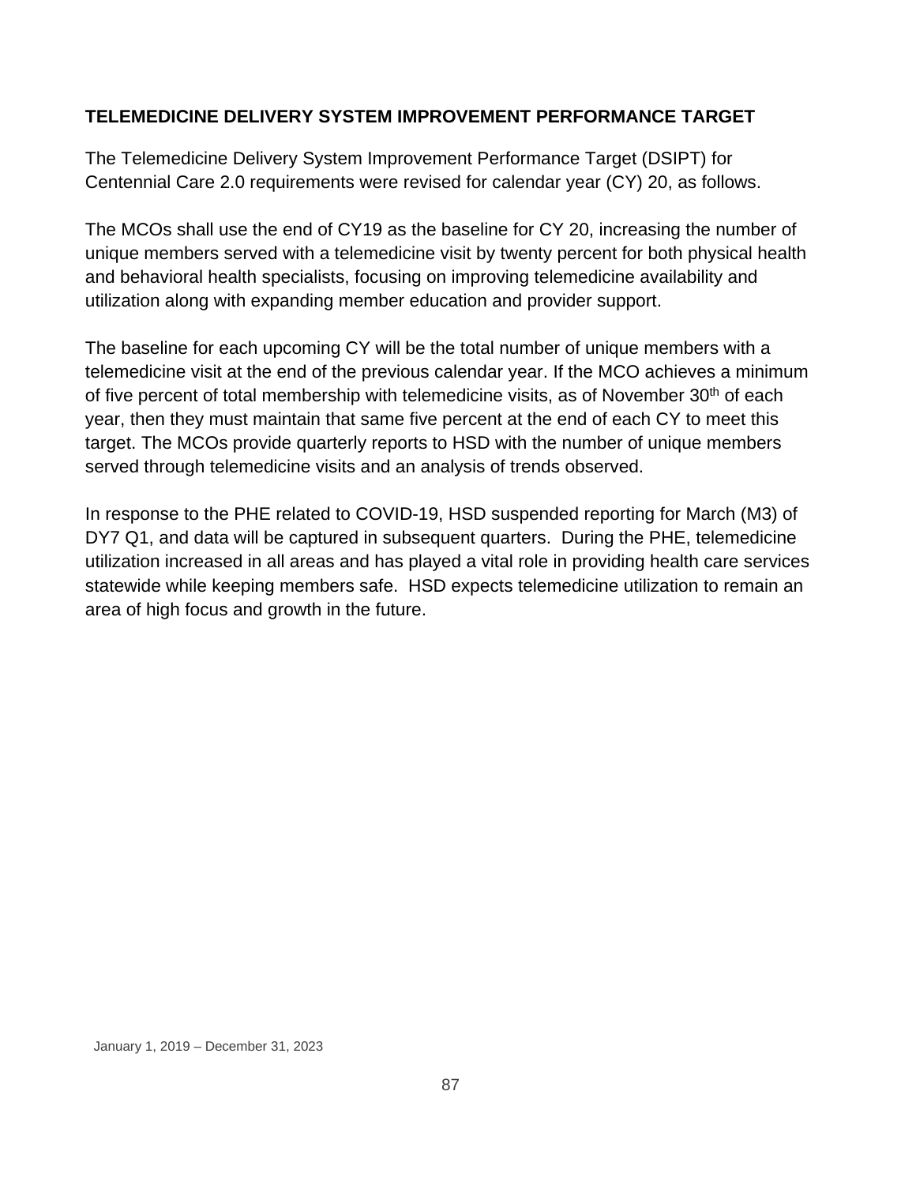## TELEMEDICINE DELIVERY SYSTEM IMPROVEMENT PERFORMANCE TARGET

The Telemedicine Delivery System Improvement Performance Target (DSIPT) for Centennial Care 2.0 requirements were revised for calendar year (CY) 20, as follows.

The MCOs shall use the end of CY19 as the baseline for CY 20, increasing the number of unique members served with a telemedicine visit by twenty percent for both physical health and behavioral health specialists, focusing on improving telemedicine availability and utilization along with expanding member education and provider support.

The baseline for each upcoming CY will be the total number of unique members with a telemedicine visit at the end of the previous calendar year. If the MCO achieves a minimum of five percent of total membership with telemedicine visits, as of November 30th of each year, then they must maintain that same five percent at the end of each CY to meet this target. The MCOs provide quarterly reports to HSD with the number of unique members served through telemedicine visits and an analysis of trends observed.

In response to the PHE related to COVID-19, HSD suspended reporting for March (M3) of DY7 Q1, and data will be captured in subsequent quarters. During the PHE, telemedicine utilization increased in all areas and has played a vital role in providing health care services statewide while keeping members safe. HSD expects telemedicine utilization to remain an area of high focus and growth in the future.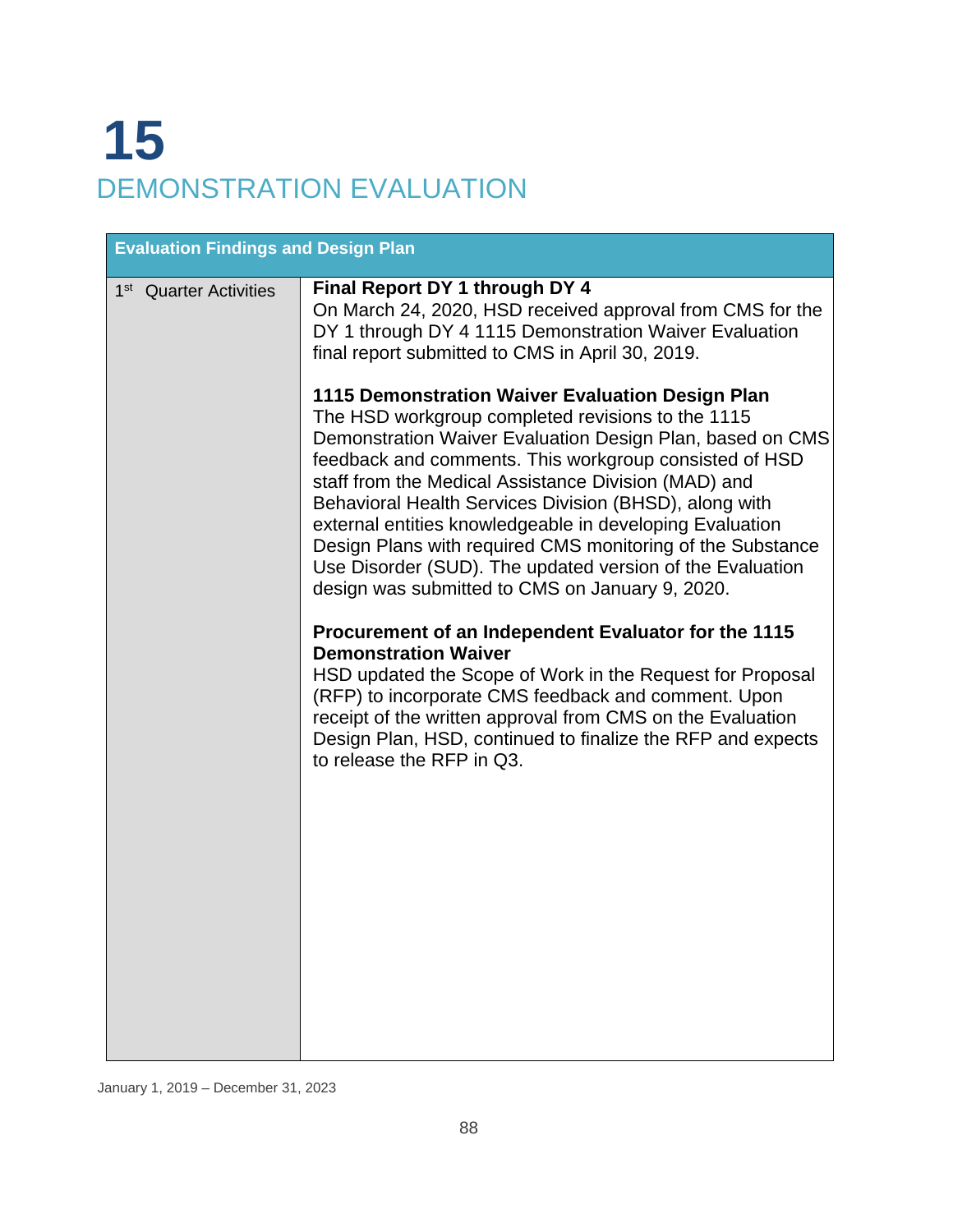# 15

## DEMONSTRATION EVALUATION

| Evaluation Findings and Design Plan | |
|---|---|
| 1st Quarter Activities | **Final Report DY 1 through DY 4**<br>On March 24, 2020, HSD received approval from CMS for the DY 1 through DY 4 1115 Demonstration Waiver Evaluation final report submitted to CMS in April 30, 2019.<br><br>**1115 Demonstration Waiver Evaluation Design Plan**<br>The HSD workgroup completed revisions to the 1115 Demonstration Waiver Evaluation Design Plan, based on CMS feedback and comments. This workgroup consisted of HSD staff from the Medical Assistance Division (MAD) and Behavioral Health Services Division (BHSD), along with external entities knowledgeable in developing Evaluation Design Plans with required CMS monitoring of the Substance Use Disorder (SUD). The updated version of the Evaluation design was submitted to CMS on January 9, 2020.<br><br>**Procurement of an Independent Evaluator for the 1115 Demonstration Waiver**<br>HSD updated the Scope of Work in the Request for Proposal (RFP) to incorporate CMS feedback and comment. Upon receipt of the written approval from CMS on the Evaluation Design Plan, HSD, continued to finalize the RFP and expects to release the RFP in Q3. |

January 1, 2019 – December 31, 2023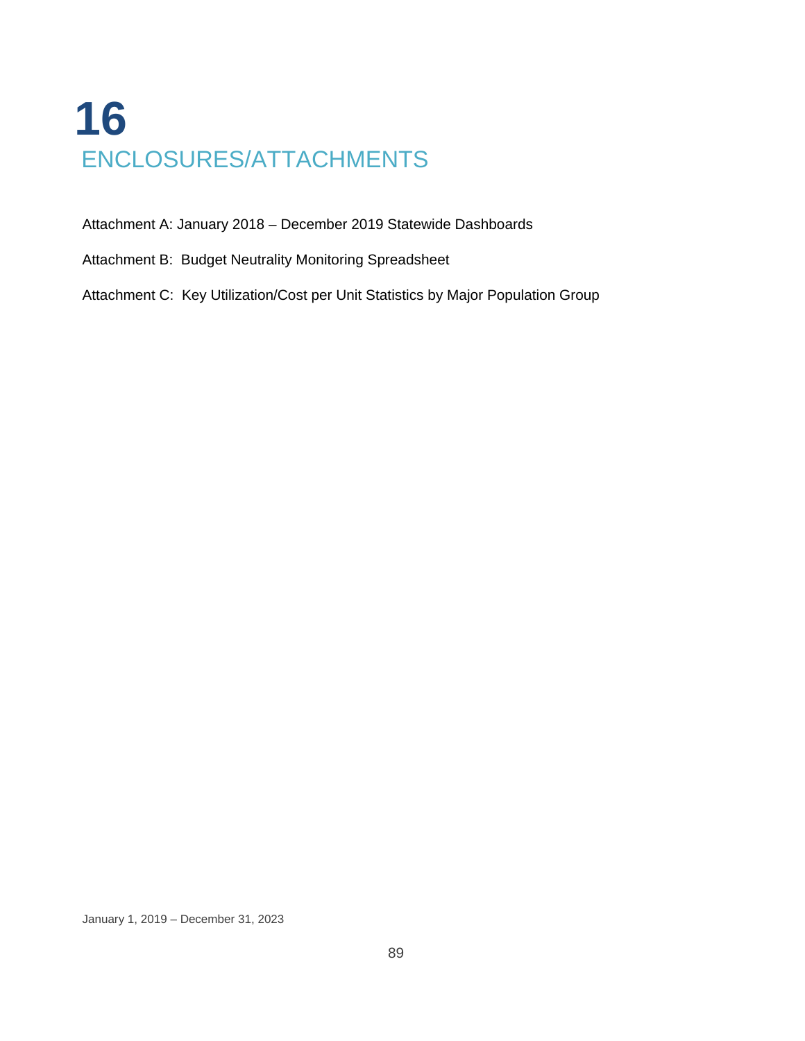# 16 ENCLOSURES/ATTACHMENTS

Attachment A: January 2018 – December 2019 Statewide Dashboards

Attachment B: Budget Neutrality Monitoring Spreadsheet

Attachment C: Key Utilization/Cost per Unit Statistics by Major Population Group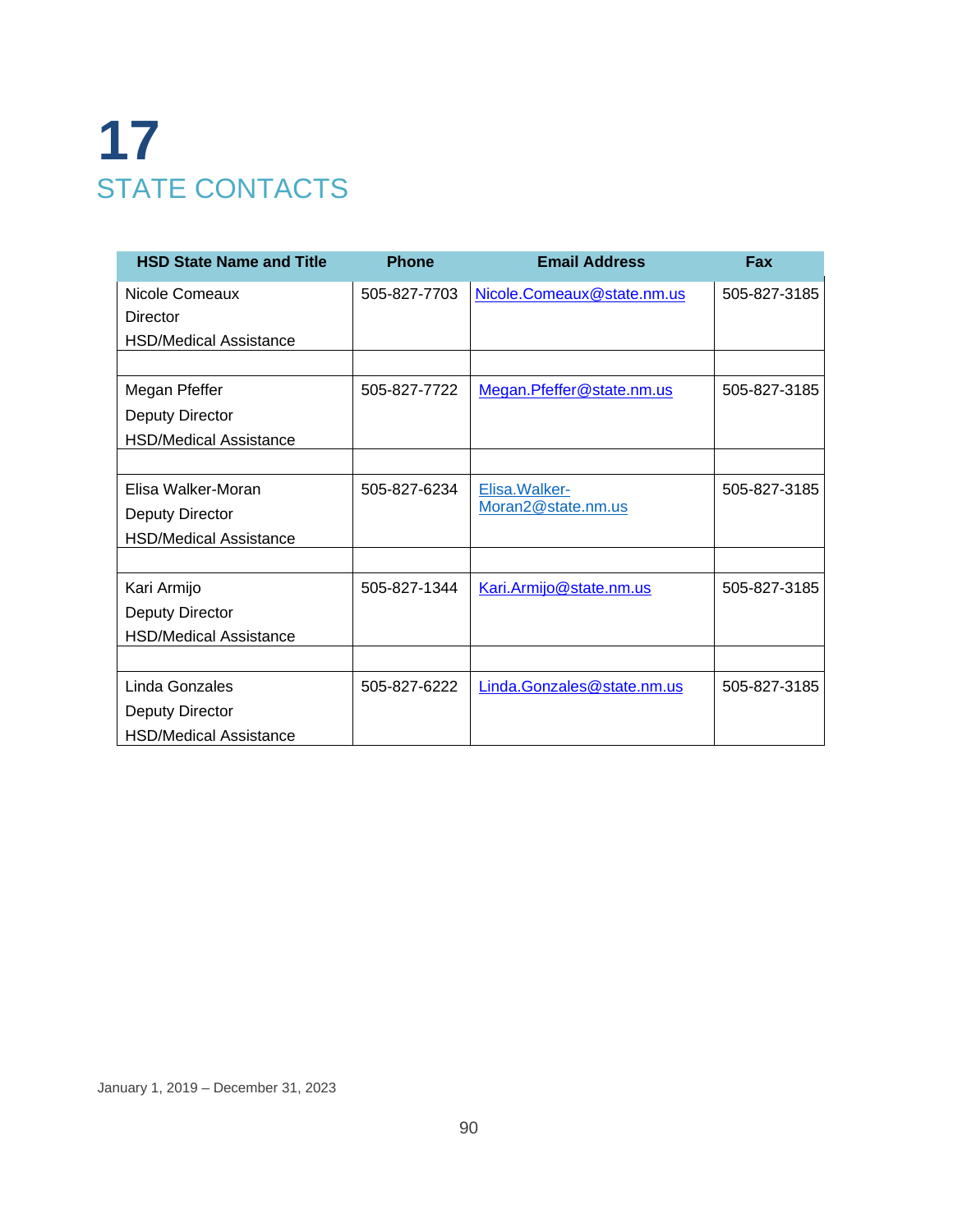# 17
# STATE CONTACTS

| HSD State Name and Title | Phone | Email Address | Fax |
|---|---|---|---|
| Nicole Comeaux<br>Director<br>HSD/Medical Assistance | 505-827-7703 | Nicole.Comeaux@state.nm.us | 505-827-3185 |
| | | | |
| Megan Pfeffer<br>Deputy Director<br>HSD/Medical Assistance | 505-827-7722 | Megan.Pfeffer@state.nm.us | 505-827-3185 |
| | | | |
| Elisa Walker-Moran<br>Deputy Director<br>HSD/Medical Assistance | 505-827-6234 | Elisa.Walker-Moran2@state.nm.us | 505-827-3185 |
| | | | |
| Kari Armijo<br>Deputy Director<br>HSD/Medical Assistance | 505-827-1344 | Kari.Armijo@state.nm.us | 505-827-3185 |
| | | | |
| Linda Gonzales<br>Deputy Director<br>HSD/Medical Assistance | 505-827-6222 | Linda.Gonzales@state.nm.us | 505-827-3185 |

January 1, 2019 – December 31, 2023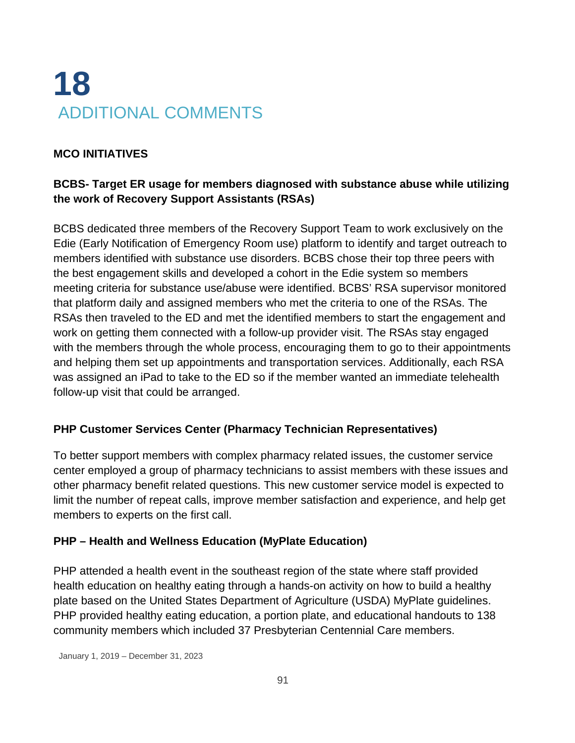// 18

# ADDITIONAL COMMENTS

**MCO INITIATIVES**

**BCBS- Target ER usage for members diagnosed with substance abuse while utilizing the work of Recovery Support Assistants (RSAs)**

BCBS dedicated three members of the Recovery Support Team to work exclusively on the Edie (Early Notification of Emergency Room use) platform to identify and target outreach to members identified with substance use disorders. BCBS chose their top three peers with the best engagement skills and developed a cohort in the Edie system so members meeting criteria for substance use/abuse were identified. BCBS' RSA supervisor monitored that platform daily and assigned members who met the criteria to one of the RSAs. The RSAs then traveled to the ED and met the identified members to start the engagement and work on getting them connected with a follow-up provider visit. The RSAs stay engaged with the members through the whole process, encouraging them to go to their appointments and helping them set up appointments and transportation services. Additionally, each RSA was assigned an iPad to take to the ED so if the member wanted an immediate telehealth follow-up visit that could be arranged.

**PHP Customer Services Center (Pharmacy Technician Representatives)**

To better support members with complex pharmacy related issues, the customer service center employed a group of pharmacy technicians to assist members with these issues and other pharmacy benefit related questions. This new customer service model is expected to limit the number of repeat calls, improve member satisfaction and experience, and help get members to experts on the first call.

**PHP – Health and Wellness Education (MyPlate Education)**

PHP attended a health event in the southeast region of the state where staff provided health education on healthy eating through a hands-on activity on how to build a healthy plate based on the United States Department of Agriculture (USDA) MyPlate guidelines. PHP provided healthy eating education, a portion plate, and educational handouts to 138 community members which included 37 Presbyterian Centennial Care members.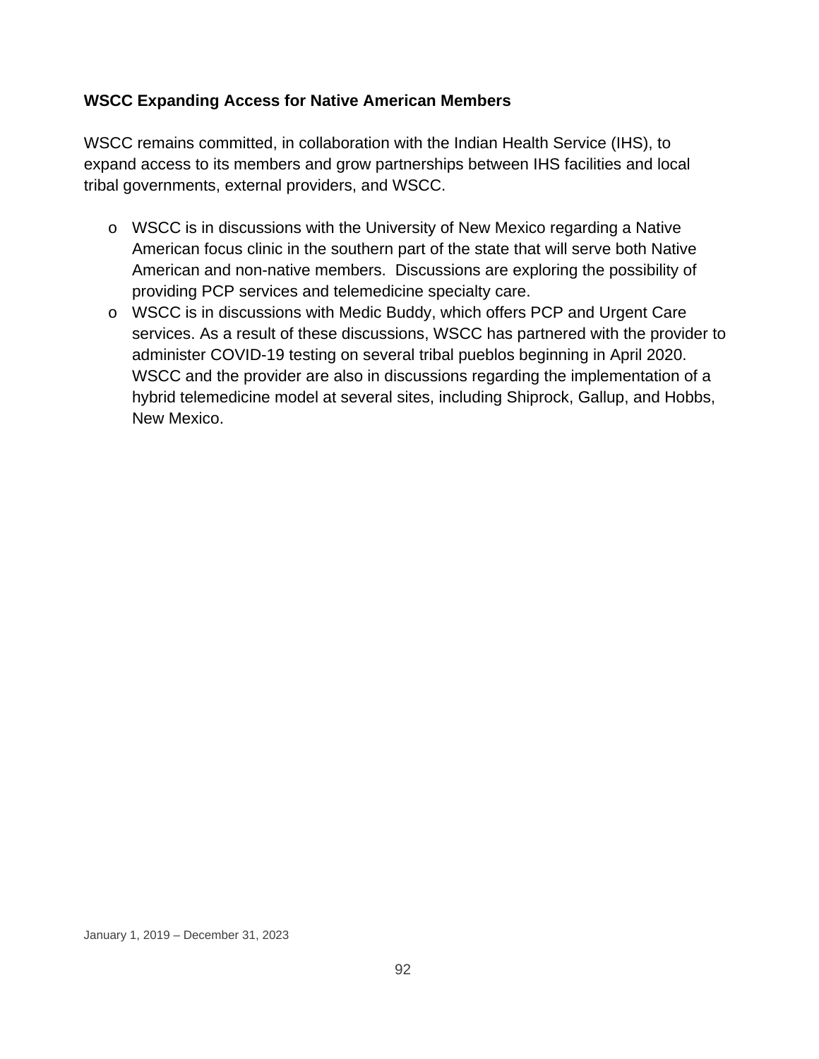**WSCC Expanding Access for Native American Members**

WSCC remains committed, in collaboration with the Indian Health Service (IHS), to expand access to its members and grow partnerships between IHS facilities and local tribal governments, external providers, and WSCC.

- WSCC is in discussions with the University of New Mexico regarding a Native American focus clinic in the southern part of the state that will serve both Native American and non-native members. Discussions are exploring the possibility of providing PCP services and telemedicine specialty care.
- WSCC is in discussions with Medic Buddy, which offers PCP and Urgent Care services. As a result of these discussions, WSCC has partnered with the provider to administer COVID-19 testing on several tribal pueblos beginning in April 2020. WSCC and the provider are also in discussions regarding the implementation of a hybrid telemedicine model at several sites, including Shiprock, Gallup, and Hobbs, New Mexico.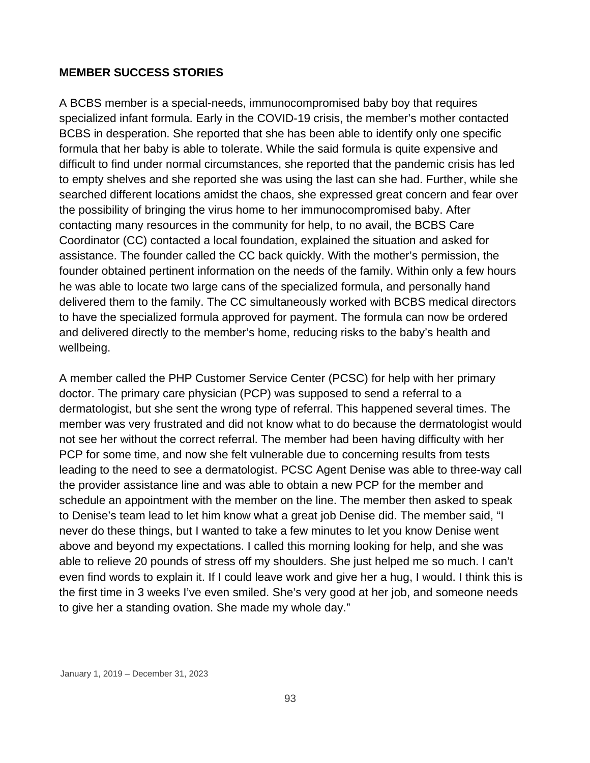**MEMBER SUCCESS STORIES**

A BCBS member is a special-needs, immunocompromised baby boy that requires specialized infant formula. Early in the COVID-19 crisis, the member's mother contacted BCBS in desperation. She reported that she has been able to identify only one specific formula that her baby is able to tolerate. While the said formula is quite expensive and difficult to find under normal circumstances, she reported that the pandemic crisis has led to empty shelves and she reported she was using the last can she had. Further, while she searched different locations amidst the chaos, she expressed great concern and fear over the possibility of bringing the virus home to her immunocompromised baby. After contacting many resources in the community for help, to no avail, the BCBS Care Coordinator (CC) contacted a local foundation, explained the situation and asked for assistance. The founder called the CC back quickly. With the mother's permission, the founder obtained pertinent information on the needs of the family. Within only a few hours he was able to locate two large cans of the specialized formula, and personally hand delivered them to the family. The CC simultaneously worked with BCBS medical directors to have the specialized formula approved for payment. The formula can now be ordered and delivered directly to the member's home, reducing risks to the baby's health and wellbeing.

A member called the PHP Customer Service Center (PCSC) for help with her primary doctor. The primary care physician (PCP) was supposed to send a referral to a dermatologist, but she sent the wrong type of referral. This happened several times. The member was very frustrated and did not know what to do because the dermatologist would not see her without the correct referral. The member had been having difficulty with her PCP for some time, and now she felt vulnerable due to concerning results from tests leading to the need to see a dermatologist. PCSC Agent Denise was able to three-way call the provider assistance line and was able to obtain a new PCP for the member and schedule an appointment with the member on the line. The member then asked to speak to Denise's team lead to let him know what a great job Denise did. The member said, "I never do these things, but I wanted to take a few minutes to let you know Denise went above and beyond my expectations. I called this morning looking for help, and she was able to relieve 20 pounds of stress off my shoulders. She just helped me so much. I can't even find words to explain it. If I could leave work and give her a hug, I would. I think this is the first time in 3 weeks I've even smiled. She's very good at her job, and someone needs to give her a standing ovation. She made my whole day."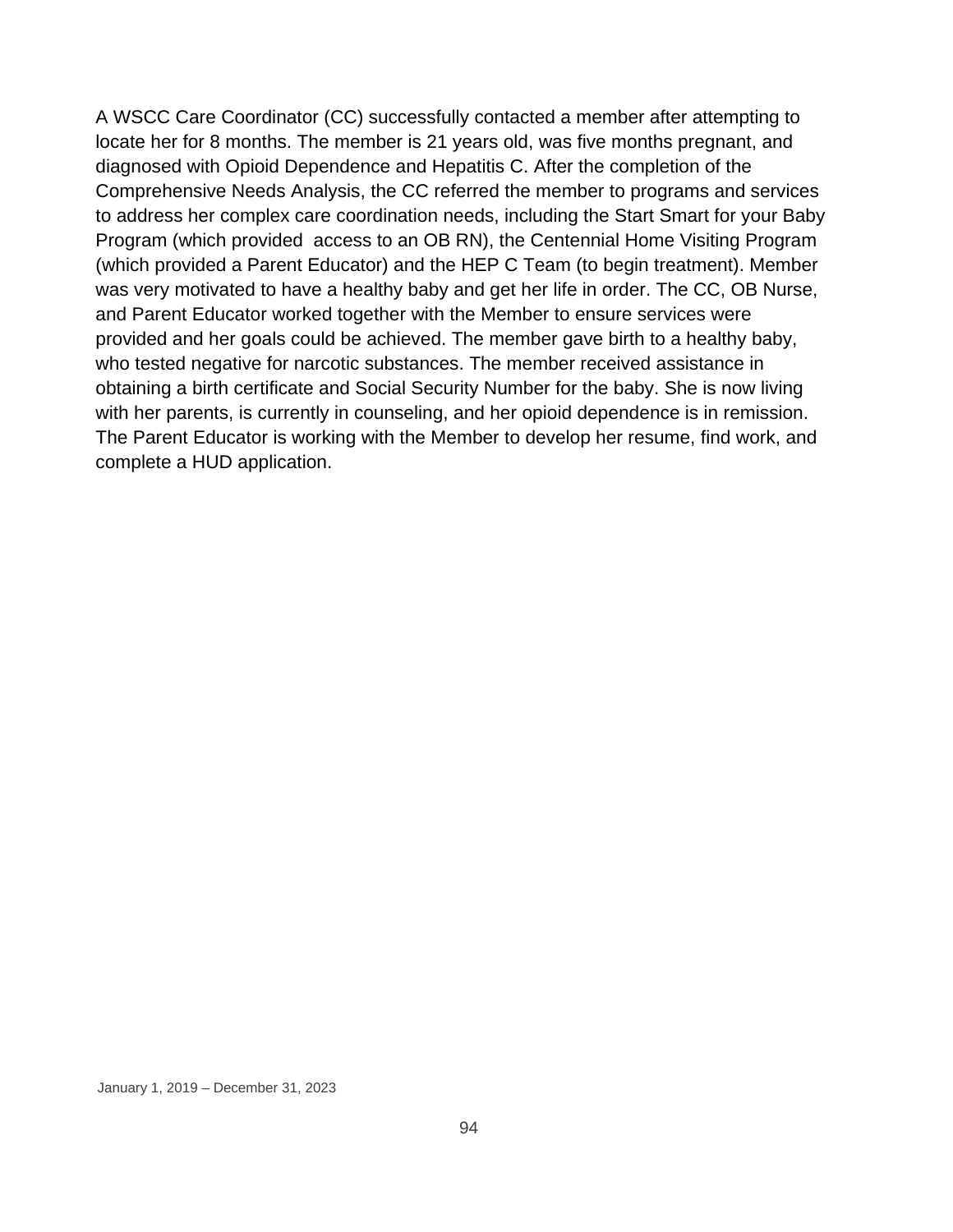A WSCC Care Coordinator (CC) successfully contacted a member after attempting to locate her for 8 months. The member is 21 years old, was five months pregnant, and diagnosed with Opioid Dependence and Hepatitis C. After the completion of the Comprehensive Needs Analysis, the CC referred the member to programs and services to address her complex care coordination needs, including the Start Smart for your Baby Program (which provided access to an OB RN), the Centennial Home Visiting Program (which provided a Parent Educator) and the HEP C Team (to begin treatment). Member was very motivated to have a healthy baby and get her life in order. The CC, OB Nurse, and Parent Educator worked together with the Member to ensure services were provided and her goals could be achieved. The member gave birth to a healthy baby, who tested negative for narcotic substances. The member received assistance in obtaining a birth certificate and Social Security Number for the baby. She is now living with her parents, is currently in counseling, and her opioid dependence is in remission. The Parent Educator is working with the Member to develop her resume, find work, and complete a HUD application.